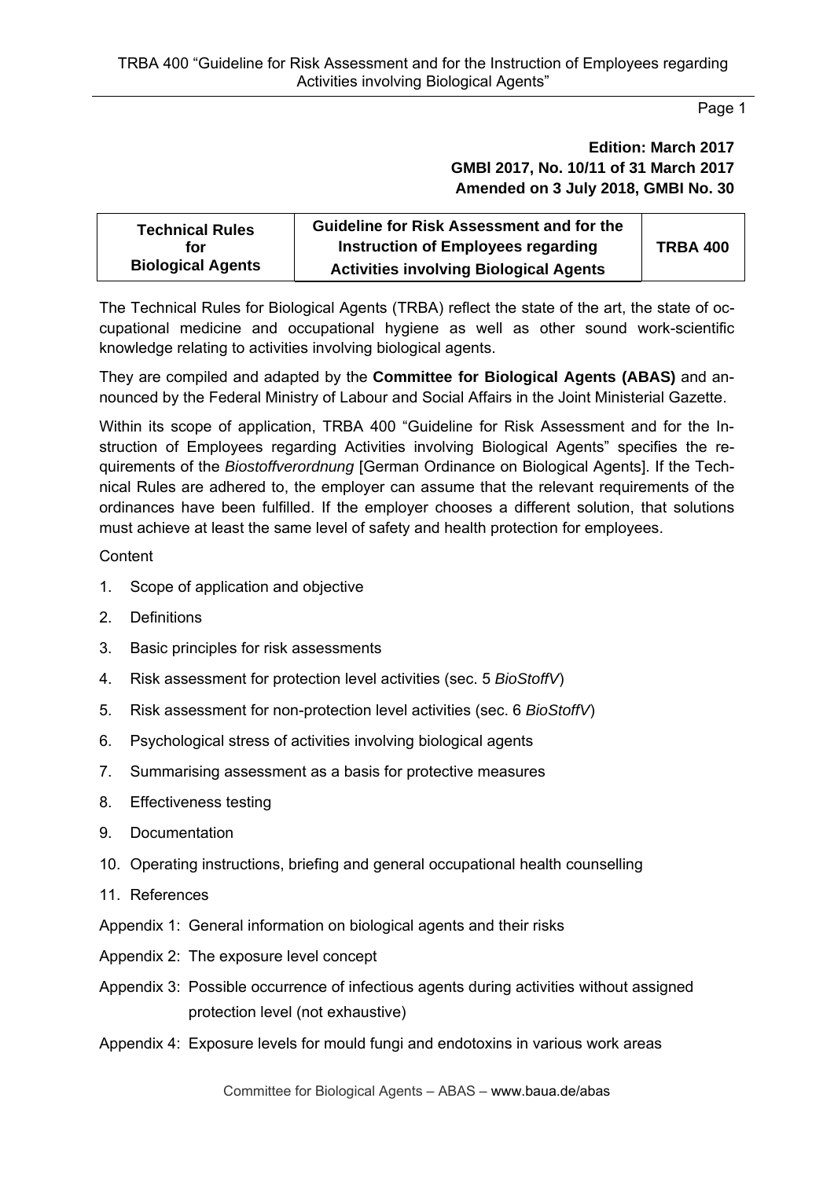**Edition: March 2017**
**GMBl 2017, No. 10/11 of 31 March 2017**
**Amended on 3 July 2018, GMBl No. 30**

| Technical Rules for Biological Agents | Guideline for Risk Assessment and for the Instruction of Employees regarding Activities involving Biological Agents | TRBA 400 |
|---|---|---|

The Technical Rules for Biological Agents (TRBA) reflect the state of the art, the state of occupational medicine and occupational hygiene as well as other sound work-scientific knowledge relating to activities involving biological agents.

They are compiled and adapted by the **Committee for Biological Agents (ABAS)** and announced by the Federal Ministry of Labour and Social Affairs in the Joint Ministerial Gazette.

Within its scope of application, TRBA 400 "Guideline for Risk Assessment and for the Instruction of Employees regarding Activities involving Biological Agents" specifies the requirements of the *Biostoffverordnung* [German Ordinance on Biological Agents]. If the Technical Rules are adhered to, the employer can assume that the relevant requirements of the ordinances have been fulfilled. If the employer chooses a different solution, that solutions must achieve at least the same level of safety and health protection for employees.

Content

1. Scope of application and objective
2. Definitions
3. Basic principles for risk assessments
4. Risk assessment for protection level activities (sec. 5 *BioStoffV*)
5. Risk assessment for non-protection level activities (sec. 6 *BioStoffV*)
6. Psychological stress of activities involving biological agents
7. Summarising assessment as a basis for protective measures
8. Effectiveness testing
9. Documentation
10. Operating instructions, briefing and general occupational health counselling
11. References

Appendix 1: General information on biological agents and their risks

Appendix 2: The exposure level concept

Appendix 3: Possible occurrence of infectious agents during activities without assigned protection level (not exhaustive)

Appendix 4: Exposure levels for mould fungi and endotoxins in various work areas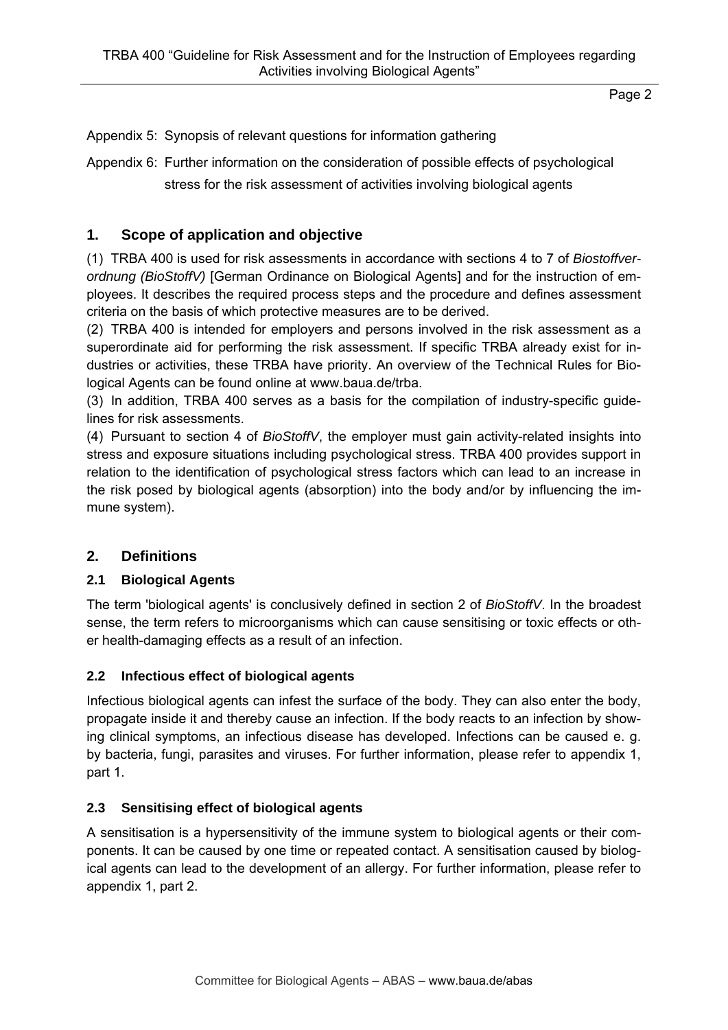Appendix 5: Synopsis of relevant questions for information gathering

Appendix 6: Further information on the consideration of possible effects of psychological stress for the risk assessment of activities involving biological agents

## 1. Scope of application and objective

(1) TRBA 400 is used for risk assessments in accordance with sections 4 to 7 of *Biostoffverordnung (BioStoffV)* [German Ordinance on Biological Agents] and for the instruction of employees. It describes the required process steps and the procedure and defines assessment criteria on the basis of which protective measures are to be derived.

(2) TRBA 400 is intended for employers and persons involved in the risk assessment as a superordinate aid for performing the risk assessment. If specific TRBA already exist for industries or activities, these TRBA have priority. An overview of the Technical Rules for Biological Agents can be found online at www.baua.de/trba.

(3) In addition, TRBA 400 serves as a basis for the compilation of industry-specific guidelines for risk assessments.

(4) Pursuant to section 4 of *BioStoffV*, the employer must gain activity-related insights into stress and exposure situations including psychological stress. TRBA 400 provides support in relation to the identification of psychological stress factors which can lead to an increase in the risk posed by biological agents (absorption) into the body and/or by influencing the immune system).

## 2. Definitions

### 2.1 Biological Agents

The term 'biological agents' is conclusively defined in section 2 of *BioStoffV*. In the broadest sense, the term refers to microorganisms which can cause sensitising or toxic effects or other health-damaging effects as a result of an infection.

### 2.2 Infectious effect of biological agents

Infectious biological agents can infest the surface of the body. They can also enter the body, propagate inside it and thereby cause an infection. If the body reacts to an infection by showing clinical symptoms, an infectious disease has developed. Infections can be caused e. g. by bacteria, fungi, parasites and viruses. For further information, please refer to appendix 1, part 1.

### 2.3 Sensitising effect of biological agents

A sensitisation is a hypersensitivity of the immune system to biological agents or their components. It can be caused by one time or repeated contact. A sensitisation caused by biological agents can lead to the development of an allergy. For further information, please refer to appendix 1, part 2.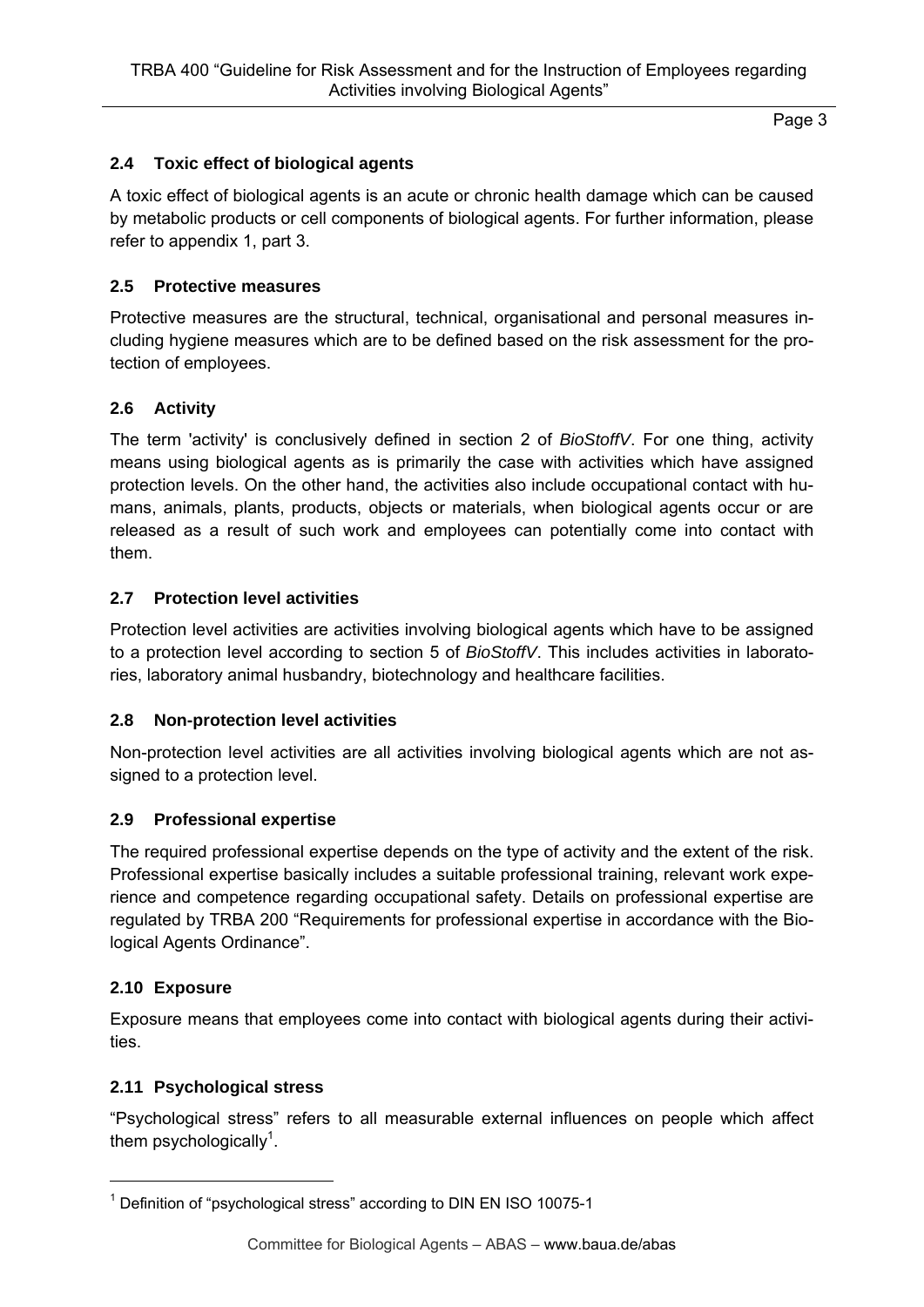### 2.4 Toxic effect of biological agents

A toxic effect of biological agents is an acute or chronic health damage which can be caused by metabolic products or cell components of biological agents. For further information, please refer to appendix 1, part 3.

### 2.5 Protective measures

Protective measures are the structural, technical, organisational and personal measures including hygiene measures which are to be defined based on the risk assessment for the protection of employees.

### 2.6 Activity

The term 'activity' is conclusively defined in section 2 of *BioStoffV*. For one thing, activity means using biological agents as is primarily the case with activities which have assigned protection levels. On the other hand, the activities also include occupational contact with humans, animals, plants, products, objects or materials, when biological agents occur or are released as a result of such work and employees can potentially come into contact with them.

### 2.7 Protection level activities

Protection level activities are activities involving biological agents which have to be assigned to a protection level according to section 5 of *BioStoffV*. This includes activities in laboratories, laboratory animal husbandry, biotechnology and healthcare facilities.

### 2.8 Non-protection level activities

Non-protection level activities are all activities involving biological agents which are not assigned to a protection level.

### 2.9 Professional expertise

The required professional expertise depends on the type of activity and the extent of the risk. Professional expertise basically includes a suitable professional training, relevant work experience and competence regarding occupational safety. Details on professional expertise are regulated by TRBA 200 “Requirements for professional expertise in accordance with the Biological Agents Ordinance”.

### 2.10 Exposure

Exposure means that employees come into contact with biological agents during their activities.

### 2.11 Psychological stress

“Psychological stress” refers to all measurable external influences on people which affect them psychologically[1].

---

[1] Definition of “psychological stress” according to DIN EN ISO 10075-1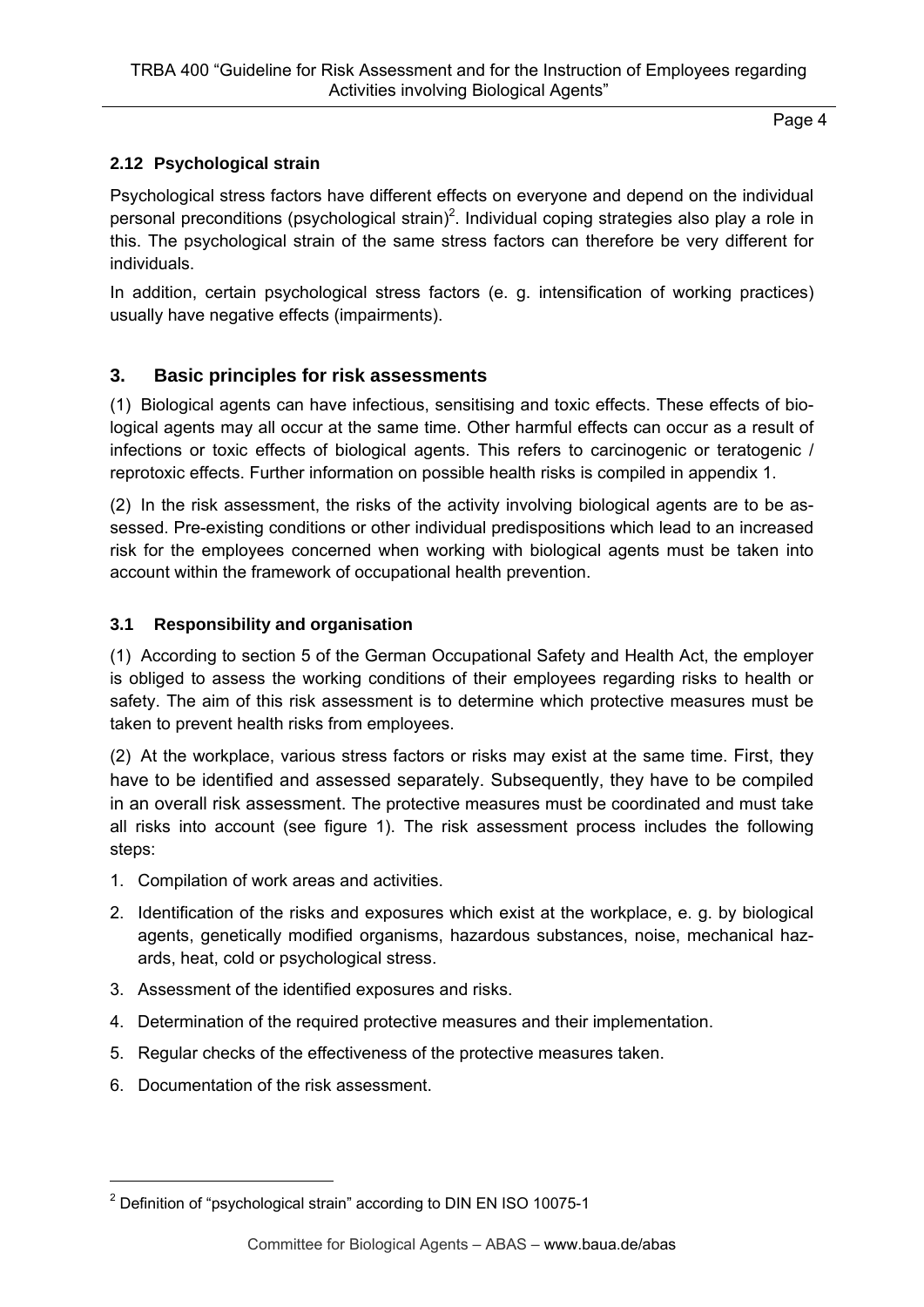### 2.12 Psychological strain

Psychological stress factors have different effects on everyone and depend on the individual personal preconditions (psychological strain)[2]. Individual coping strategies also play a role in this. The psychological strain of the same stress factors can therefore be very different for individuals.

In addition, certain psychological stress factors (e. g. intensification of working practices) usually have negative effects (impairments).

## 3. Basic principles for risk assessments

(1) Biological agents can have infectious, sensitising and toxic effects. These effects of biological agents may all occur at the same time. Other harmful effects can occur as a result of infections or toxic effects of biological agents. This refers to carcinogenic or teratogenic / reprotoxic effects. Further information on possible health risks is compiled in appendix 1.

(2) In the risk assessment, the risks of the activity involving biological agents are to be assessed. Pre-existing conditions or other individual predispositions which lead to an increased risk for the employees concerned when working with biological agents must be taken into account within the framework of occupational health prevention.

### 3.1 Responsibility and organisation

(1) According to section 5 of the German Occupational Safety and Health Act, the employer is obliged to assess the working conditions of their employees regarding risks to health or safety. The aim of this risk assessment is to determine which protective measures must be taken to prevent health risks from employees.

(2) At the workplace, various stress factors or risks may exist at the same time. First, they have to be identified and assessed separately. Subsequently, they have to be compiled in an overall risk assessment. The protective measures must be coordinated and must take all risks into account (see figure 1). The risk assessment process includes the following steps:

1. Compilation of work areas and activities.
2. Identification of the risks and exposures which exist at the workplace, e. g. by biological agents, genetically modified organisms, hazardous substances, noise, mechanical hazards, heat, cold or psychological stress.
3. Assessment of the identified exposures and risks.
4. Determination of the required protective measures and their implementation.
5. Regular checks of the effectiveness of the protective measures taken.
6. Documentation of the risk assessment.

[2] Definition of "psychological strain" according to DIN EN ISO 10075-1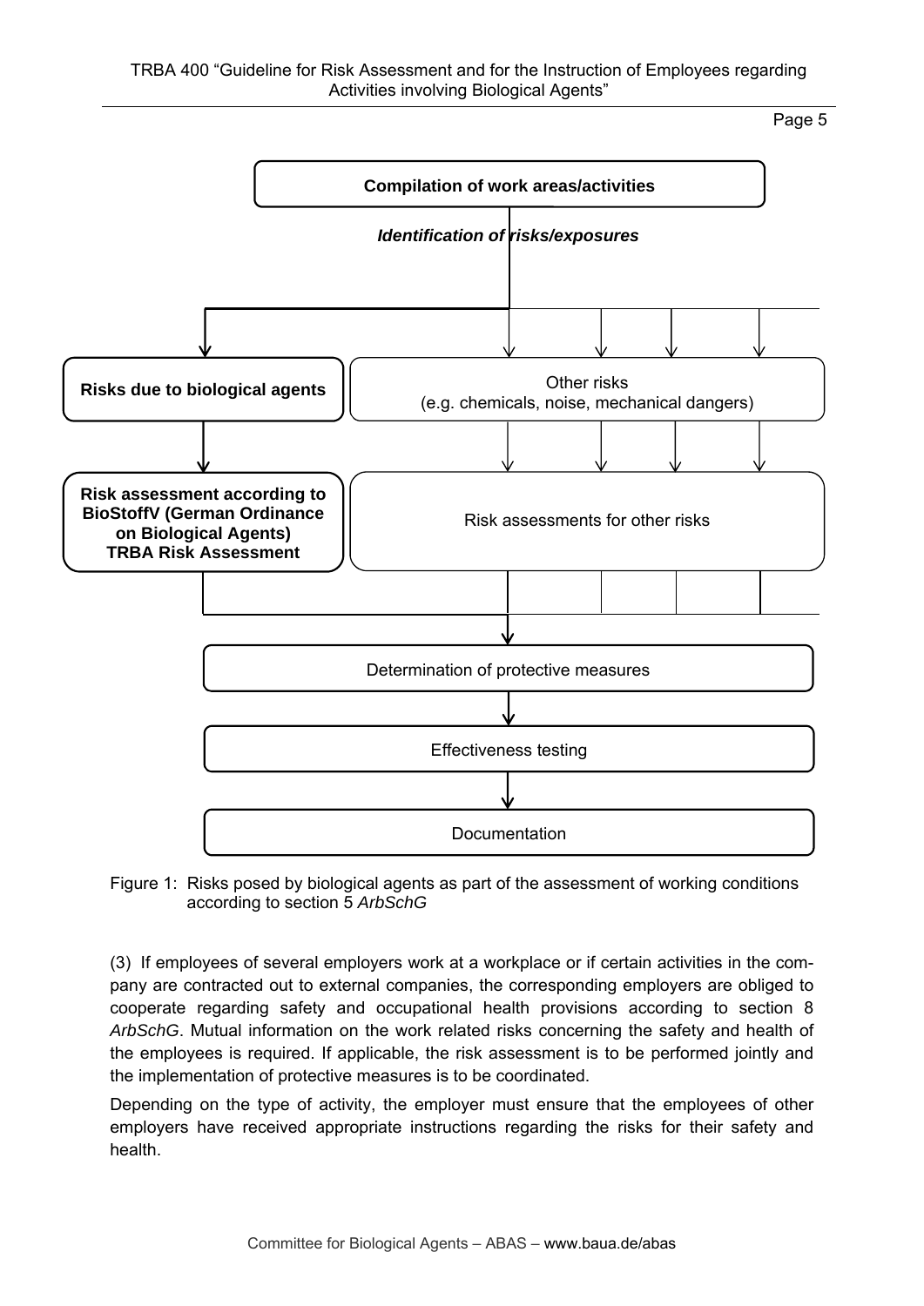**Compilation of work areas/activities**

***Identification of risks/exposures***

**Risks due to biological agents**

Other risks
(e.g. chemicals, noise, mechanical dangers)

**Risk assessment according to BioStoffV (German Ordinance on Biological Agents)
TRBA Risk Assessment**

Risk assessments for other risks

Determination of protective measures

Effectiveness testing

Documentation

Figure 1: Risks posed by biological agents as part of the assessment of working conditions according to section 5 *ArbSchG*

(3) If employees of several employers work at a workplace or if certain activities in the company are contracted out to external companies, the corresponding employers are obliged to cooperate regarding safety and occupational health provisions according to section 8 *ArbSchG*. Mutual information on the work related risks concerning the safety and health of the employees is required. If applicable, the risk assessment is to be performed jointly and the implementation of protective measures is to be coordinated.

Depending on the type of activity, the employer must ensure that the employees of other employers have received appropriate instructions regarding the risks for their safety and health.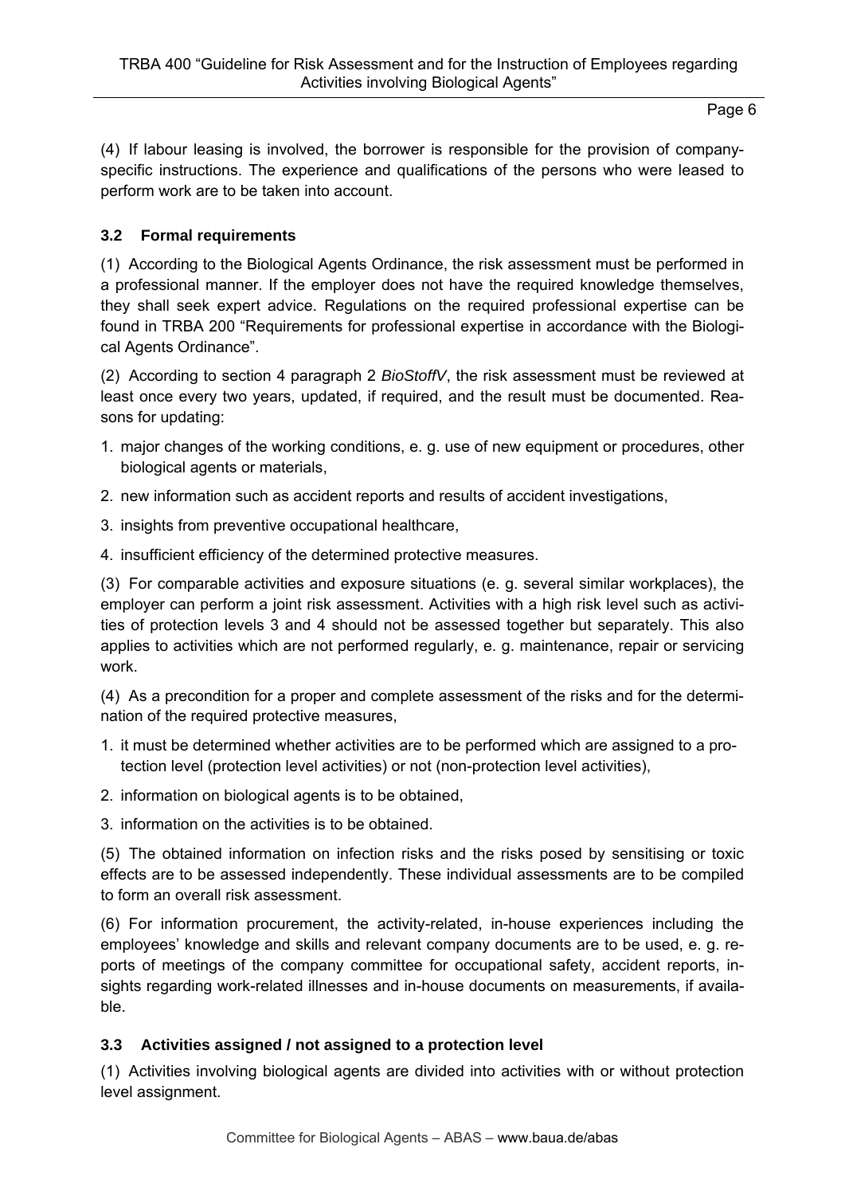(4) If labour leasing is involved, the borrower is responsible for the provision of company-specific instructions. The experience and qualifications of the persons who were leased to perform work are to be taken into account.

### 3.2 Formal requirements

(1) According to the Biological Agents Ordinance, the risk assessment must be performed in a professional manner. If the employer does not have the required knowledge themselves, they shall seek expert advice. Regulations on the required professional expertise can be found in TRBA 200 "Requirements for professional expertise in accordance with the Biological Agents Ordinance".

(2) According to section 4 paragraph 2 *BioStoffV*, the risk assessment must be reviewed at least once every two years, updated, if required, and the result must be documented. Reasons for updating:

1. major changes of the working conditions, e. g. use of new equipment or procedures, other biological agents or materials,
2. new information such as accident reports and results of accident investigations,
3. insights from preventive occupational healthcare,
4. insufficient efficiency of the determined protective measures.

(3) For comparable activities and exposure situations (e. g. several similar workplaces), the employer can perform a joint risk assessment. Activities with a high risk level such as activities of protection levels 3 and 4 should not be assessed together but separately. This also applies to activities which are not performed regularly, e. g. maintenance, repair or servicing work.

(4) As a precondition for a proper and complete assessment of the risks and for the determination of the required protective measures,

1. it must be determined whether activities are to be performed which are assigned to a protection level (protection level activities) or not (non-protection level activities),
2. information on biological agents is to be obtained,
3. information on the activities is to be obtained.

(5) The obtained information on infection risks and the risks posed by sensitising or toxic effects are to be assessed independently. These individual assessments are to be compiled to form an overall risk assessment.

(6) For information procurement, the activity-related, in-house experiences including the employees' knowledge and skills and relevant company documents are to be used, e. g. reports of meetings of the company committee for occupational safety, accident reports, insights regarding work-related illnesses and in-house documents on measurements, if available.

### 3.3 Activities assigned / not assigned to a protection level

(1) Activities involving biological agents are divided into activities with or without protection level assignment.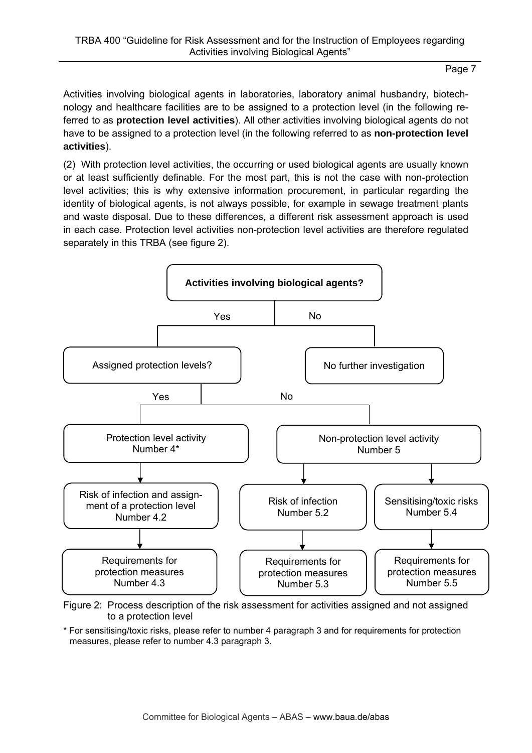Activities involving biological agents in laboratories, laboratory animal husbandry, biotechnology and healthcare facilities are to be assigned to a protection level (in the following referred to as **protection level activities**). All other activities involving biological agents do not have to be assigned to a protection level (in the following referred to as **non-protection level activities**).

(2) With protection level activities, the occurring or used biological agents are usually known or at least sufficiently definable. For the most part, this is not the case with non-protection level activities; this is why extensive information procurement, in particular regarding the identity of biological agents, is not always possible, for example in sewage treatment plants and waste disposal. Due to these differences, a different risk assessment approach is used in each case. Protection level activities non-protection level activities are therefore regulated separately in this TRBA (see figure 2).

**Activities involving biological agents?**

- Yes → Assigned protection levels?
  - Yes → Protection level activity Number 4*
    - → Risk of infection and assignment of a protection level Number 4.2
      - → Requirements for protection measures Number 4.3
  - No → Non-protection level activity Number 5
    - → Risk of infection Number 5.2
      - → Requirements for protection measures Number 5.3
    - → Sensitising/toxic risks Number 5.4
      - → Requirements for protection measures Number 5.5
- No → No further investigation

Figure 2: Process description of the risk assessment for activities assigned and not assigned to a protection level

\* For sensitising/toxic risks, please refer to number 4 paragraph 3 and for requirements for protection measures, please refer to number 4.3 paragraph 3.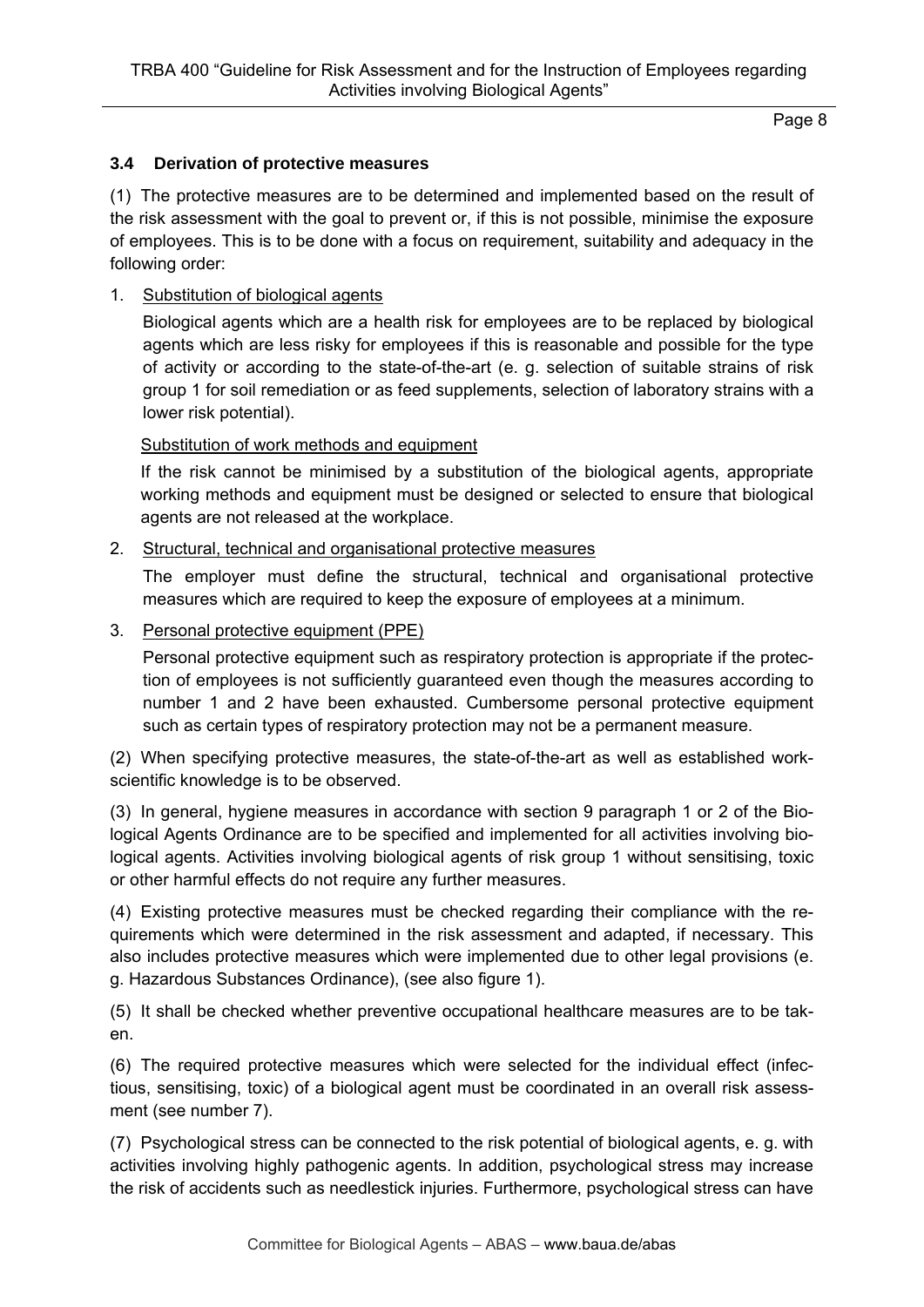### 3.4 Derivation of protective measures

(1) The protective measures are to be determined and implemented based on the result of the risk assessment with the goal to prevent or, if this is not possible, minimise the exposure of employees. This is to be done with a focus on requirement, suitability and adequacy in the following order:

1. Substitution of biological agents

   Biological agents which are a health risk for employees are to be replaced by biological agents which are less risky for employees if this is reasonable and possible for the type of activity or according to the state-of-the-art (e. g. selection of suitable strains of risk group 1 for soil remediation or as feed supplements, selection of laboratory strains with a lower risk potential).

   Substitution of work methods and equipment

   If the risk cannot be minimised by a substitution of the biological agents, appropriate working methods and equipment must be designed or selected to ensure that biological agents are not released at the workplace.

2. Structural, technical and organisational protective measures

   The employer must define the structural, technical and organisational protective measures which are required to keep the exposure of employees at a minimum.

3. Personal protective equipment (PPE)

   Personal protective equipment such as respiratory protection is appropriate if the protection of employees is not sufficiently guaranteed even though the measures according to number 1 and 2 have been exhausted. Cumbersome personal protective equipment such as certain types of respiratory protection may not be a permanent measure.

(2) When specifying protective measures, the state-of-the-art as well as established work-scientific knowledge is to be observed.

(3) In general, hygiene measures in accordance with section 9 paragraph 1 or 2 of the Biological Agents Ordinance are to be specified and implemented for all activities involving biological agents. Activities involving biological agents of risk group 1 without sensitising, toxic or other harmful effects do not require any further measures.

(4) Existing protective measures must be checked regarding their compliance with the requirements which were determined in the risk assessment and adapted, if necessary. This also includes protective measures which were implemented due to other legal provisions (e. g. Hazardous Substances Ordinance), (see also figure 1).

(5) It shall be checked whether preventive occupational healthcare measures are to be taken.

(6) The required protective measures which were selected for the individual effect (infectious, sensitising, toxic) of a biological agent must be coordinated in an overall risk assessment (see number 7).

(7) Psychological stress can be connected to the risk potential of biological agents, e. g. with activities involving highly pathogenic agents. In addition, psychological stress may increase the risk of accidents such as needlestick injuries. Furthermore, psychological stress can have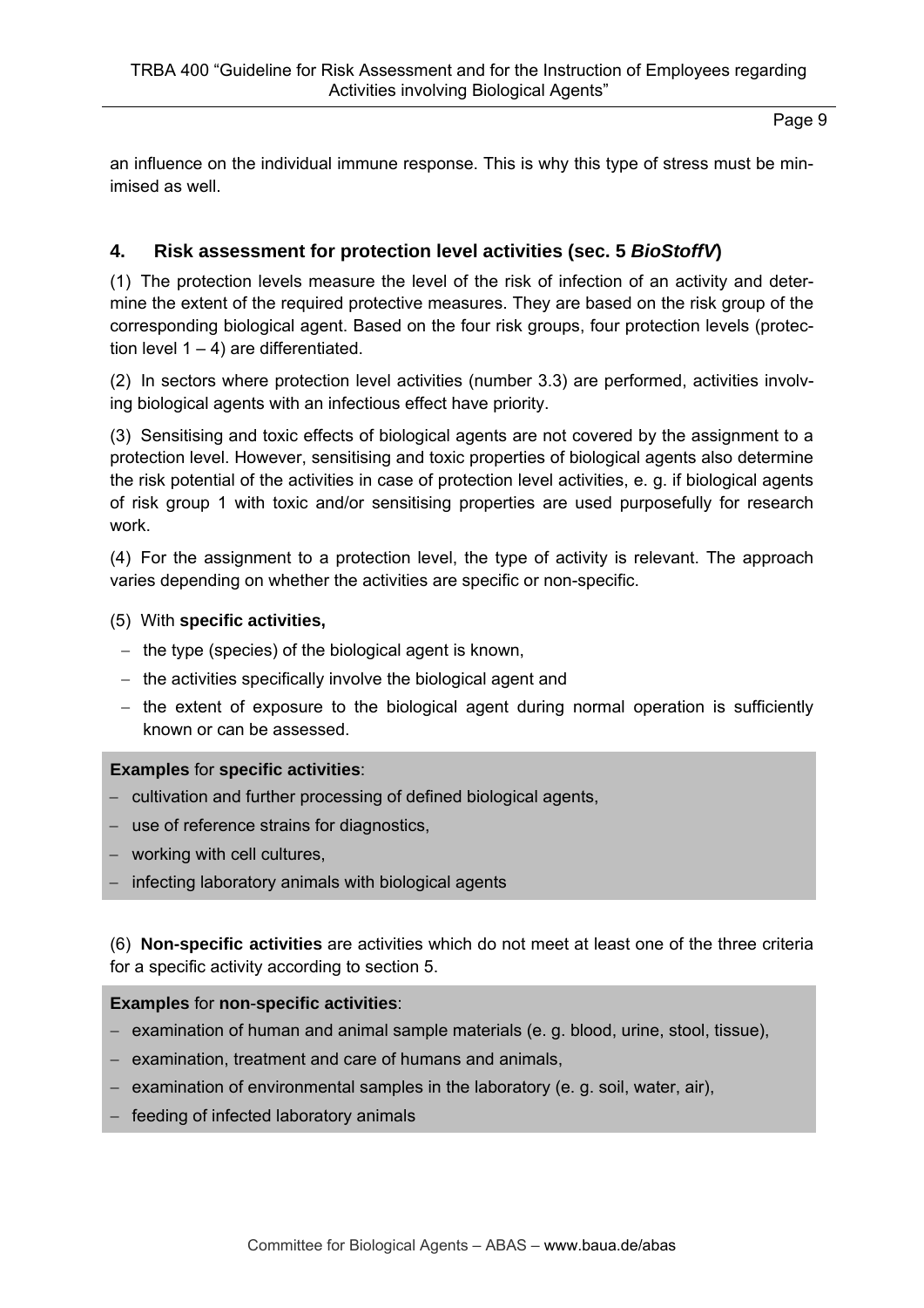an influence on the individual immune response. This is why this type of stress must be minimised as well.

## 4. Risk assessment for protection level activities (sec. 5 *BioStoffV*)

(1) The protection levels measure the level of the risk of infection of an activity and determine the extent of the required protective measures. They are based on the risk group of the corresponding biological agent. Based on the four risk groups, four protection levels (protection level 1 – 4) are differentiated.

(2) In sectors where protection level activities (number 3.3) are performed, activities involving biological agents with an infectious effect have priority.

(3) Sensitising and toxic effects of biological agents are not covered by the assignment to a protection level. However, sensitising and toxic properties of biological agents also determine the risk potential of the activities in case of protection level activities, e. g. if biological agents of risk group 1 with toxic and/or sensitising properties are used purposefully for research work.

(4) For the assignment to a protection level, the type of activity is relevant. The approach varies depending on whether the activities are specific or non-specific.

(5) With **specific activities,**

- the type (species) of the biological agent is known,
- the activities specifically involve the biological agent and
- the extent of exposure to the biological agent during normal operation is sufficiently known or can be assessed.

**Examples** for **specific activities**:

- cultivation and further processing of defined biological agents,
- use of reference strains for diagnostics,
- working with cell cultures,
- infecting laboratory animals with biological agents

(6) **Non-specific activities** are activities which do not meet at least one of the three criteria for a specific activity according to section 5.

**Examples** for **non-specific activities**:

- examination of human and animal sample materials (e. g. blood, urine, stool, tissue),
- examination, treatment and care of humans and animals,
- examination of environmental samples in the laboratory (e. g. soil, water, air),
- feeding of infected laboratory animals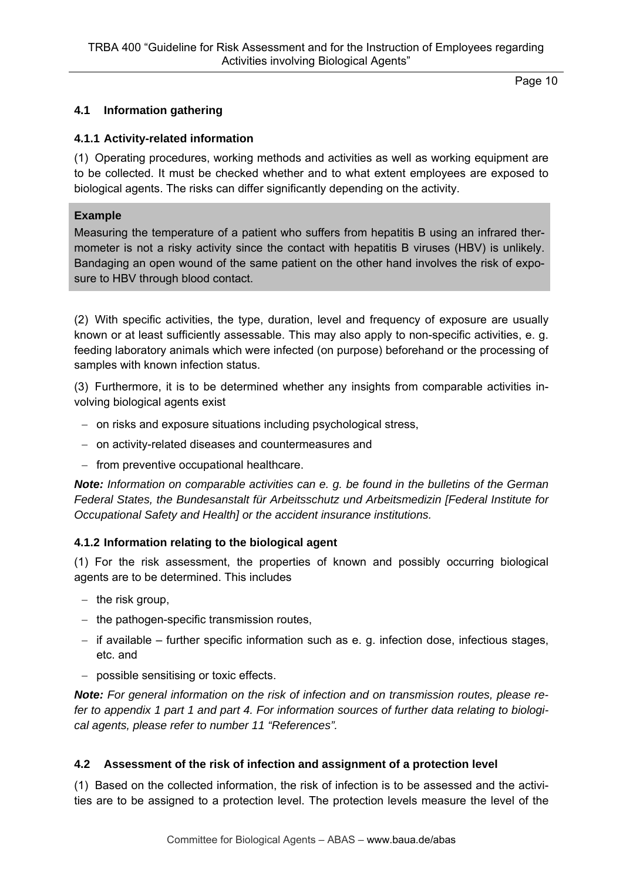## 4.1 Information gathering

### 4.1.1 Activity-related information

(1) Operating procedures, working methods and activities as well as working equipment are to be collected. It must be checked whether and to what extent employees are exposed to biological agents. The risks can differ significantly depending on the activity.

> **Example**
>
> Measuring the temperature of a patient who suffers from hepatitis B using an infrared thermometer is not a risky activity since the contact with hepatitis B viruses (HBV) is unlikely. Bandaging an open wound of the same patient on the other hand involves the risk of exposure to HBV through blood contact.

(2) With specific activities, the type, duration, level and frequency of exposure are usually known or at least sufficiently assessable. This may also apply to non-specific activities, e. g. feeding laboratory animals which were infected (on purpose) beforehand or the processing of samples with known infection status.

(3) Furthermore, it is to be determined whether any insights from comparable activities involving biological agents exist

- on risks and exposure situations including psychological stress,
- on activity-related diseases and countermeasures and
- from preventive occupational healthcare.

***Note:*** *Information on comparable activities can e. g. be found in the bulletins of the German Federal States, the Bundesanstalt für Arbeitsschutz und Arbeitsmedizin [Federal Institute for Occupational Safety and Health] or the accident insurance institutions.*

### 4.1.2 Information relating to the biological agent

(1) For the risk assessment, the properties of known and possibly occurring biological agents are to be determined. This includes

- the risk group,
- the pathogen-specific transmission routes,
- if available – further specific information such as e. g. infection dose, infectious stages, etc. and
- possible sensitising or toxic effects.

***Note:*** *For general information on the risk of infection and on transmission routes, please refer to appendix 1 part 1 and part 4. For information sources of further data relating to biological agents, please refer to number 11 "References".*

## 4.2 Assessment of the risk of infection and assignment of a protection level

(1) Based on the collected information, the risk of infection is to be assessed and the activities are to be assigned to a protection level. The protection levels measure the level of the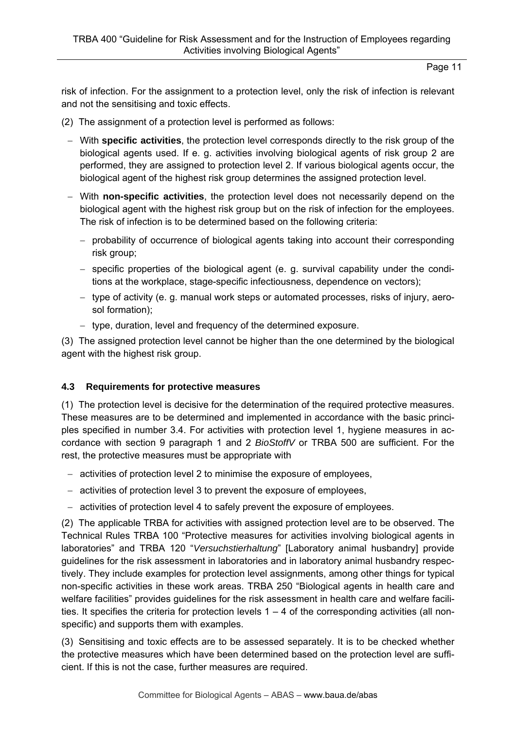risk of infection. For the assignment to a protection level, only the risk of infection is relevant and not the sensitising and toxic effects.

(2) The assignment of a protection level is performed as follows:

- With **specific activities**, the protection level corresponds directly to the risk group of the biological agents used. If e. g. activities involving biological agents of risk group 2 are performed, they are assigned to protection level 2. If various biological agents occur, the biological agent of the highest risk group determines the assigned protection level.
- With **non-specific activities**, the protection level does not necessarily depend on the biological agent with the highest risk group but on the risk of infection for the employees. The risk of infection is to be determined based on the following criteria:
  - probability of occurrence of biological agents taking into account their corresponding risk group;
  - specific properties of the biological agent (e. g. survival capability under the conditions at the workplace, stage-specific infectiousness, dependence on vectors);
  - type of activity (e. g. manual work steps or automated processes, risks of injury, aerosol formation);
  - type, duration, level and frequency of the determined exposure.

(3) The assigned protection level cannot be higher than the one determined by the biological agent with the highest risk group.

### 4.3 Requirements for protective measures

(1) The protection level is decisive for the determination of the required protective measures. These measures are to be determined and implemented in accordance with the basic principles specified in number 3.4. For activities with protection level 1, hygiene measures in accordance with section 9 paragraph 1 and 2 *BioStoffV* or TRBA 500 are sufficient. For the rest, the protective measures must be appropriate with

- activities of protection level 2 to minimise the exposure of employees,
- activities of protection level 3 to prevent the exposure of employees,
- activities of protection level 4 to safely prevent the exposure of employees.

(2) The applicable TRBA for activities with assigned protection level are to be observed. The Technical Rules TRBA 100 "Protective measures for activities involving biological agents in laboratories" and TRBA 120 "*Versuchstierhaltung*" [Laboratory animal husbandry] provide guidelines for the risk assessment in laboratories and in laboratory animal husbandry respectively. They include examples for protection level assignments, among other things for typical non-specific activities in these work areas. TRBA 250 "Biological agents in health care and welfare facilities" provides guidelines for the risk assessment in health care and welfare facilities. It specifies the criteria for protection levels 1 – 4 of the corresponding activities (all non-specific) and supports them with examples.

(3) Sensitising and toxic effects are to be assessed separately. It is to be checked whether the protective measures which have been determined based on the protection level are sufficient. If this is not the case, further measures are required.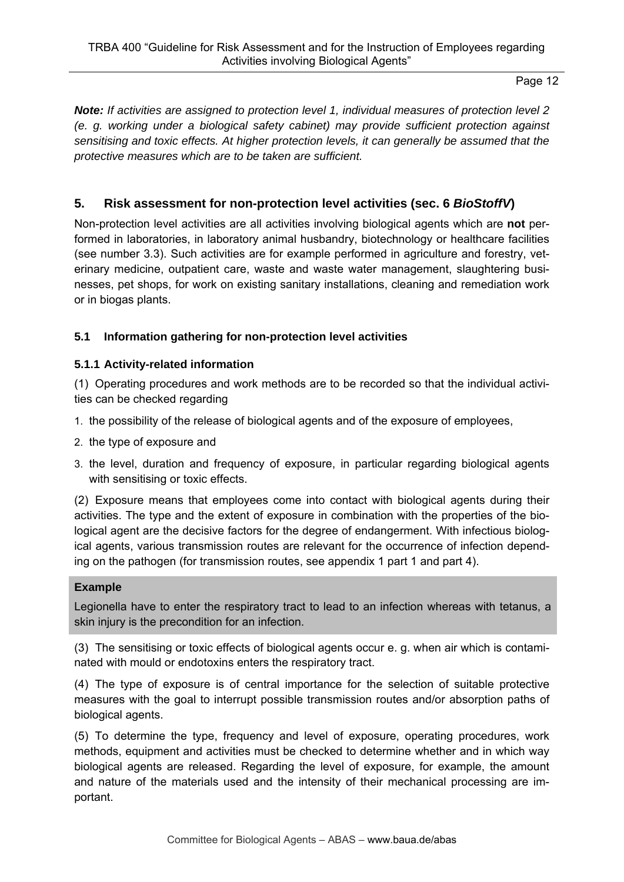***Note:** If activities are assigned to protection level 1, individual measures of protection level 2 (e. g. working under a biological safety cabinet) may provide sufficient protection against sensitising and toxic effects. At higher protection levels, it can generally be assumed that the protective measures which are to be taken are sufficient.*

## 5. Risk assessment for non-protection level activities (sec. 6 *BioStoffV*)

Non-protection level activities are all activities involving biological agents which are **not** performed in laboratories, in laboratory animal husbandry, biotechnology or healthcare facilities (see number 3.3). Such activities are for example performed in agriculture and forestry, veterinary medicine, outpatient care, waste and waste water management, slaughtering businesses, pet shops, for work on existing sanitary installations, cleaning and remediation work or in biogas plants.

### 5.1 Information gathering for non-protection level activities

#### 5.1.1 Activity-related information

(1) Operating procedures and work methods are to be recorded so that the individual activities can be checked regarding

1. the possibility of the release of biological agents and of the exposure of employees,
2. the type of exposure and
3. the level, duration and frequency of exposure, in particular regarding biological agents with sensitising or toxic effects.

(2) Exposure means that employees come into contact with biological agents during their activities. The type and the extent of exposure in combination with the properties of the biological agent are the decisive factors for the degree of endangerment. With infectious biological agents, various transmission routes are relevant for the occurrence of infection depending on the pathogen (for transmission routes, see appendix 1 part 1 and part 4).

**Example**

Legionella have to enter the respiratory tract to lead to an infection whereas with tetanus, a skin injury is the precondition for an infection.

(3) The sensitising or toxic effects of biological agents occur e. g. when air which is contaminated with mould or endotoxins enters the respiratory tract.

(4) The type of exposure is of central importance for the selection of suitable protective measures with the goal to interrupt possible transmission routes and/or absorption paths of biological agents.

(5) To determine the type, frequency and level of exposure, operating procedures, work methods, equipment and activities must be checked to determine whether and in which way biological agents are released. Regarding the level of exposure, for example, the amount and nature of the materials used and the intensity of their mechanical processing are important.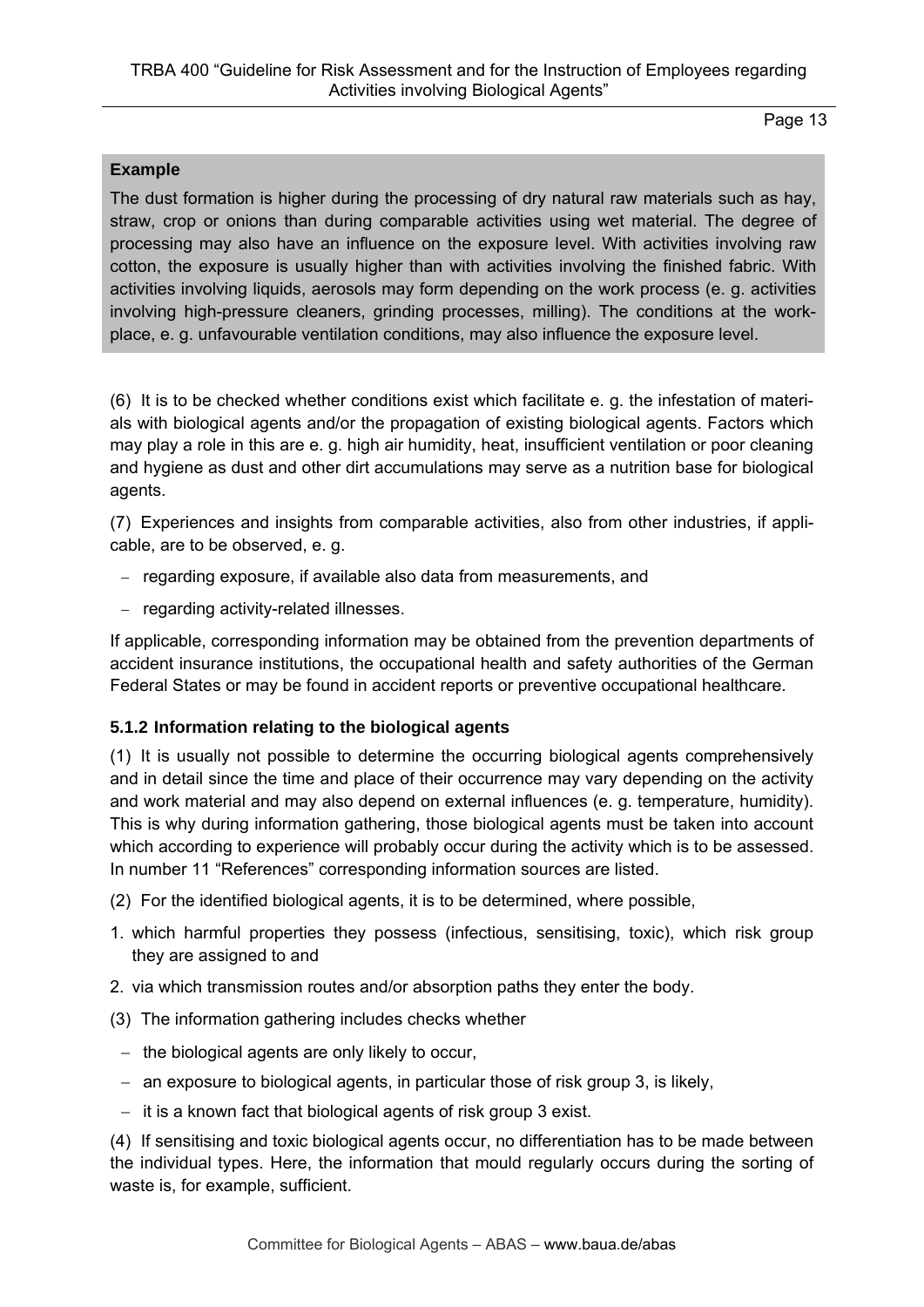**Example**

The dust formation is higher during the processing of dry natural raw materials such as hay, straw, crop or onions than during comparable activities using wet material. The degree of processing may also have an influence on the exposure level. With activities involving raw cotton, the exposure is usually higher than with activities involving the finished fabric. With activities involving liquids, aerosols may form depending on the work process (e. g. activities involving high-pressure cleaners, grinding processes, milling). The conditions at the workplace, e. g. unfavourable ventilation conditions, may also influence the exposure level.

(6) It is to be checked whether conditions exist which facilitate e. g. the infestation of materials with biological agents and/or the propagation of existing biological agents. Factors which may play a role in this are e. g. high air humidity, heat, insufficient ventilation or poor cleaning and hygiene as dust and other dirt accumulations may serve as a nutrition base for biological agents.

(7) Experiences and insights from comparable activities, also from other industries, if applicable, are to be observed, e. g.

- regarding exposure, if available also data from measurements, and
- regarding activity-related illnesses.

If applicable, corresponding information may be obtained from the prevention departments of accident insurance institutions, the occupational health and safety authorities of the German Federal States or may be found in accident reports or preventive occupational healthcare.

### 5.1.2 Information relating to the biological agents

(1) It is usually not possible to determine the occurring biological agents comprehensively and in detail since the time and place of their occurrence may vary depending on the activity and work material and may also depend on external influences (e. g. temperature, humidity). This is why during information gathering, those biological agents must be taken into account which according to experience will probably occur during the activity which is to be assessed. In number 11 "References" corresponding information sources are listed.

(2) For the identified biological agents, it is to be determined, where possible,

1. which harmful properties they possess (infectious, sensitising, toxic), which risk group they are assigned to and
2. via which transmission routes and/or absorption paths they enter the body.

(3) The information gathering includes checks whether

- the biological agents are only likely to occur,
- an exposure to biological agents, in particular those of risk group 3, is likely,
- it is a known fact that biological agents of risk group 3 exist.

(4) If sensitising and toxic biological agents occur, no differentiation has to be made between the individual types. Here, the information that mould regularly occurs during the sorting of waste is, for example, sufficient.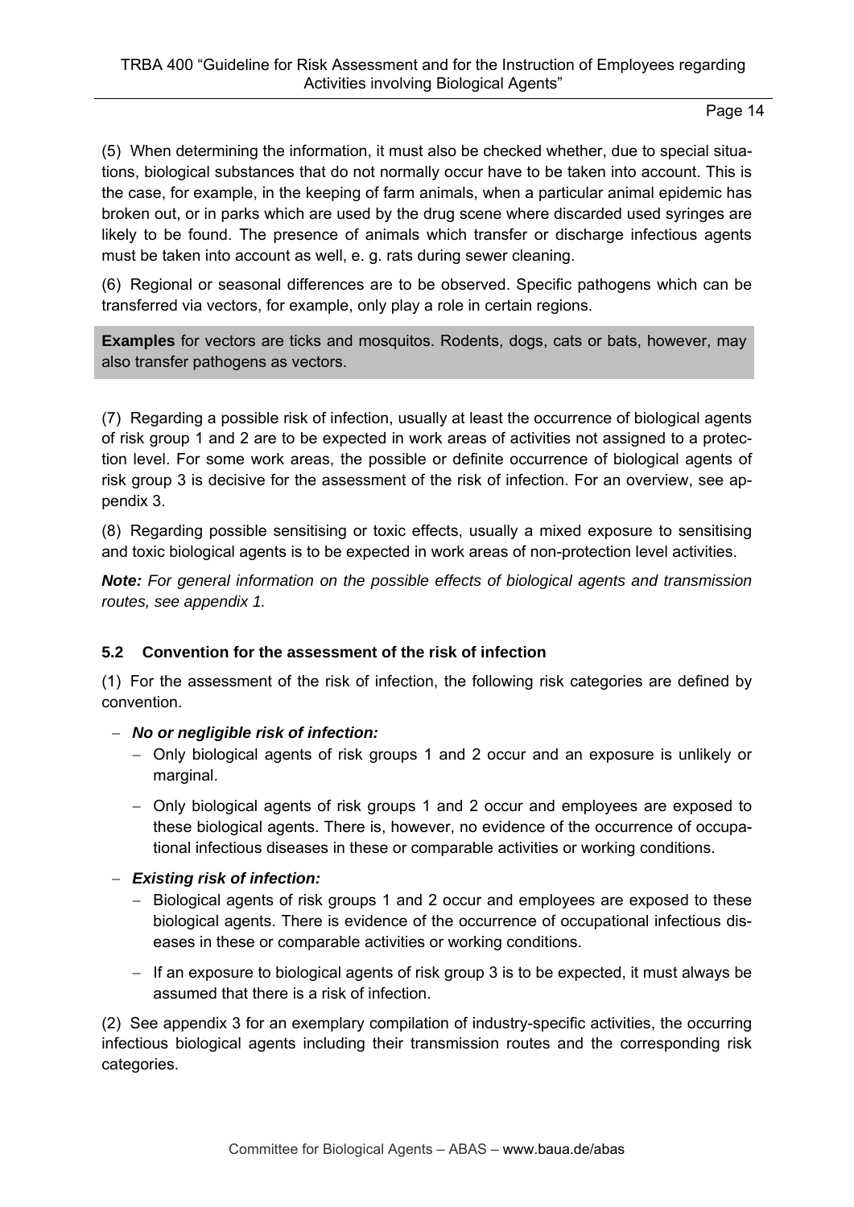(5) When determining the information, it must also be checked whether, due to special situations, biological substances that do not normally occur have to be taken into account. This is the case, for example, in the keeping of farm animals, when a particular animal epidemic has broken out, or in parks which are used by the drug scene where discarded used syringes are likely to be found. The presence of animals which transfer or discharge infectious agents must be taken into account as well, e. g. rats during sewer cleaning.

(6) Regional or seasonal differences are to be observed. Specific pathogens which can be transferred via vectors, for example, only play a role in certain regions.

**Examples** for vectors are ticks and mosquitos. Rodents, dogs, cats or bats, however, may also transfer pathogens as vectors.

(7) Regarding a possible risk of infection, usually at least the occurrence of biological agents of risk group 1 and 2 are to be expected in work areas of activities not assigned to a protection level. For some work areas, the possible or definite occurrence of biological agents of risk group 3 is decisive for the assessment of the risk of infection. For an overview, see appendix 3.

(8) Regarding possible sensitising or toxic effects, usually a mixed exposure to sensitising and toxic biological agents is to be expected in work areas of non-protection level activities.

***Note:*** *For general information on the possible effects of biological agents and transmission routes, see appendix 1.*

### 5.2 Convention for the assessment of the risk of infection

(1) For the assessment of the risk of infection, the following risk categories are defined by convention.

- ***No or negligible risk of infection:***
  - Only biological agents of risk groups 1 and 2 occur and an exposure is unlikely or marginal.
  - Only biological agents of risk groups 1 and 2 occur and employees are exposed to these biological agents. There is, however, no evidence of the occurrence of occupational infectious diseases in these or comparable activities or working conditions.
- ***Existing risk of infection:***
  - Biological agents of risk groups 1 and 2 occur and employees are exposed to these biological agents. There is evidence of the occurrence of occupational infectious diseases in these or comparable activities or working conditions.
  - If an exposure to biological agents of risk group 3 is to be expected, it must always be assumed that there is a risk of infection.

(2) See appendix 3 for an exemplary compilation of industry-specific activities, the occurring infectious biological agents including their transmission routes and the corresponding risk categories.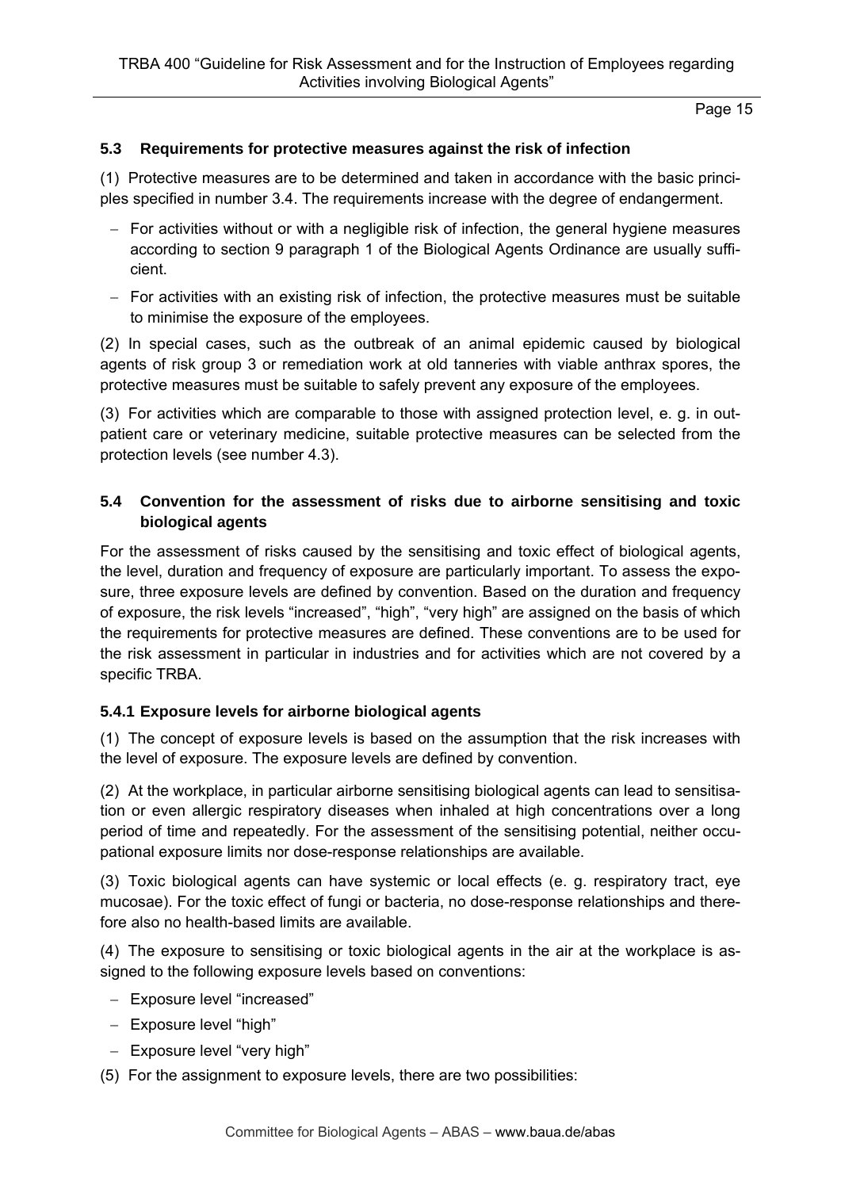## 5.3 Requirements for protective measures against the risk of infection

(1) Protective measures are to be determined and taken in accordance with the basic principles specified in number 3.4. The requirements increase with the degree of endangerment.

- For activities without or with a negligible risk of infection, the general hygiene measures according to section 9 paragraph 1 of the Biological Agents Ordinance are usually sufficient.
- For activities with an existing risk of infection, the protective measures must be suitable to minimise the exposure of the employees.

(2) In special cases, such as the outbreak of an animal epidemic caused by biological agents of risk group 3 or remediation work at old tanneries with viable anthrax spores, the protective measures must be suitable to safely prevent any exposure of the employees.

(3) For activities which are comparable to those with assigned protection level, e. g. in outpatient care or veterinary medicine, suitable protective measures can be selected from the protection levels (see number 4.3).

## 5.4 Convention for the assessment of risks due to airborne sensitising and toxic biological agents

For the assessment of risks caused by the sensitising and toxic effect of biological agents, the level, duration and frequency of exposure are particularly important. To assess the exposure, three exposure levels are defined by convention. Based on the duration and frequency of exposure, the risk levels "increased", "high", "very high" are assigned on the basis of which the requirements for protective measures are defined. These conventions are to be used for the risk assessment in particular in industries and for activities which are not covered by a specific TRBA.

### 5.4.1 Exposure levels for airborne biological agents

(1) The concept of exposure levels is based on the assumption that the risk increases with the level of exposure. The exposure levels are defined by convention.

(2) At the workplace, in particular airborne sensitising biological agents can lead to sensitisation or even allergic respiratory diseases when inhaled at high concentrations over a long period of time and repeatedly. For the assessment of the sensitising potential, neither occupational exposure limits nor dose-response relationships are available.

(3) Toxic biological agents can have systemic or local effects (e. g. respiratory tract, eye mucosae). For the toxic effect of fungi or bacteria, no dose-response relationships and therefore also no health-based limits are available.

(4) The exposure to sensitising or toxic biological agents in the air at the workplace is assigned to the following exposure levels based on conventions:

- Exposure level "increased"
- Exposure level "high"
- Exposure level "very high"

(5) For the assignment to exposure levels, there are two possibilities: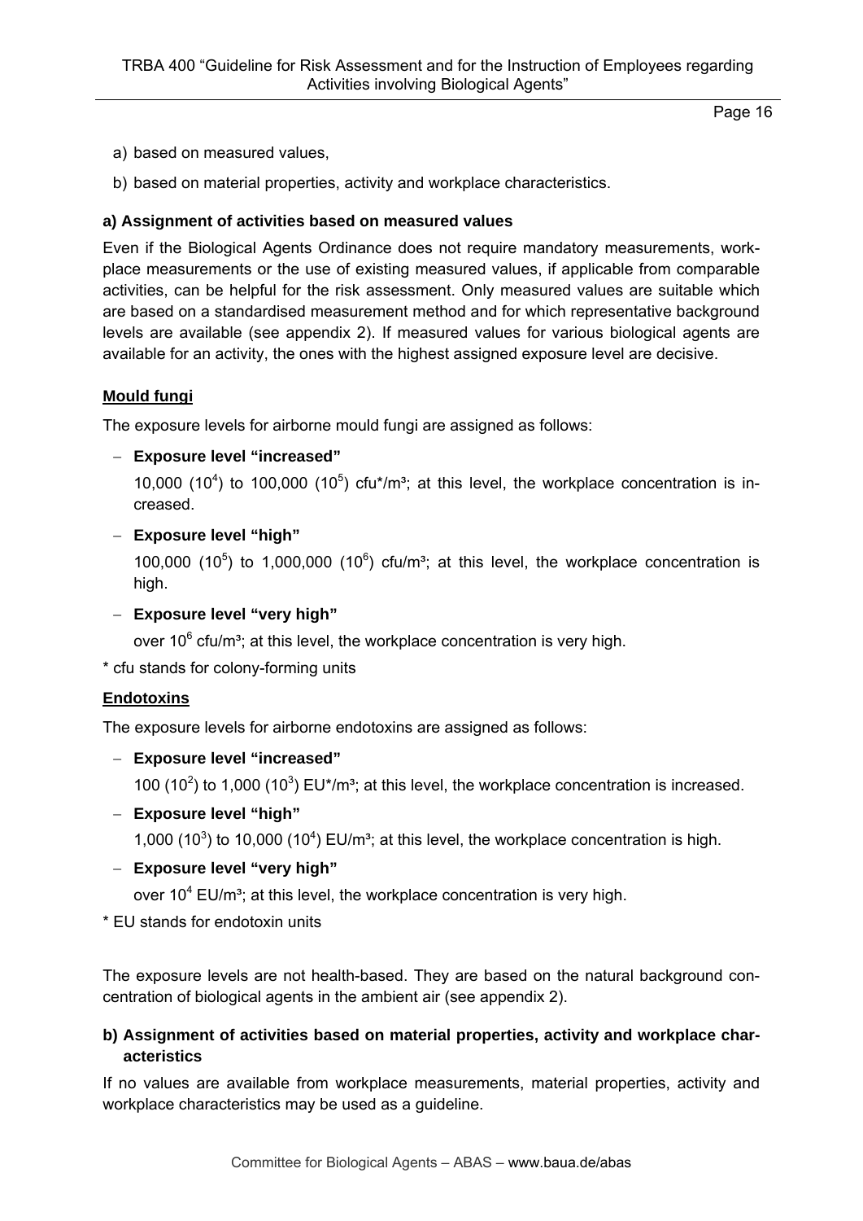a) based on measured values,

b) based on material properties, activity and workplace characteristics.

**a) Assignment of activities based on measured values**

Even if the Biological Agents Ordinance does not require mandatory measurements, workplace measurements or the use of existing measured values, if applicable from comparable activities, can be helpful for the risk assessment. Only measured values are suitable which are based on a standardised measurement method and for which representative background levels are available (see appendix 2). If measured values for various biological agents are available for an activity, the ones with the highest assigned exposure level are decisive.

**Mould fungi**

The exposure levels for airborne mould fungi are assigned as follows:

- **Exposure level "increased"**

  10,000 ($10^4$) to 100,000 ($10^5$) cfu*/m³; at this level, the workplace concentration is increased.

- **Exposure level "high"**

  100,000 ($10^5$) to 1,000,000 ($10^6$) cfu/m³; at this level, the workplace concentration is high.

- **Exposure level "very high"**

  over $10^6$ cfu/m³; at this level, the workplace concentration is very high.

\* cfu stands for colony-forming units

**Endotoxins**

The exposure levels for airborne endotoxins are assigned as follows:

- **Exposure level "increased"**

  100 ($10^2$) to 1,000 ($10^3$) EU*/m³; at this level, the workplace concentration is increased.

- **Exposure level "high"**

  1,000 ($10^3$) to 10,000 ($10^4$) EU/m³; at this level, the workplace concentration is high.

- **Exposure level "very high"**

  over $10^4$ EU/m³; at this level, the workplace concentration is very high.

\* EU stands for endotoxin units

The exposure levels are not health-based. They are based on the natural background concentration of biological agents in the ambient air (see appendix 2).

**b) Assignment of activities based on material properties, activity and workplace characteristics**

If no values are available from workplace measurements, material properties, activity and workplace characteristics may be used as a guideline.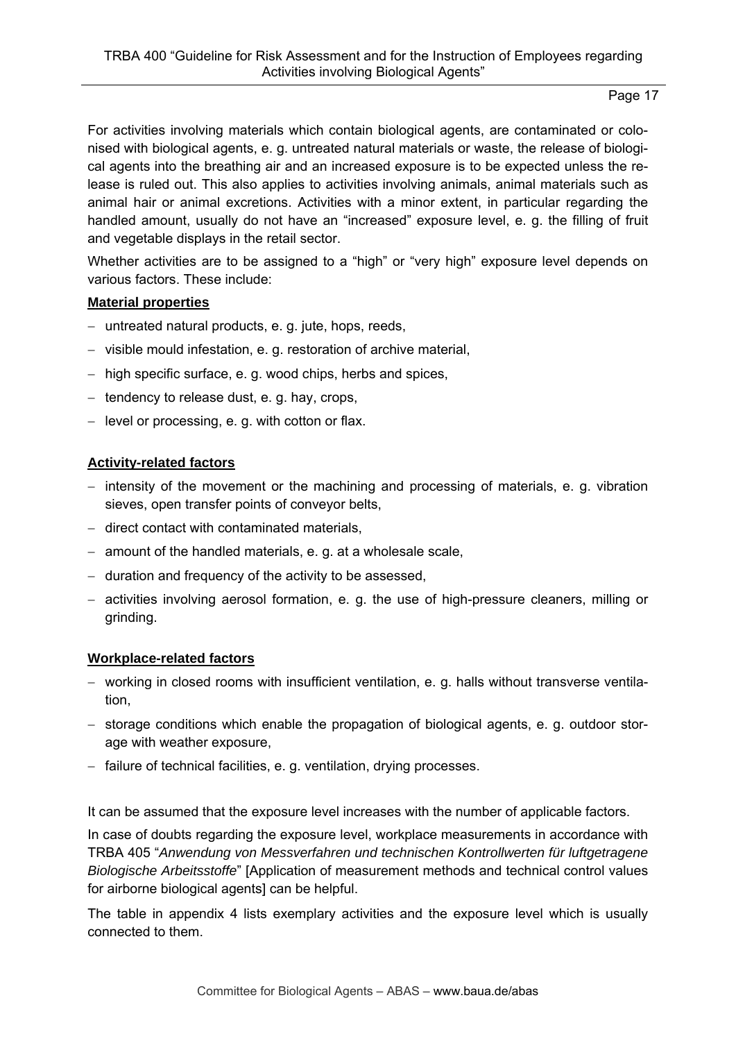For activities involving materials which contain biological agents, are contaminated or colonised with biological agents, e. g. untreated natural materials or waste, the release of biological agents into the breathing air and an increased exposure is to be expected unless the release is ruled out. This also applies to activities involving animals, animal materials such as animal hair or animal excretions. Activities with a minor extent, in particular regarding the handled amount, usually do not have an "increased" exposure level, e. g. the filling of fruit and vegetable displays in the retail sector.

Whether activities are to be assigned to a "high" or "very high" exposure level depends on various factors. These include:

**Material properties**

- untreated natural products, e. g. jute, hops, reeds,
- visible mould infestation, e. g. restoration of archive material,
- high specific surface, e. g. wood chips, herbs and spices,
- tendency to release dust, e. g. hay, crops,
- level or processing, e. g. with cotton or flax.

**Activity-related factors**

- intensity of the movement or the machining and processing of materials, e. g. vibration sieves, open transfer points of conveyor belts,
- direct contact with contaminated materials,
- amount of the handled materials, e. g. at a wholesale scale,
- duration and frequency of the activity to be assessed,
- activities involving aerosol formation, e. g. the use of high-pressure cleaners, milling or grinding.

**Workplace-related factors**

- working in closed rooms with insufficient ventilation, e. g. halls without transverse ventilation,
- storage conditions which enable the propagation of biological agents, e. g. outdoor storage with weather exposure,
- failure of technical facilities, e. g. ventilation, drying processes.

It can be assumed that the exposure level increases with the number of applicable factors.

In case of doubts regarding the exposure level, workplace measurements in accordance with TRBA 405 "*Anwendung von Messverfahren und technischen Kontrollwerten für luftgetragene Biologische Arbeitsstoffe*" [Application of measurement methods and technical control values for airborne biological agents] can be helpful.

The table in appendix 4 lists exemplary activities and the exposure level which is usually connected to them.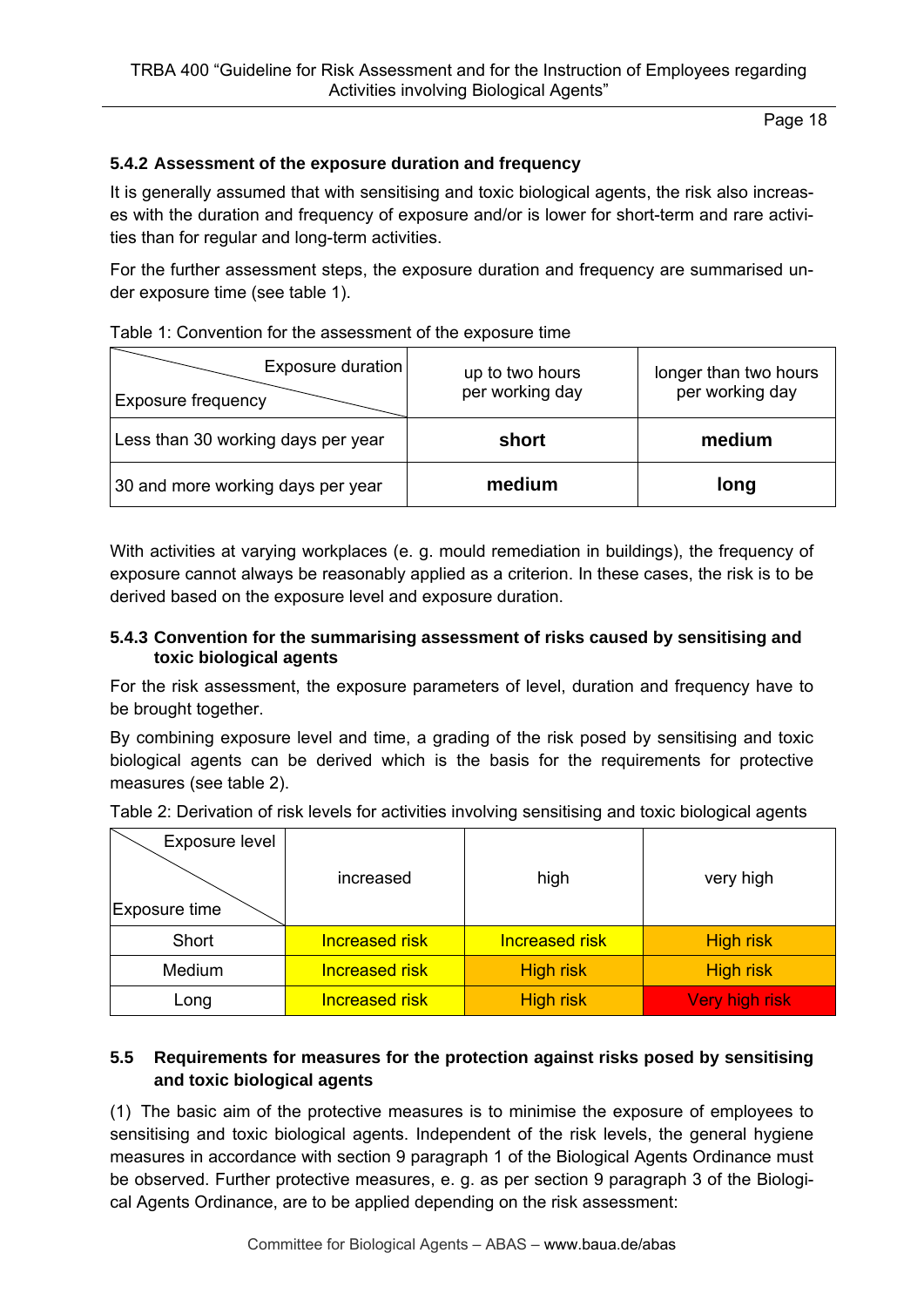### 5.4.2 Assessment of the exposure duration and frequency

It is generally assumed that with sensitising and toxic biological agents, the risk also increases with the duration and frequency of exposure and/or is lower for short-term and rare activities than for regular and long-term activities.

For the further assessment steps, the exposure duration and frequency are summarised under exposure time (see table 1).

Table 1: Convention for the assessment of the exposure time

| Exposure duration / Exposure frequency | up to two hours per working day | longer than two hours per working day |
|---|---|---|
| Less than 30 working days per year | **short** | **medium** |
| 30 and more working days per year | **medium** | **long** |

With activities at varying workplaces (e. g. mould remediation in buildings), the frequency of exposure cannot always be reasonably applied as a criterion. In these cases, the risk is to be derived based on the exposure level and exposure duration.

### 5.4.3 Convention for the summarising assessment of risks caused by sensitising and toxic biological agents

For the risk assessment, the exposure parameters of level, duration and frequency have to be brought together.

By combining exposure level and time, a grading of the risk posed by sensitising and toxic biological agents can be derived which is the basis for the requirements for protective measures (see table 2).

Table 2: Derivation of risk levels for activities involving sensitising and toxic biological agents

| Exposure level / Exposure time | increased | high | very high |
|---|---|---|---|
| Short | Increased risk | Increased risk | High risk |
| Medium | Increased risk | High risk | High risk |
| Long | Increased risk | High risk | Very high risk |

## 5.5 Requirements for measures for the protection against risks posed by sensitising and toxic biological agents

(1) The basic aim of the protective measures is to minimise the exposure of employees to sensitising and toxic biological agents. Independent of the risk levels, the general hygiene measures in accordance with section 9 paragraph 1 of the Biological Agents Ordinance must be observed. Further protective measures, e. g. as per section 9 paragraph 3 of the Biological Agents Ordinance, are to be applied depending on the risk assessment: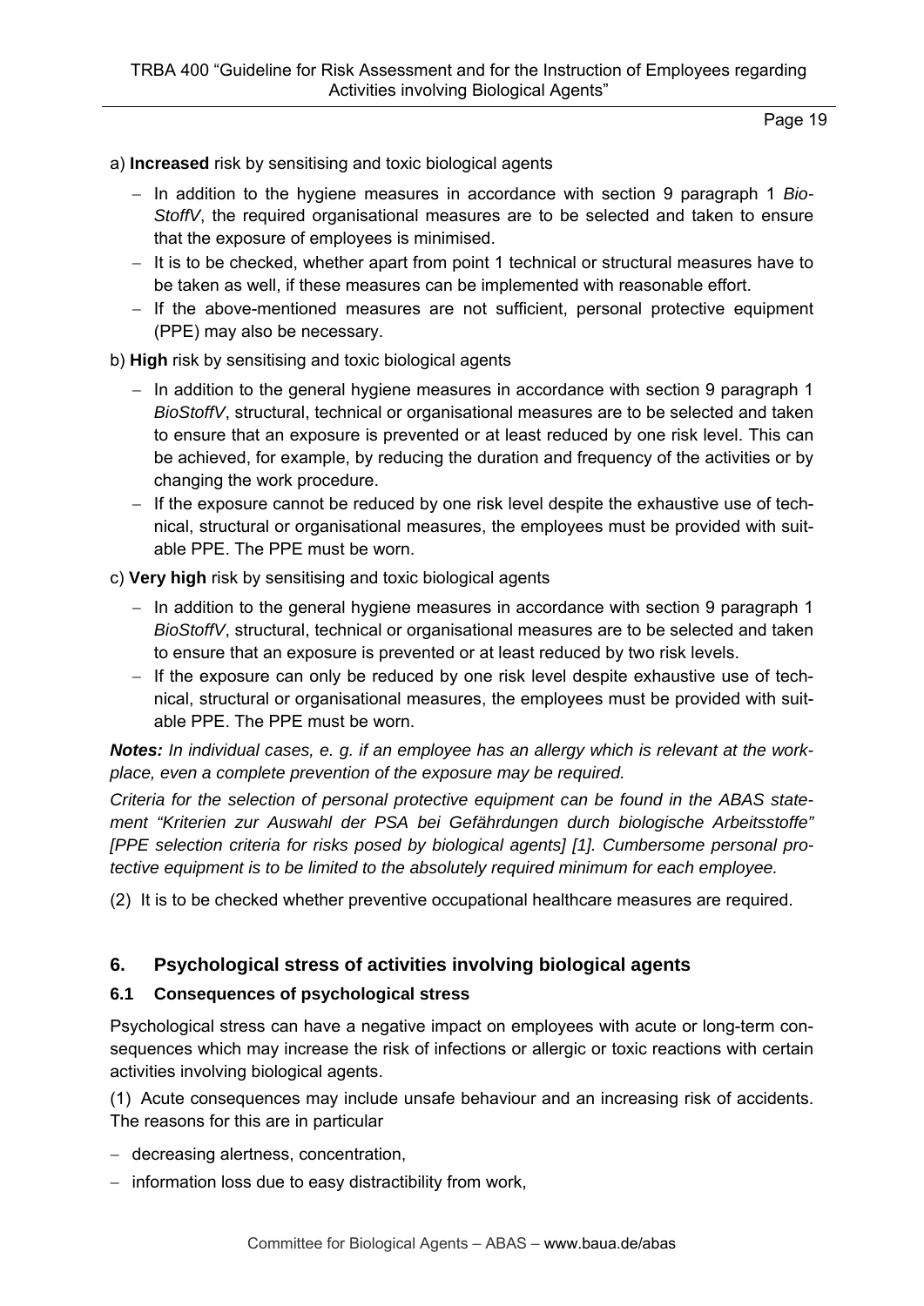a) **Increased** risk by sensitising and toxic biological agents

- In addition to the hygiene measures in accordance with section 9 paragraph 1 *BioStoffV*, the required organisational measures are to be selected and taken to ensure that the exposure of employees is minimised.
- It is to be checked, whether apart from point 1 technical or structural measures have to be taken as well, if these measures can be implemented with reasonable effort.
- If the above-mentioned measures are not sufficient, personal protective equipment (PPE) may also be necessary.

b) **High** risk by sensitising and toxic biological agents

- In addition to the general hygiene measures in accordance with section 9 paragraph 1 *BioStoffV*, structural, technical or organisational measures are to be selected and taken to ensure that an exposure is prevented or at least reduced by one risk level. This can be achieved, for example, by reducing the duration and frequency of the activities or by changing the work procedure.
- If the exposure cannot be reduced by one risk level despite the exhaustive use of technical, structural or organisational measures, the employees must be provided with suitable PPE. The PPE must be worn.

c) **Very high** risk by sensitising and toxic biological agents

- In addition to the general hygiene measures in accordance with section 9 paragraph 1 *BioStoffV*, structural, technical or organisational measures are to be selected and taken to ensure that an exposure is prevented or at least reduced by two risk levels.
- If the exposure can only be reduced by one risk level despite exhaustive use of technical, structural or organisational measures, the employees must be provided with suitable PPE. The PPE must be worn.

***Notes:*** *In individual cases, e. g. if an employee has an allergy which is relevant at the workplace, even a complete prevention of the exposure may be required.*

*Criteria for the selection of personal protective equipment can be found in the ABAS statement "Kriterien zur Auswahl der PSA bei Gefährdungen durch biologische Arbeitsstoffe" [PPE selection criteria for risks posed by biological agents] [1]. Cumbersome personal protective equipment is to be limited to the absolutely required minimum for each employee.*

(2) It is to be checked whether preventive occupational healthcare measures are required.

## 6. Psychological stress of activities involving biological agents

### 6.1 Consequences of psychological stress

Psychological stress can have a negative impact on employees with acute or long-term consequences which may increase the risk of infections or allergic or toxic reactions with certain activities involving biological agents.

(1) Acute consequences may include unsafe behaviour and an increasing risk of accidents. The reasons for this are in particular

- decreasing alertness, concentration,
- information loss due to easy distractibility from work,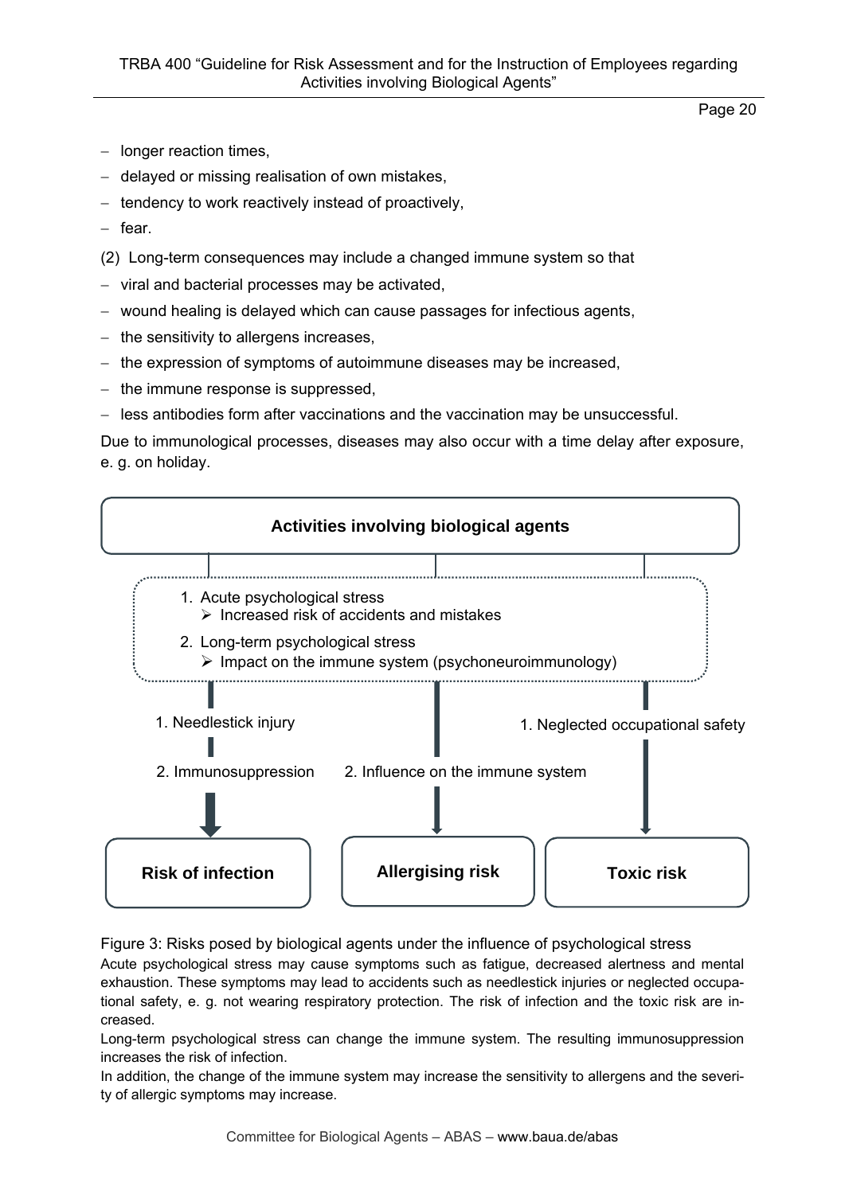- longer reaction times,
- delayed or missing realisation of own mistakes,
- tendency to work reactively instead of proactively,
- fear.

(2) Long-term consequences may include a changed immune system so that

- viral and bacterial processes may be activated,
- wound healing is delayed which can cause passages for infectious agents,
- the sensitivity to allergens increases,
- the expression of symptoms of autoimmune diseases may be increased,
- the immune response is suppressed,
- less antibodies form after vaccinations and the vaccination may be unsuccessful.

Due to immunological processes, diseases may also occur with a time delay after exposure, e. g. on holiday.

**Activities involving biological agents**

1. Acute psychological stress
   - Increased risk of accidents and mistakes
2. Long-term psychological stress
   - Impact on the immune system (psychoneuroimmunology)

1. Needlestick injury
2. Immunosuppression

→ **Risk of infection**

2. Influence on the immune system

→ **Allergising risk**

1. Neglected occupational safety

→ **Toxic risk**

Figure 3: Risks posed by biological agents under the influence of psychological stress

Acute psychological stress may cause symptoms such as fatigue, decreased alertness and mental exhaustion. These symptoms may lead to accidents such as needlestick injuries or neglected occupational safety, e. g. not wearing respiratory protection. The risk of infection and the toxic risk are increased.

Long-term psychological stress can change the immune system. The resulting immunosuppression increases the risk of infection.

In addition, the change of the immune system may increase the sensitivity to allergens and the severity of allergic symptoms may increase.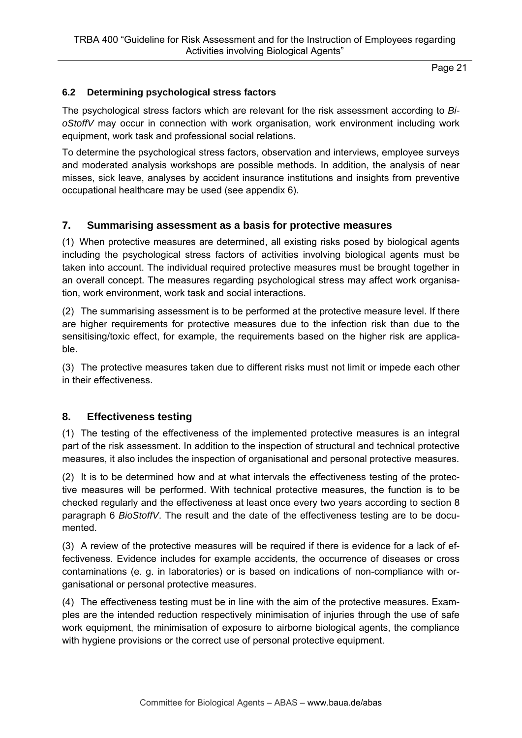### 6.2 Determining psychological stress factors

The psychological stress factors which are relevant for the risk assessment according to *BioStoffV* may occur in connection with work organisation, work environment including work equipment, work task and professional social relations.

To determine the psychological stress factors, observation and interviews, employee surveys and moderated analysis workshops are possible methods. In addition, the analysis of near misses, sick leave, analyses by accident insurance institutions and insights from preventive occupational healthcare may be used (see appendix 6).

## 7. Summarising assessment as a basis for protective measures

(1) When protective measures are determined, all existing risks posed by biological agents including the psychological stress factors of activities involving biological agents must be taken into account. The individual required protective measures must be brought together in an overall concept. The measures regarding psychological stress may affect work organisation, work environment, work task and social interactions.

(2) The summarising assessment is to be performed at the protective measure level. If there are higher requirements for protective measures due to the infection risk than due to the sensitising/toxic effect, for example, the requirements based on the higher risk are applicable.

(3) The protective measures taken due to different risks must not limit or impede each other in their effectiveness.

## 8. Effectiveness testing

(1) The testing of the effectiveness of the implemented protective measures is an integral part of the risk assessment. In addition to the inspection of structural and technical protective measures, it also includes the inspection of organisational and personal protective measures.

(2) It is to be determined how and at what intervals the effectiveness testing of the protective measures will be performed. With technical protective measures, the function is to be checked regularly and the effectiveness at least once every two years according to section 8 paragraph 6 *BioStoffV*. The result and the date of the effectiveness testing are to be documented.

(3) A review of the protective measures will be required if there is evidence for a lack of effectiveness. Evidence includes for example accidents, the occurrence of diseases or cross contaminations (e. g. in laboratories) or is based on indications of non-compliance with organisational or personal protective measures.

(4) The effectiveness testing must be in line with the aim of the protective measures. Examples are the intended reduction respectively minimisation of injuries through the use of safe work equipment, the minimisation of exposure to airborne biological agents, the compliance with hygiene provisions or the correct use of personal protective equipment.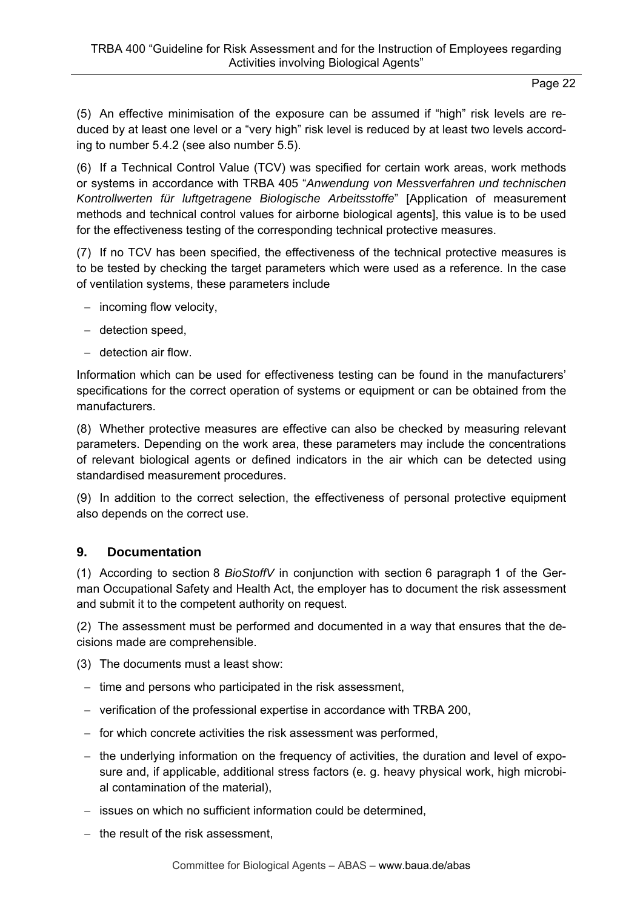(5) An effective minimisation of the exposure can be assumed if "high" risk levels are reduced by at least one level or a "very high" risk level is reduced by at least two levels according to number 5.4.2 (see also number 5.5).

(6) If a Technical Control Value (TCV) was specified for certain work areas, work methods or systems in accordance with TRBA 405 "*Anwendung von Messverfahren und technischen Kontrollwerten für luftgetragene Biologische Arbeitsstoffe*" [Application of measurement methods and technical control values for airborne biological agents], this value is to be used for the effectiveness testing of the corresponding technical protective measures.

(7) If no TCV has been specified, the effectiveness of the technical protective measures is to be tested by checking the target parameters which were used as a reference. In the case of ventilation systems, these parameters include

- incoming flow velocity,
- detection speed,
- detection air flow.

Information which can be used for effectiveness testing can be found in the manufacturers' specifications for the correct operation of systems or equipment or can be obtained from the manufacturers.

(8) Whether protective measures are effective can also be checked by measuring relevant parameters. Depending on the work area, these parameters may include the concentrations of relevant biological agents or defined indicators in the air which can be detected using standardised measurement procedures.

(9) In addition to the correct selection, the effectiveness of personal protective equipment also depends on the correct use.

## 9. Documentation

(1) According to section 8 *BioStoffV* in conjunction with section 6 paragraph 1 of the German Occupational Safety and Health Act, the employer has to document the risk assessment and submit it to the competent authority on request.

(2) The assessment must be performed and documented in a way that ensures that the decisions made are comprehensible.

(3) The documents must a least show:

- time and persons who participated in the risk assessment,
- verification of the professional expertise in accordance with TRBA 200,
- for which concrete activities the risk assessment was performed,
- the underlying information on the frequency of activities, the duration and level of exposure and, if applicable, additional stress factors (e. g. heavy physical work, high microbial contamination of the material),
- issues on which no sufficient information could be determined,
- the result of the risk assessment,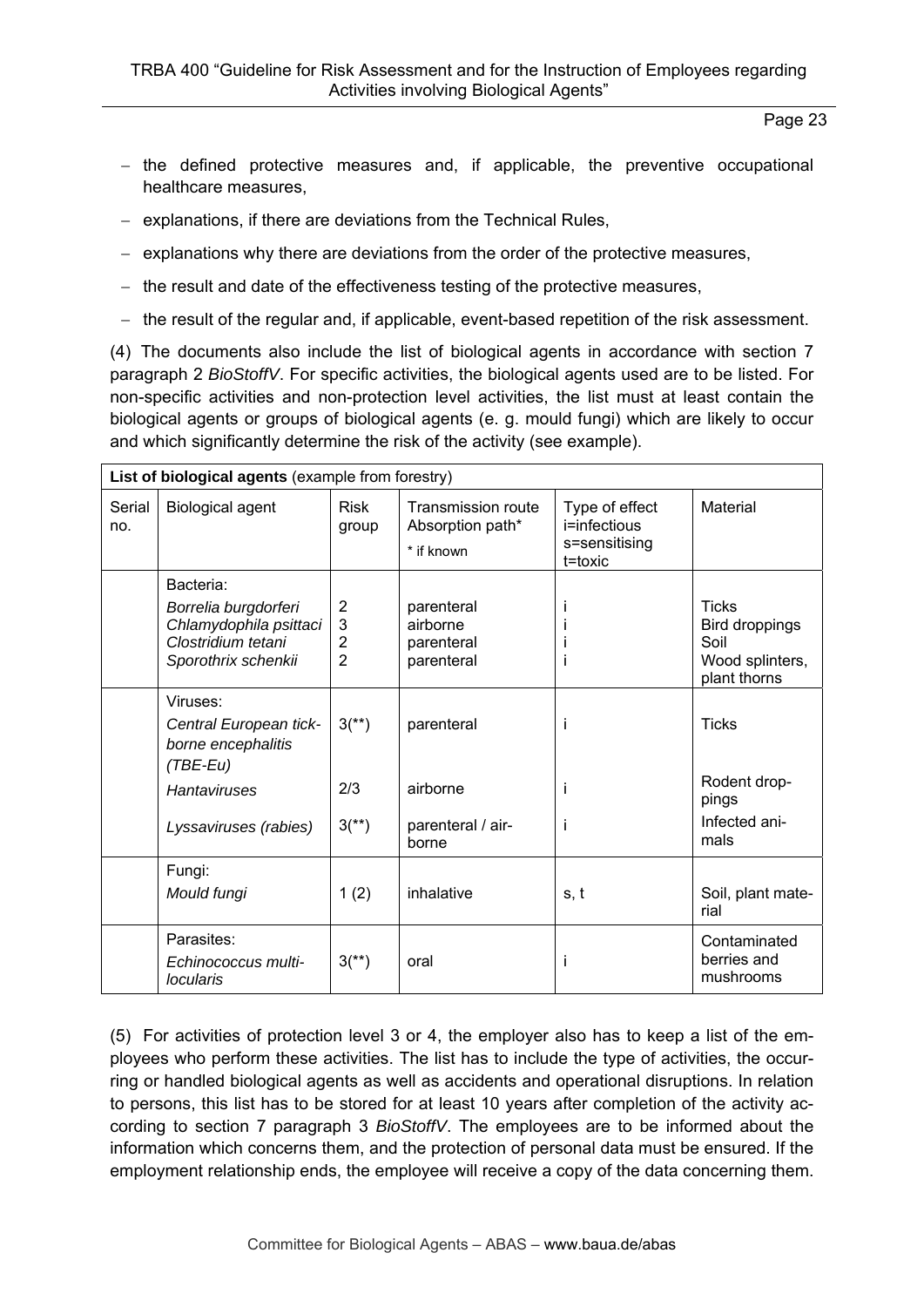- the defined protective measures and, if applicable, the preventive occupational healthcare measures,
- explanations, if there are deviations from the Technical Rules,
- explanations why there are deviations from the order of the protective measures,
- the result and date of the effectiveness testing of the protective measures,
- the result of the regular and, if applicable, event-based repetition of the risk assessment.

(4) The documents also include the list of biological agents in accordance with section 7 paragraph 2 *BioStoffV*. For specific activities, the biological agents used are to be listed. For non-specific activities and non-protection level activities, the list must at least contain the biological agents or groups of biological agents (e. g. mould fungi) which are likely to occur and which significantly determine the risk of the activity (see example).

| **List of biological agents** (example from forestry) | | | | | |
|---|---|---|---|---|---|
| Serial no. | Biological agent | Risk group | Transmission route Absorption path* <br> * if known | Type of effect <br> i=infectious <br> s=sensitising <br> t=toxic | Material |
| | Bacteria: | | | | |
| | *Borrelia burgdorferi* | 2 | parenteral | i | Ticks |
| | *Chlamydophila psittaci* | 3 | airborne | i | Bird droppings |
| | *Clostridium tetani* | 2 | parenteral | i | Soil |
| | *Sporothrix schenkii* | 2 | parenteral | i | Wood splinters, plant thorns |
| | Viruses: | | | | |
| | *Central European tick-borne encephalitis (TBE-Eu)* | 3(**) | parenteral | i | Ticks |
| | *Hantaviruses* | 2/3 | airborne | i | Rodent droppings |
| | *Lyssaviruses (rabies)* | 3(**) | parenteral / airborne | i | Infected animals |
| | Fungi: | | | | |
| | *Mould fungi* | 1 (2) | inhalative | s, t | Soil, plant material |
| | Parasites: | | | | |
| | *Echinococcus multilocularis* | 3(**) | oral | i | Contaminated berries and mushrooms |

(5) For activities of protection level 3 or 4, the employer also has to keep a list of the employees who perform these activities. The list has to include the type of activities, the occurring or handled biological agents as well as accidents and operational disruptions. In relation to persons, this list has to be stored for at least 10 years after completion of the activity according to section 7 paragraph 3 *BioStoffV*. The employees are to be informed about the information which concerns them, and the protection of personal data must be ensured. If the employment relationship ends, the employee will receive a copy of the data concerning them.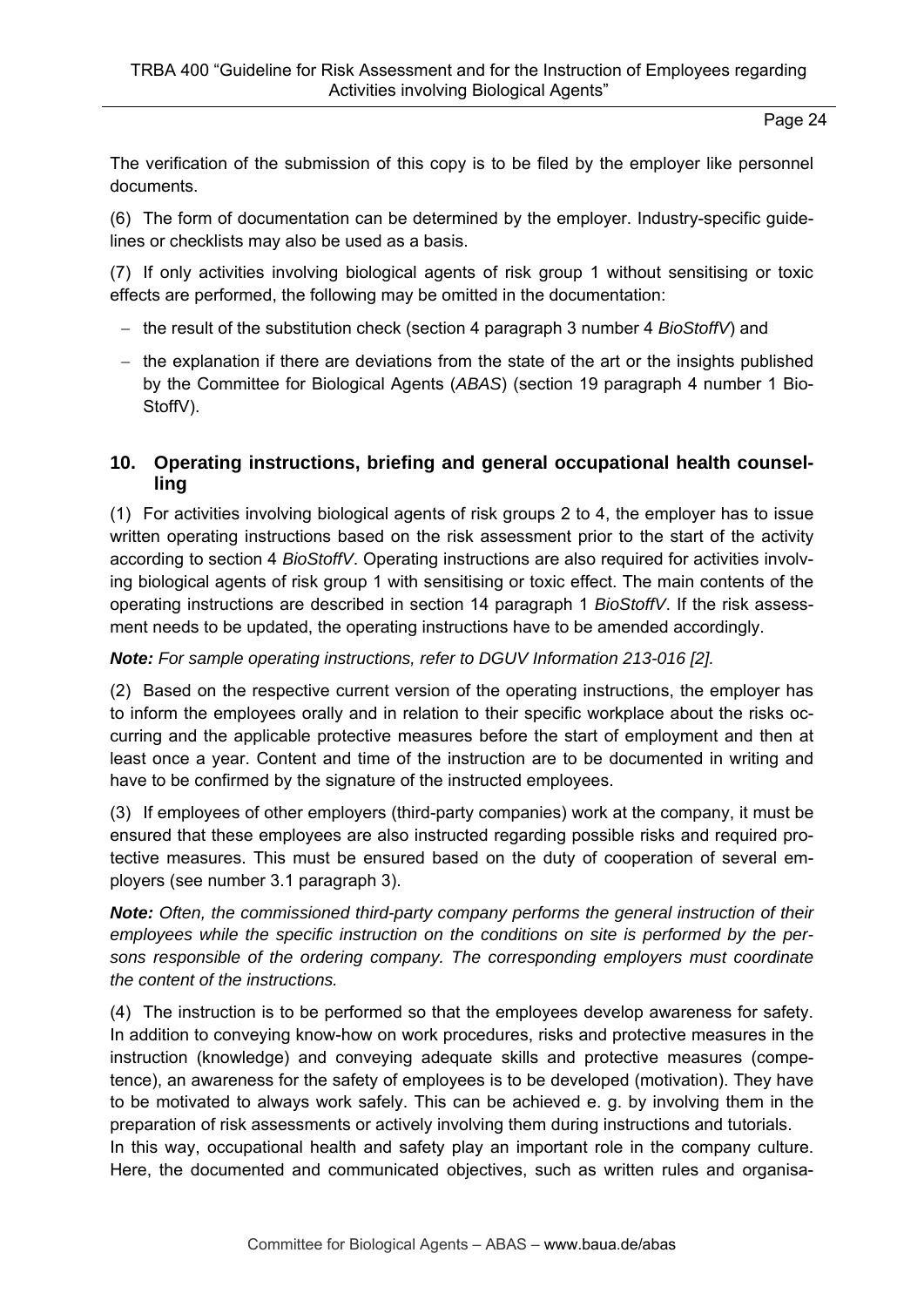The verification of the submission of this copy is to be filed by the employer like personnel documents.

(6) The form of documentation can be determined by the employer. Industry-specific guidelines or checklists may also be used as a basis.

(7) If only activities involving biological agents of risk group 1 without sensitising or toxic effects are performed, the following may be omitted in the documentation:

- the result of the substitution check (section 4 paragraph 3 number 4 *BioStoffV*) and
- the explanation if there are deviations from the state of the art or the insights published by the Committee for Biological Agents (*ABAS*) (section 19 paragraph 4 number 1 BioStoffV).

## 10. Operating instructions, briefing and general occupational health counselling

(1) For activities involving biological agents of risk groups 2 to 4, the employer has to issue written operating instructions based on the risk assessment prior to the start of the activity according to section 4 *BioStoffV*. Operating instructions are also required for activities involving biological agents of risk group 1 with sensitising or toxic effect. The main contents of the operating instructions are described in section 14 paragraph 1 *BioStoffV*. If the risk assessment needs to be updated, the operating instructions have to be amended accordingly.

***Note:*** *For sample operating instructions, refer to DGUV Information 213-016 [2].*

(2) Based on the respective current version of the operating instructions, the employer has to inform the employees orally and in relation to their specific workplace about the risks occurring and the applicable protective measures before the start of employment and then at least once a year. Content and time of the instruction are to be documented in writing and have to be confirmed by the signature of the instructed employees.

(3) If employees of other employers (third-party companies) work at the company, it must be ensured that these employees are also instructed regarding possible risks and required protective measures. This must be ensured based on the duty of cooperation of several employers (see number 3.1 paragraph 3).

***Note:*** *Often, the commissioned third-party company performs the general instruction of their employees while the specific instruction on the conditions on site is performed by the persons responsible of the ordering company. The corresponding employers must coordinate the content of the instructions.*

(4) The instruction is to be performed so that the employees develop awareness for safety. In addition to conveying know-how on work procedures, risks and protective measures in the instruction (knowledge) and conveying adequate skills and protective measures (competence), an awareness for the safety of employees is to be developed (motivation). They have to be motivated to always work safely. This can be achieved e. g. by involving them in the preparation of risk assessments or actively involving them during instructions and tutorials.
In this way, occupational health and safety play an important role in the company culture. Here, the documented and communicated objectives, such as written rules and organisa-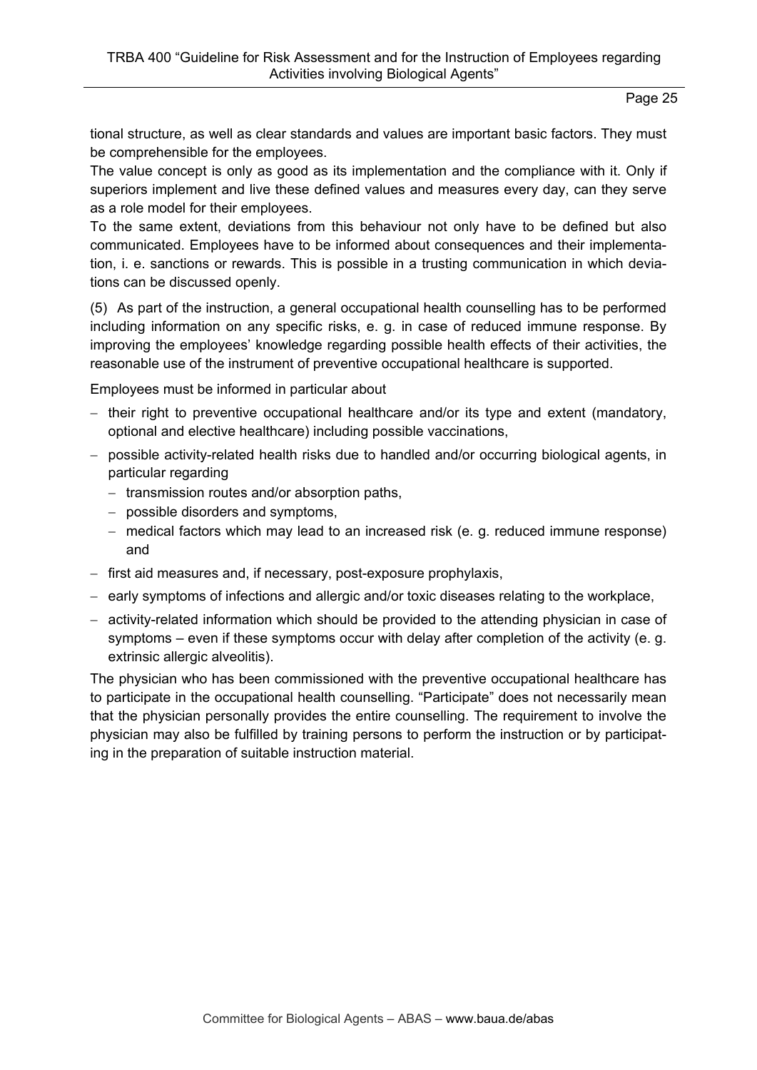tional structure, as well as clear standards and values are important basic factors. They must be comprehensible for the employees.

The value concept is only as good as its implementation and the compliance with it. Only if superiors implement and live these defined values and measures every day, can they serve as a role model for their employees.

To the same extent, deviations from this behaviour not only have to be defined but also communicated. Employees have to be informed about consequences and their implementation, i. e. sanctions or rewards. This is possible in a trusting communication in which deviations can be discussed openly.

(5) As part of the instruction, a general occupational health counselling has to be performed including information on any specific risks, e. g. in case of reduced immune response. By improving the employees' knowledge regarding possible health effects of their activities, the reasonable use of the instrument of preventive occupational healthcare is supported.

Employees must be informed in particular about

- their right to preventive occupational healthcare and/or its type and extent (mandatory, optional and elective healthcare) including possible vaccinations,
- possible activity-related health risks due to handled and/or occurring biological agents, in particular regarding
  - transmission routes and/or absorption paths,
  - possible disorders and symptoms,
  - medical factors which may lead to an increased risk (e. g. reduced immune response) and
- first aid measures and, if necessary, post-exposure prophylaxis,
- early symptoms of infections and allergic and/or toxic diseases relating to the workplace,
- activity-related information which should be provided to the attending physician in case of symptoms – even if these symptoms occur with delay after completion of the activity (e. g. extrinsic allergic alveolitis).

The physician who has been commissioned with the preventive occupational healthcare has to participate in the occupational health counselling. "Participate" does not necessarily mean that the physician personally provides the entire counselling. The requirement to involve the physician may also be fulfilled by training persons to perform the instruction or by participating in the preparation of suitable instruction material.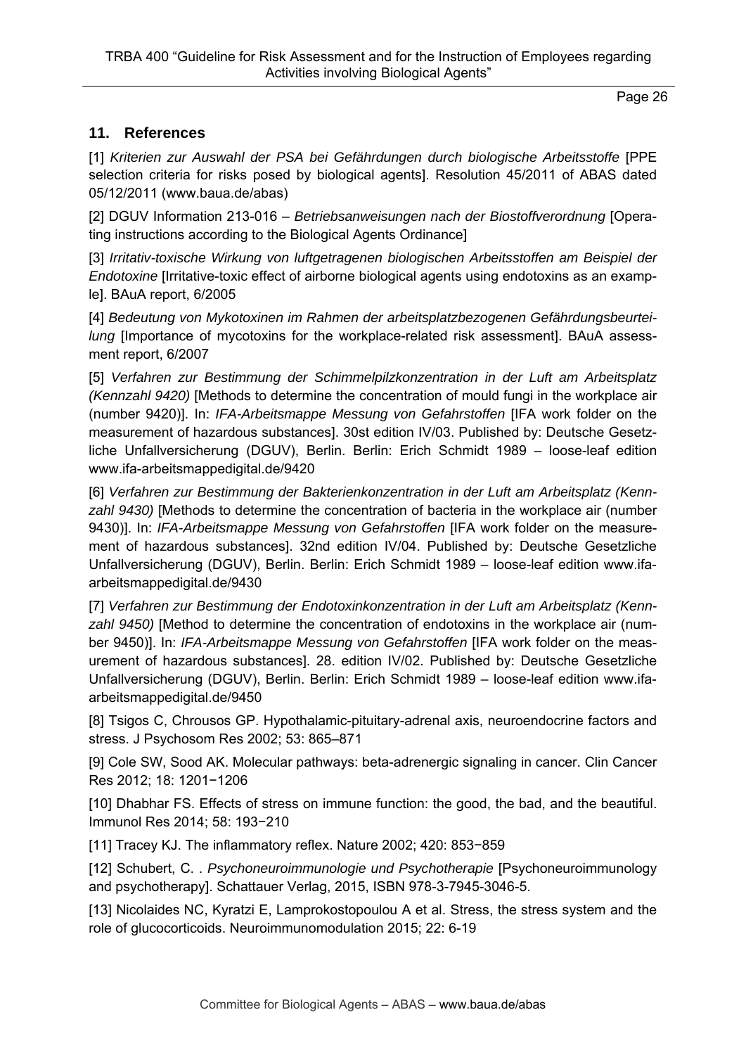## 11. References

[1] *Kriterien zur Auswahl der PSA bei Gefährdungen durch biologische Arbeitsstoffe* [PPE selection criteria for risks posed by biological agents]. Resolution 45/2011 of ABAS dated 05/12/2011 (www.baua.de/abas)

[2] DGUV Information 213-016 – *Betriebsanweisungen nach der Biostoffverordnung* [Operating instructions according to the Biological Agents Ordinance]

[3] *Irritativ-toxische Wirkung von luftgetragenen biologischen Arbeitsstoffen am Beispiel der Endotoxine* [Irritative-toxic effect of airborne biological agents using endotoxins as an example]. BAuA report, 6/2005

[4] *Bedeutung von Mykotoxinen im Rahmen der arbeitsplatzbezogenen Gefährdungsbeurteilung* [Importance of mycotoxins for the workplace-related risk assessment]. BAuA assessment report, 6/2007

[5] *Verfahren zur Bestimmung der Schimmelpilzkonzentration in der Luft am Arbeitsplatz (Kennzahl 9420)* [Methods to determine the concentration of mould fungi in the workplace air (number 9420)]. In: *IFA-Arbeitsmappe Messung von Gefahrstoffen* [IFA work folder on the measurement of hazardous substances]. 30st edition IV/03. Published by: Deutsche Gesetzliche Unfallversicherung (DGUV), Berlin. Berlin: Erich Schmidt 1989 – loose-leaf edition www.ifa-arbeitsmappedigital.de/9420

[6] *Verfahren zur Bestimmung der Bakterienkonzentration in der Luft am Arbeitsplatz (Kennzahl 9430)* [Methods to determine the concentration of bacteria in the workplace air (number 9430)]. In: *IFA-Arbeitsmappe Messung von Gefahrstoffen* [IFA work folder on the measurement of hazardous substances]. 32nd edition IV/04. Published by: Deutsche Gesetzliche Unfallversicherung (DGUV), Berlin. Berlin: Erich Schmidt 1989 – loose-leaf edition www.ifa-arbeitsmappedigital.de/9430

[7] *Verfahren zur Bestimmung der Endotoxinkonzentration in der Luft am Arbeitsplatz (Kennzahl 9450)* [Method to determine the concentration of endotoxins in the workplace air (number 9450)]. In: *IFA-Arbeitsmappe Messung von Gefahrstoffen* [IFA work folder on the measurement of hazardous substances]. 28. edition IV/02. Published by: Deutsche Gesetzliche Unfallversicherung (DGUV), Berlin. Berlin: Erich Schmidt 1989 – loose-leaf edition www.ifa-arbeitsmappedigital.de/9450

[8] Tsigos C, Chrousos GP. Hypothalamic-pituitary-adrenal axis, neuroendocrine factors and stress. J Psychosom Res 2002; 53: 865–871

[9] Cole SW, Sood AK. Molecular pathways: beta-adrenergic signaling in cancer. Clin Cancer Res 2012; 18: 1201−1206

[10] Dhabhar FS. Effects of stress on immune function: the good, the bad, and the beautiful. Immunol Res 2014; 58: 193−210

[11] Tracey KJ. The inflammatory reflex. Nature 2002; 420: 853−859

[12] Schubert, C. . *Psychoneuroimmunologie und Psychotherapie* [Psychoneuroimmunology and psychotherapy]. Schattauer Verlag, 2015, ISBN 978-3-7945-3046-5.

[13] Nicolaides NC, Kyratzi E, Lamprokostopoulou A et al. Stress, the stress system and the role of glucocorticoids. Neuroimmunomodulation 2015; 22: 6-19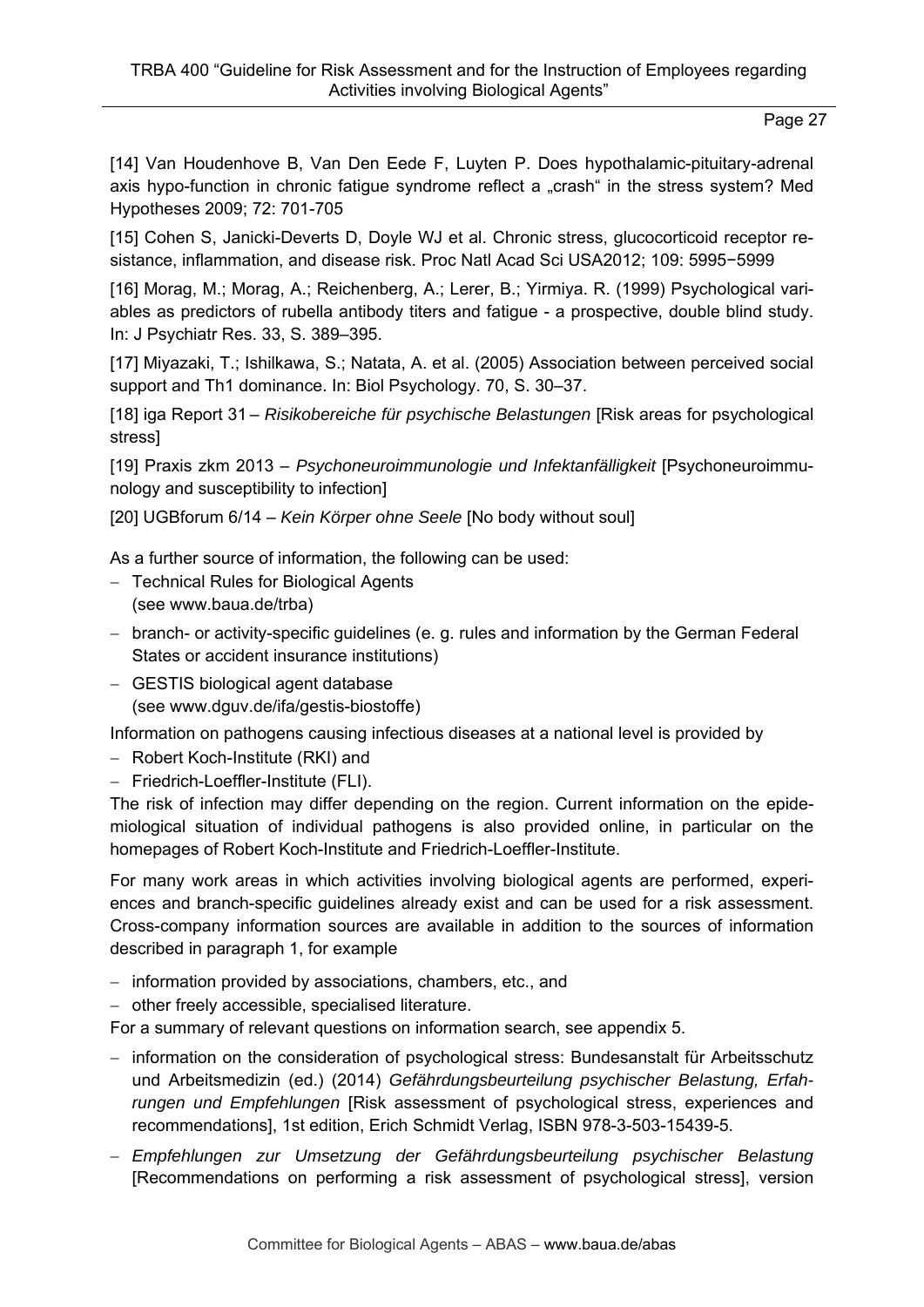[14] Van Houdenhove B, Van Den Eede F, Luyten P. Does hypothalamic-pituitary-adrenal axis hypo-function in chronic fatigue syndrome reflect a „crash“ in the stress system? Med Hypotheses 2009; 72: 701-705

[15] Cohen S, Janicki-Deverts D, Doyle WJ et al. Chronic stress, glucocorticoid receptor resistance, inflammation, and disease risk. Proc Natl Acad Sci USA2012; 109: 5995−5999

[16] Morag, M.; Morag, A.; Reichenberg, A.; Lerer, B.; Yirmiya. R. (1999) Psychological variables as predictors of rubella antibody titers and fatigue - a prospective, double blind study. In: J Psychiatr Res. 33, S. 389–395.

[17] Miyazaki, T.; Ishilkawa, S.; Natata, A. et al. (2005) Association between perceived social support and Th1 dominance. In: Biol Psychology. 70, S. 30–37.

[18] iga Report 31 – *Risikobereiche für psychische Belastungen* [Risk areas for psychological stress]

[19] Praxis zkm 2013 – *Psychoneuroimmunologie und Infektanfälligkeit* [Psychoneuroimmunology and susceptibility to infection]

[20] UGBforum 6/14 – *Kein Körper ohne Seele* [No body without soul]

As a further source of information, the following can be used:

- Technical Rules for Biological Agents (see www.baua.de/trba)
- branch- or activity-specific guidelines (e. g. rules and information by the German Federal States or accident insurance institutions)
- GESTIS biological agent database (see www.dguv.de/ifa/gestis-biostoffe)

Information on pathogens causing infectious diseases at a national level is provided by

- Robert Koch-Institute (RKI) and
- Friedrich-Loeffler-Institute (FLI).

The risk of infection may differ depending on the region. Current information on the epidemiological situation of individual pathogens is also provided online, in particular on the homepages of Robert Koch-Institute and Friedrich-Loeffler-Institute.

For many work areas in which activities involving biological agents are performed, experiences and branch-specific guidelines already exist and can be used for a risk assessment. Cross-company information sources are available in addition to the sources of information described in paragraph 1, for example

- information provided by associations, chambers, etc., and
- other freely accessible, specialised literature.

For a summary of relevant questions on information search, see appendix 5.

- information on the consideration of psychological stress: Bundesanstalt für Arbeitsschutz und Arbeitsmedizin (ed.) (2014) *Gefährdungsbeurteilung psychischer Belastung, Erfahrungen und Empfehlungen* [Risk assessment of psychological stress, experiences and recommendations], 1st edition, Erich Schmidt Verlag, ISBN 978-3-503-15439-5.
- *Empfehlungen zur Umsetzung der Gefährdungsbeurteilung psychischer Belastung* [Recommendations on performing a risk assessment of psychological stress], version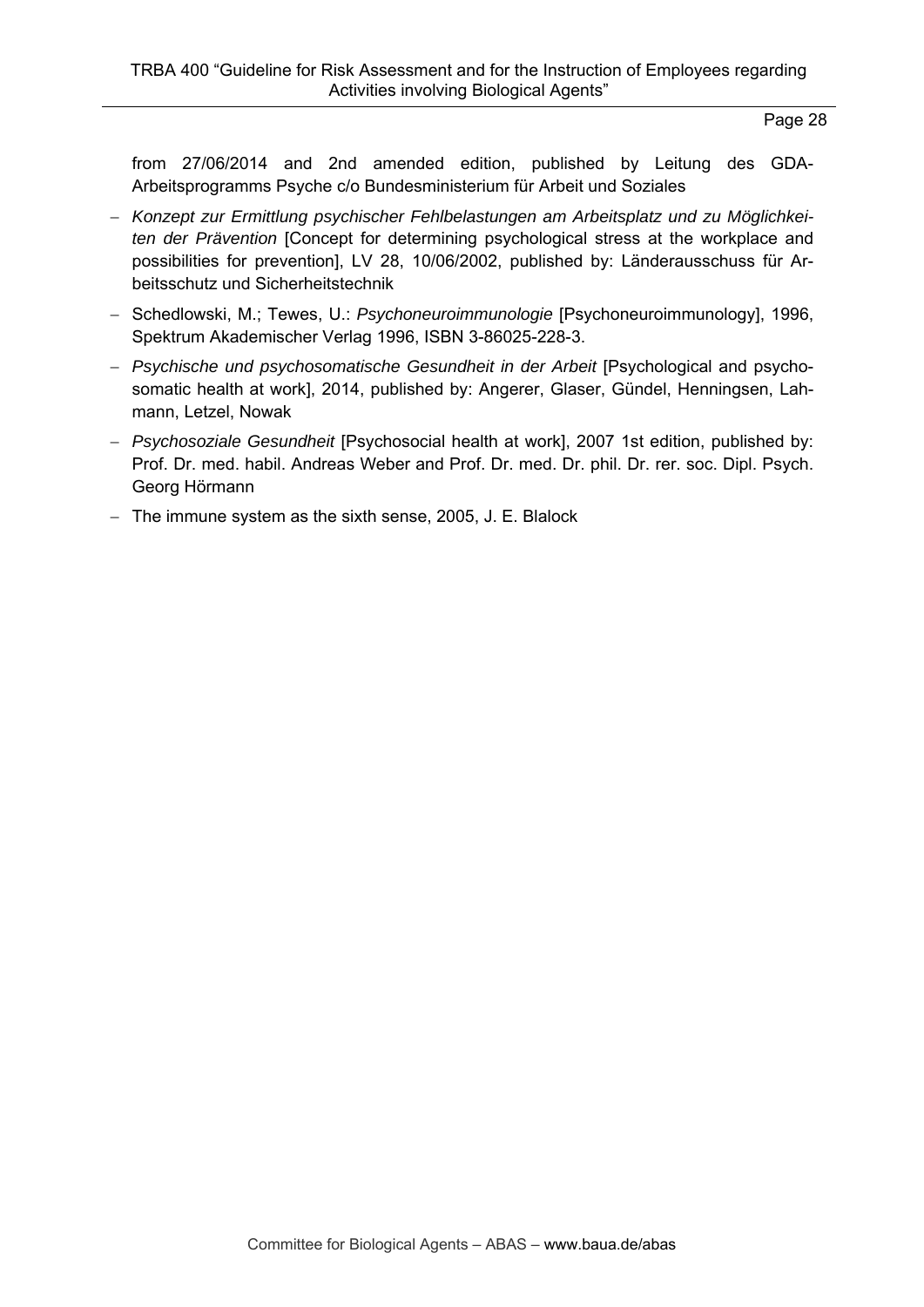from 27/06/2014 and 2nd amended edition, published by Leitung des GDA-Arbeitsprogramms Psyche c/o Bundesministerium für Arbeit und Soziales

- *Konzept zur Ermittlung psychischer Fehlbelastungen am Arbeitsplatz und zu Möglichkeiten der Prävention* [Concept for determining psychological stress at the workplace and possibilities for prevention], LV 28, 10/06/2002, published by: Länderausschuss für Arbeitsschutz und Sicherheitstechnik
- Schedlowski, M.; Tewes, U.: *Psychoneuroimmunologie* [Psychoneuroimmunology], 1996, Spektrum Akademischer Verlag 1996, ISBN 3-86025-228-3.
- *Psychische und psychosomatische Gesundheit in der Arbeit* [Psychological and psychosomatic health at work], 2014, published by: Angerer, Glaser, Gündel, Henningsen, Lahmann, Letzel, Nowak
- *Psychosoziale Gesundheit* [Psychosocial health at work], 2007 1st edition, published by: Prof. Dr. med. habil. Andreas Weber and Prof. Dr. med. Dr. phil. Dr. rer. soc. Dipl. Psych. Georg Hörmann
- The immune system as the sixth sense, 2005, J. E. Blalock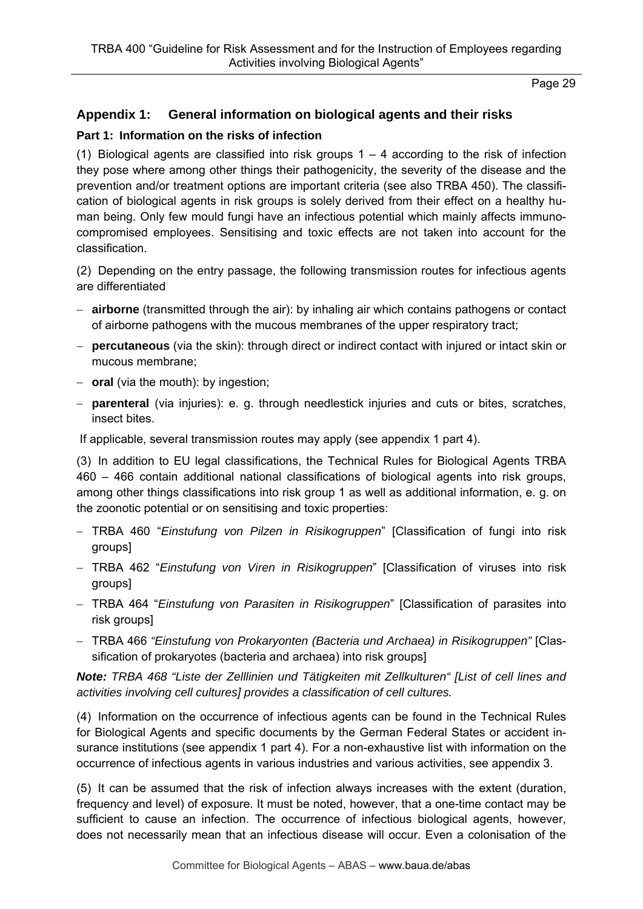## Appendix 1: General information on biological agents and their risks

### Part 1: Information on the risks of infection

(1) Biological agents are classified into risk groups 1 – 4 according to the risk of infection they pose where among other things their pathogenicity, the severity of the disease and the prevention and/or treatment options are important criteria (see also TRBA 450). The classification of biological agents in risk groups is solely derived from their effect on a healthy human being. Only few mould fungi have an infectious potential which mainly affects immunocompromised employees. Sensitising and toxic effects are not taken into account for the classification.

(2) Depending on the entry passage, the following transmission routes for infectious agents are differentiated

- **airborne** (transmitted through the air): by inhaling air which contains pathogens or contact of airborne pathogens with the mucous membranes of the upper respiratory tract;
- **percutaneous** (via the skin): through direct or indirect contact with injured or intact skin or mucous membrane;
- **oral** (via the mouth): by ingestion;
- **parenteral** (via injuries): e. g. through needlestick injuries and cuts or bites, scratches, insect bites.

If applicable, several transmission routes may apply (see appendix 1 part 4).

(3) In addition to EU legal classifications, the Technical Rules for Biological Agents TRBA 460 – 466 contain additional national classifications of biological agents into risk groups, among other things classifications into risk group 1 as well as additional information, e. g. on the zoonotic potential or on sensitising and toxic properties:

- TRBA 460 "*Einstufung von Pilzen in Risikogruppen*" [Classification of fungi into risk groups]
- TRBA 462 "*Einstufung von Viren in Risikogruppen*" [Classification of viruses into risk groups]
- TRBA 464 "*Einstufung von Parasiten in Risikogruppen*" [Classification of parasites into risk groups]
- TRBA 466 *"Einstufung von Prokaryonten (Bacteria und Archaea) in Risikogruppen"* [Classification of prokaryotes (bacteria and archaea) into risk groups]

***Note:*** *TRBA 468 "Liste der Zelllinien und Tätigkeiten mit Zellkulturen" [List of cell lines and activities involving cell cultures] provides a classification of cell cultures.*

(4) Information on the occurrence of infectious agents can be found in the Technical Rules for Biological Agents and specific documents by the German Federal States or accident insurance institutions (see appendix 1 part 4). For a non-exhaustive list with information on the occurrence of infectious agents in various industries and various activities, see appendix 3.

(5) It can be assumed that the risk of infection always increases with the extent (duration, frequency and level) of exposure. It must be noted, however, that a one-time contact may be sufficient to cause an infection. The occurrence of infectious biological agents, however, does not necessarily mean that an infectious disease will occur. Even a colonisation of the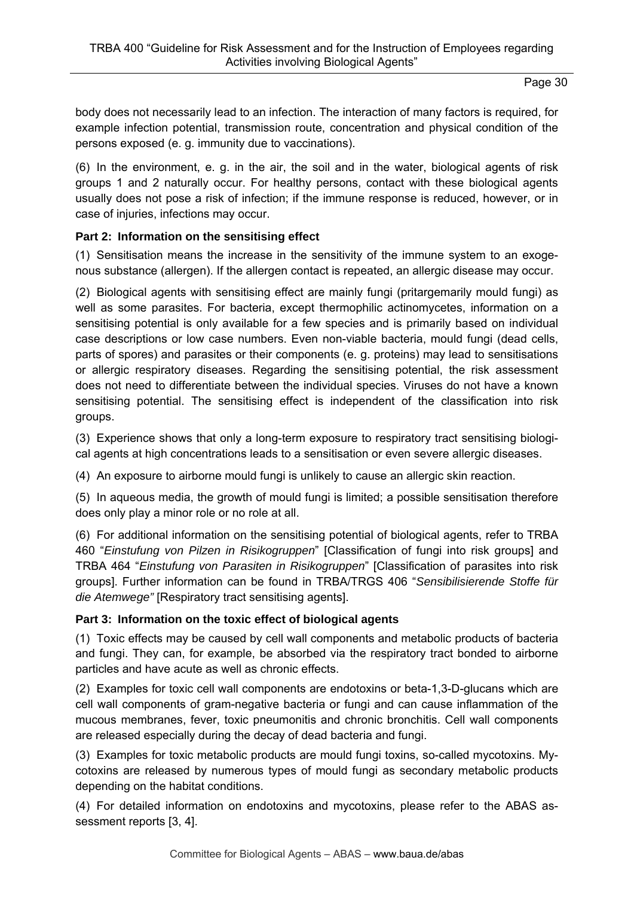body does not necessarily lead to an infection. The interaction of many factors is required, for example infection potential, transmission route, concentration and physical condition of the persons exposed (e. g. immunity due to vaccinations).

(6) In the environment, e. g. in the air, the soil and in the water, biological agents of risk groups 1 and 2 naturally occur. For healthy persons, contact with these biological agents usually does not pose a risk of infection; if the immune response is reduced, however, or in case of injuries, infections may occur.

**Part 2: Information on the sensitising effect**

(1) Sensitisation means the increase in the sensitivity of the immune system to an exogenous substance (allergen). If the allergen contact is repeated, an allergic disease may occur.

(2) Biological agents with sensitising effect are mainly fungi (pritargemarily mould fungi) as well as some parasites. For bacteria, except thermophilic actinomycetes, information on a sensitising potential is only available for a few species and is primarily based on individual case descriptions or low case numbers. Even non-viable bacteria, mould fungi (dead cells, parts of spores) and parasites or their components (e. g. proteins) may lead to sensitisations or allergic respiratory diseases. Regarding the sensitising potential, the risk assessment does not need to differentiate between the individual species. Viruses do not have a known sensitising potential. The sensitising effect is independent of the classification into risk groups.

(3) Experience shows that only a long-term exposure to respiratory tract sensitising biological agents at high concentrations leads to a sensitisation or even severe allergic diseases.

(4) An exposure to airborne mould fungi is unlikely to cause an allergic skin reaction.

(5) In aqueous media, the growth of mould fungi is limited; a possible sensitisation therefore does only play a minor role or no role at all.

(6) For additional information on the sensitising potential of biological agents, refer to TRBA 460 "*Einstufung von Pilzen in Risikogruppen*" [Classification of fungi into risk groups] and TRBA 464 "*Einstufung von Parasiten in Risikogruppen*" [Classification of parasites into risk groups]. Further information can be found in TRBA/TRGS 406 "*Sensibilisierende Stoffe für die Atemwege"* [Respiratory tract sensitising agents].

**Part 3: Information on the toxic effect of biological agents**

(1) Toxic effects may be caused by cell wall components and metabolic products of bacteria and fungi. They can, for example, be absorbed via the respiratory tract bonded to airborne particles and have acute as well as chronic effects.

(2) Examples for toxic cell wall components are endotoxins or beta-1,3-D-glucans which are cell wall components of gram-negative bacteria or fungi and can cause inflammation of the mucous membranes, fever, toxic pneumonitis and chronic bronchitis. Cell wall components are released especially during the decay of dead bacteria and fungi.

(3) Examples for toxic metabolic products are mould fungi toxins, so-called mycotoxins. Mycotoxins are released by numerous types of mould fungi as secondary metabolic products depending on the habitat conditions.

(4) For detailed information on endotoxins and mycotoxins, please refer to the ABAS assessment reports [3, 4].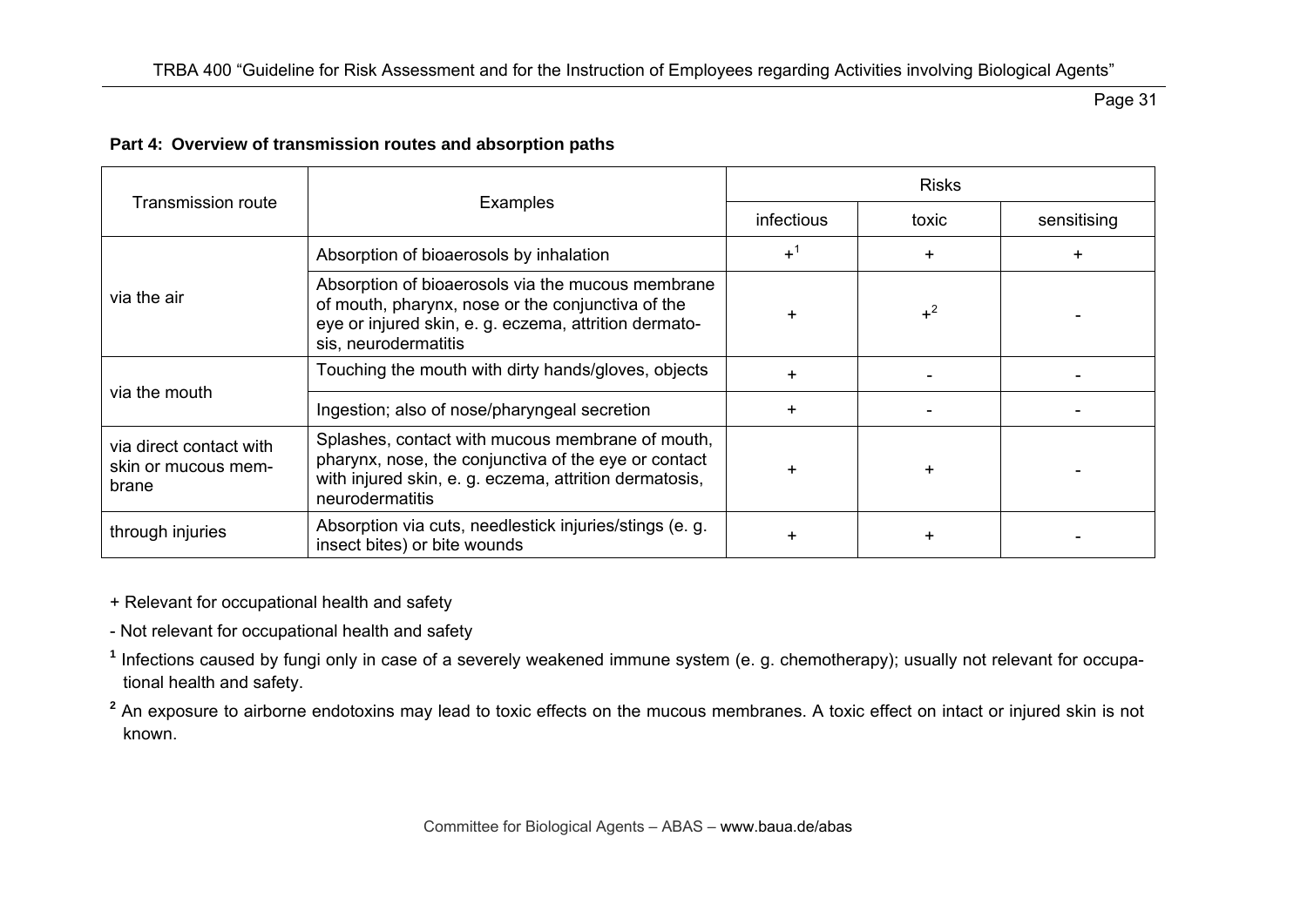**Part 4: Overview of transmission routes and absorption paths**

| Transmission route | Examples | Risks | | |
|---|---|---|---|---|
| | | infectious | toxic | sensitising |
| via the air | Absorption of bioaerosols by inhalation | +[1] | + | + |
| | Absorption of bioaerosols via the mucous membrane of mouth, pharynx, nose or the conjunctiva of the eye or injured skin, e. g. eczema, attrition dermatosis, neurodermatitis | + | +[2] | - |
| via the mouth | Touching the mouth with dirty hands/gloves, objects | + | - | - |
| | Ingestion; also of nose/pharyngeal secretion | + | - | - |
| via direct contact with skin or mucous membrane | Splashes, contact with mucous membrane of mouth, pharynx, nose, the conjunctiva of the eye or contact with injured skin, e. g. eczema, attrition dermatosis, neurodermatitis | + | + | - |
| through injuries | Absorption via cuts, needlestick injuries/stings (e. g. insect bites) or bite wounds | + | + | - |

+ Relevant for occupational health and safety

- Not relevant for occupational health and safety

[1] Infections caused by fungi only in case of a severely weakened immune system (e. g. chemotherapy); usually not relevant for occupational health and safety.

[2] An exposure to airborne endotoxins may lead to toxic effects on the mucous membranes. A toxic effect on intact or injured skin is not known.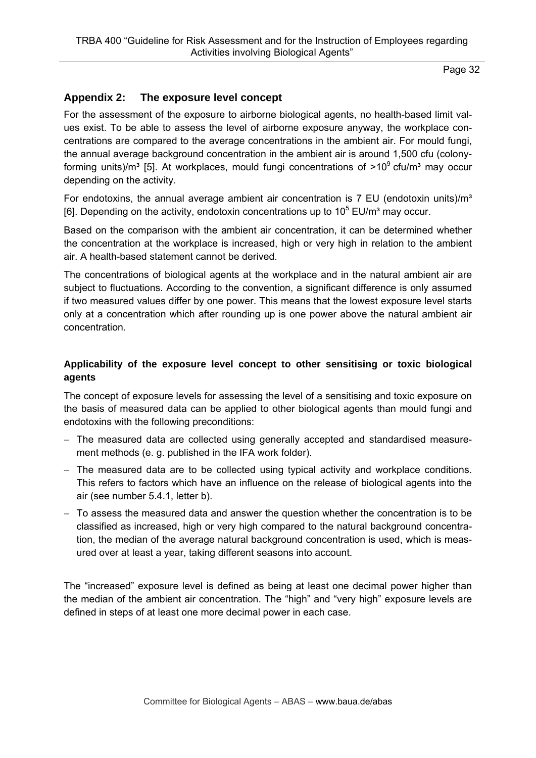## Appendix 2: The exposure level concept

For the assessment of the exposure to airborne biological agents, no health-based limit values exist. To be able to assess the level of airborne exposure anyway, the workplace concentrations are compared to the average concentrations in the ambient air. For mould fungi, the annual average background concentration in the ambient air is around 1,500 cfu (colony-forming units)/m³ [5]. At workplaces, mould fungi concentrations of $>10^9$ cfu/m³ may occur depending on the activity.

For endotoxins, the annual average ambient air concentration is 7 EU (endotoxin units)/m³ [6]. Depending on the activity, endotoxin concentrations up to $10^5$ EU/m³ may occur.

Based on the comparison with the ambient air concentration, it can be determined whether the concentration at the workplace is increased, high or very high in relation to the ambient air. A health-based statement cannot be derived.

The concentrations of biological agents at the workplace and in the natural ambient air are subject to fluctuations. According to the convention, a significant difference is only assumed if two measured values differ by one power. This means that the lowest exposure level starts only at a concentration which after rounding up is one power above the natural ambient air concentration.

### Applicability of the exposure level concept to other sensitising or toxic biological agents

The concept of exposure levels for assessing the level of a sensitising and toxic exposure on the basis of measured data can be applied to other biological agents than mould fungi and endotoxins with the following preconditions:

- The measured data are collected using generally accepted and standardised measurement methods (e. g. published in the IFA work folder).
- The measured data are to be collected using typical activity and workplace conditions. This refers to factors which have an influence on the release of biological agents into the air (see number 5.4.1, letter b).
- To assess the measured data and answer the question whether the concentration is to be classified as increased, high or very high compared to the natural background concentration, the median of the average natural background concentration is used, which is measured over at least a year, taking different seasons into account.

The "increased" exposure level is defined as being at least one decimal power higher than the median of the ambient air concentration. The "high" and "very high" exposure levels are defined in steps of at least one more decimal power in each case.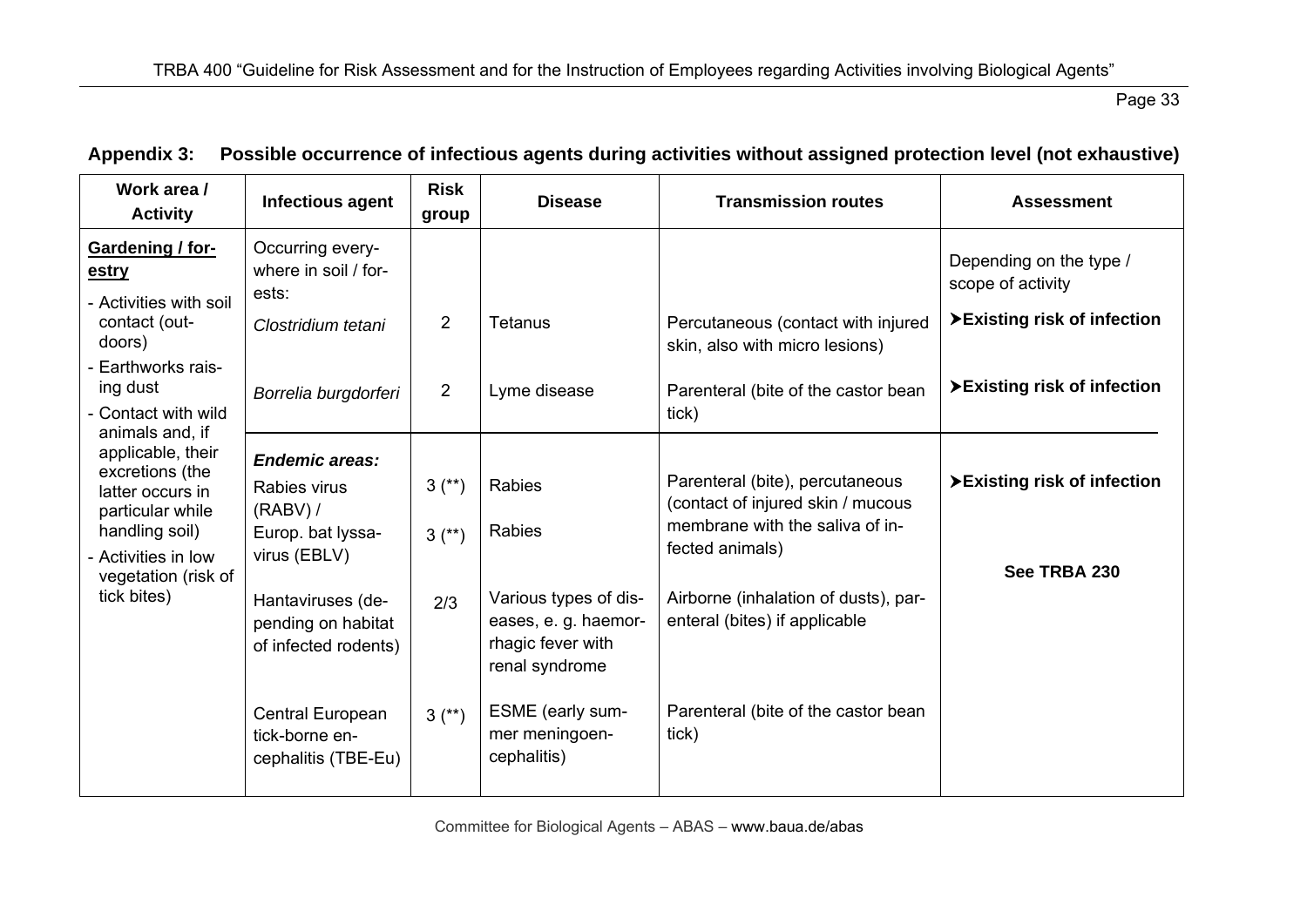## Appendix 3: Possible occurrence of infectious agents during activities without assigned protection level (not exhaustive)

| Work area / Activity | Infectious agent | Risk group | Disease | Transmission routes | Assessment |
|---|---|---|---|---|---|
| **Gardening / forestry**<br>- Activities with soil contact (outdoors)<br>- Earthworks raising dust<br>- Contact with wild animals and, if applicable, their excretions (the latter occurs in particular while handling soil)<br>- Activities in low vegetation (risk of tick bites) | Occurring everywhere in soil / forests: | | | | Depending on the type / scope of activity |
| | *Clostridium tetani* | 2 | Tetanus | Percutaneous (contact with injured skin, also with micro lesions) | **➤Existing risk of infection** |
| | *Borrelia burgdorferi* | 2 | Lyme disease | Parenteral (bite of the castor bean tick) | **➤Existing risk of infection** |
| | ***Endemic areas:*** | | | | |
| | Rabies virus (RABV) / | 3 (**) | Rabies | Parenteral (bite), percutaneous (contact of injured skin / mucous membrane with the saliva of infected animals) | **➤Existing risk of infection** |
| | Europ. bat lyssavirus (EBLV) | 3 (**) | Rabies | | **See TRBA 230** |
| | Hantaviruses (depending on habitat of infected rodents) | 2/3 | Various types of diseases, e. g. haemorrhagic fever with renal syndrome | Airborne (inhalation of dusts), parenteral (bites) if applicable | |
| | Central European tick-borne encephalitis (TBE-Eu) | 3 (**) | ESME (early summer meningoencephalitis) | Parenteral (bite of the castor bean tick) | |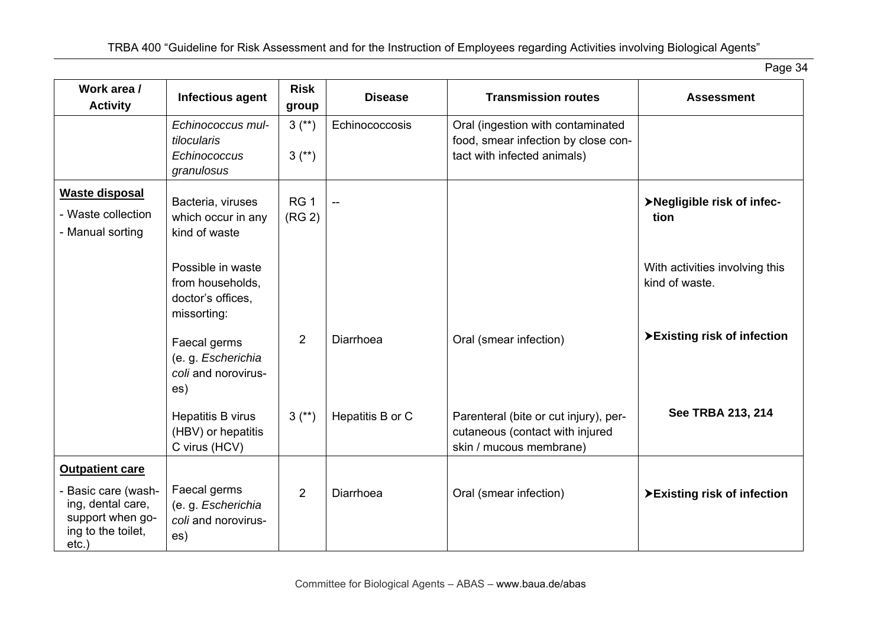| Work area / Activity | Infectious agent | Risk group | Disease | Transmission routes | Assessment |
|---|---|---|---|---|---|
| | *Echinococcus multilocularis* *Echinococcus granulosus* | 3 (**) 3 (**) | Echinococcosis | Oral (ingestion with contaminated food, smear infection by close contact with infected animals) | |
| **Waste disposal** - Waste collection - Manual sorting | Bacteria, viruses which occur in any kind of waste | RG 1 (RG 2) | -- | | ➤**Negligible risk of infection** |
| | Possible in waste from households, doctor's offices, missorting: | | | | With activities involving this kind of waste. |
| | Faecal germs (e. g. *Escherichia coli* and noroviruses) | 2 | Diarrhoea | Oral (smear infection) | ➤**Existing risk of infection** |
| | Hepatitis B virus (HBV) or hepatitis C virus (HCV) | 3 (**) | Hepatitis B or C | Parenteral (bite or cut injury), percutaneous (contact with injured skin / mucous membrane) | **See TRBA 213, 214** |
| **Outpatient care** - Basic care (washing, dental care, support when going to the toilet, etc.) | Faecal germs (e. g. *Escherichia coli* and noroviruses) | 2 | Diarrhoea | Oral (smear infection) | ➤**Existing risk of infection** |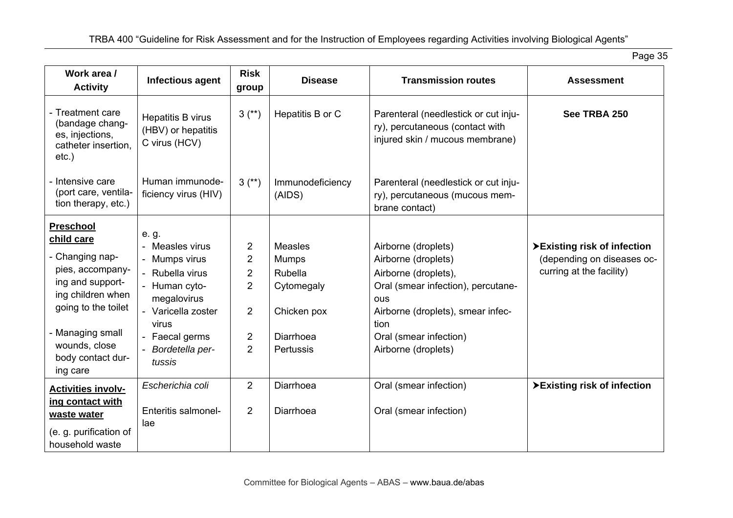| Work area / Activity | Infectious agent | Risk group | Disease | Transmission routes | Assessment |
|---|---|---|---|---|---|
| - Treatment care (bandage changes, injections, catheter insertion, etc.) | Hepatitis B virus (HBV) or hepatitis C virus (HCV) | 3 (**) | Hepatitis B or C | Parenteral (needlestick or cut injury), percutaneous (contact with injured skin / mucous membrane) | **See TRBA 250** |
| - Intensive care (port care, ventilation therapy, etc.) | Human immunodeficiency virus (HIV) | 3 (**) | Immunodeficiency (AIDS) | Parenteral (needlestick or cut injury), percutaneous (mucous membrane contact) | |
| **<u>Preschool child care</u>**<br>- Changing nappies, accompanying and supporting children when going to the toilet<br>- Managing small wounds, close body contact during care | e. g.<br>- Measles virus<br>- Mumps virus<br>- Rubella virus<br>- Human cytomegalovirus<br>- Varicella zoster virus<br>- Faecal germs<br>- *Bordetella pertussis* | <br>2<br>2<br>2<br>2<br>2<br>2<br>2 | <br>Measles<br>Mumps<br>Rubella<br>Cytomegaly<br>Chicken pox<br>Diarrhoea<br>Pertussis | <br>Airborne (droplets)<br>Airborne (droplets)<br>Airborne (droplets),<br>Oral (smear infection), percutaneous<br>Airborne (droplets), smear infection<br>Oral (smear infection)<br>Airborne (droplets) | ➤**Existing risk of infection** (depending on diseases occurring at the facility) |
| **<u>Activities involving contact with waste water</u>**<br>(e. g. purification of household waste | *Escherichia coli*<br><br>Enteritis salmonellae | 2<br><br>2 | Diarrhoea<br><br>Diarrhoea | Oral (smear infection)<br><br>Oral (smear infection) | ➤**Existing risk of infection** |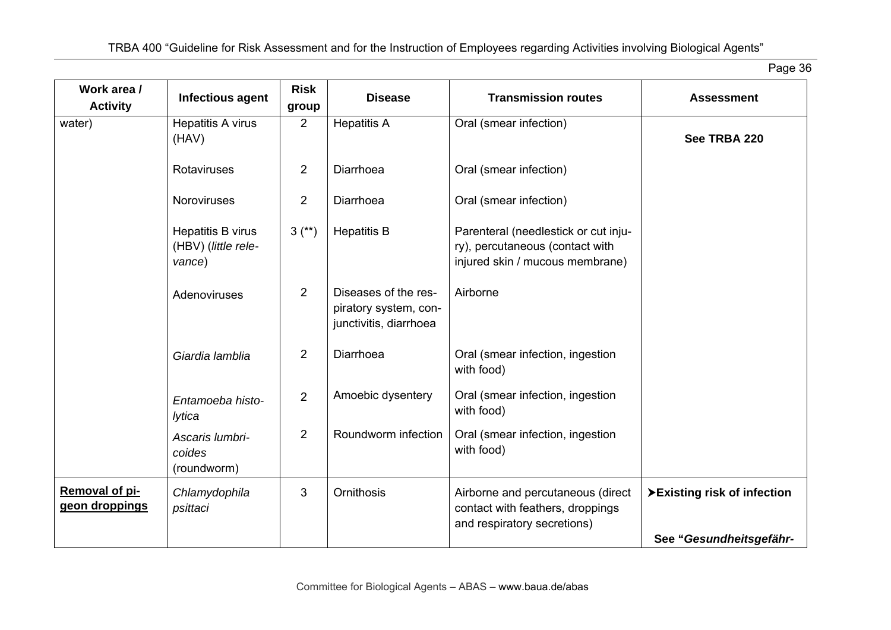| Work area / Activity | Infectious agent | Risk group | Disease | Transmission routes | Assessment |
|---|---|---|---|---|---|
| water) | Hepatitis A virus (HAV) | 2 | Hepatitis A | Oral (smear infection) | **See TRBA 220** |
| | Rotaviruses | 2 | Diarrhoea | Oral (smear infection) | |
| | Noroviruses | 2 | Diarrhoea | Oral (smear infection) | |
| | Hepatitis B virus (HBV) (*little relevance*) | 3 (**) | Hepatitis B | Parenteral (needlestick or cut injury), percutaneous (contact with injured skin / mucous membrane) | |
| | Adenoviruses | 2 | Diseases of the respiratory system, conjunctivitis, diarrhoea | Airborne | |
| | *Giardia lamblia* | 2 | Diarrhoea | Oral (smear infection, ingestion with food) | |
| | *Entamoeba histolytica* | 2 | Amoebic dysentery | Oral (smear infection, ingestion with food) | |
| | *Ascaris lumbricoides* (roundworm) | 2 | Roundworm infection | Oral (smear infection, ingestion with food) | |
| **Removal of pigeon droppings** | *Chlamydophila psittaci* | 3 | Ornithosis | Airborne and percutaneous (direct contact with feathers, droppings and respiratory secretions) | ➤**Existing risk of infection** <br><br> **See "*Gesundheitsgefähr-*** |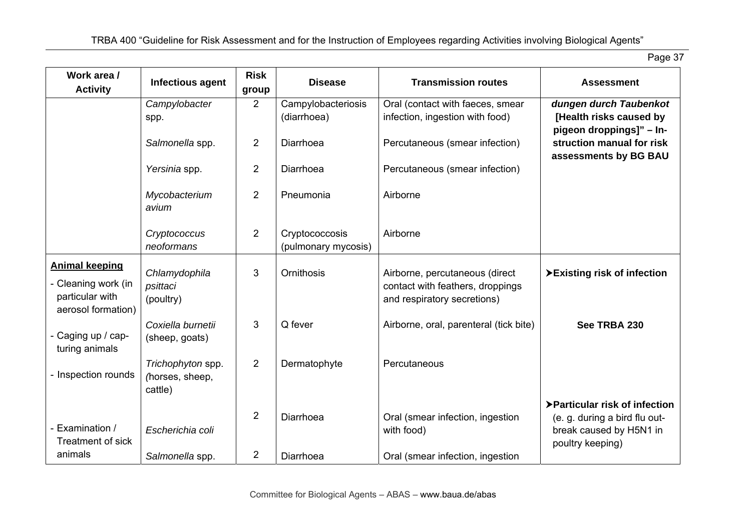| Work area / Activity | Infectious agent | Risk group | Disease | Transmission routes | Assessment |
|---|---|---|---|---|---|
| | *Campylobacter* spp. | 2 | Campylobacteriosis (diarrhoea) | Oral (contact with faeces, smear infection, ingestion with food) | ***dungen durch Taubenkot* [Health risks caused by pigeon droppings]" – Instruction manual for risk assessments by BG BAU** |
| | *Salmonella* spp. | 2 | Diarrhoea | Percutaneous (smear infection) | |
| | *Yersinia* spp. | 2 | Diarrhoea | Percutaneous (smear infection) | |
| | *Mycobacterium avium* | 2 | Pneumonia | Airborne | |
| | *Cryptococcus neoformans* | 2 | Cryptococcosis (pulmonary mycosis) | Airborne | |
| **Animal keeping**<br>- Cleaning work (in particular with aerosol formation)<br>- Caging up / capturing animals<br>- Inspection rounds<br>- Examination / Treatment of sick animals | *Chlamydophila psittaci* (poultry) | 3 | Ornithosis | Airborne, percutaneous (direct contact with feathers, droppings and respiratory secretions) | **➤Existing risk of infection**<br>**See TRBA 230**<br>**➤Particular risk of infection** (e. g. during a bird flu outbreak caused by H5N1 in poultry keeping) |
| | *Coxiella burnetii* (sheep, goats) | 3 | Q fever | Airborne, oral, parenteral (tick bite) | |
| | *Trichophyton* spp. *(*horses, sheep, cattle) | 2 | Dermatophyte | Percutaneous | |
| | *Escherichia coli* | 2 | Diarrhoea | Oral (smear infection, ingestion with food) | |
| | *Salmonella* spp. | 2 | Diarrhoea | Oral (smear infection, ingestion | |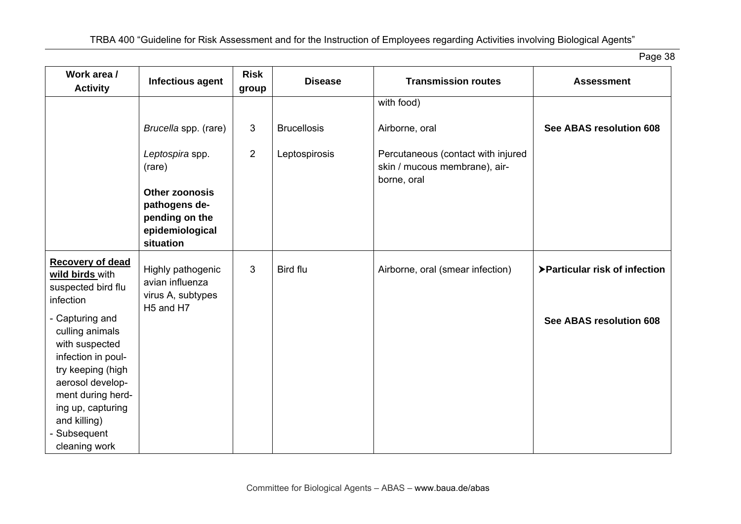| Work area / Activity | Infectious agent | Risk group | Disease | Transmission routes | Assessment |
|---|---|---|---|---|---|
| | | | | with food) | |
| | *Brucella* spp. (rare) | 3 | Brucellosis | Airborne, oral | **See ABAS resolution 608** |
| | *Leptospira* spp. (rare) | 2 | Leptospirosis | Percutaneous (contact with injured skin / mucous membrane), airborne, oral | |
| | **Other zoonosis pathogens depending on the epidemiological situation** | | | | |
| **<u>Recovery of dead wild birds</u>** with suspected bird flu infection<br>- Capturing and culling animals with suspected infection in poultry keeping (high aerosol development during herding up, capturing and killing)<br>- Subsequent cleaning work | Highly pathogenic avian influenza virus A, subtypes H5 and H7 | 3 | Bird flu | Airborne, oral (smear infection) | **➤Particular risk of infection**<br><br>**See ABAS resolution 608** |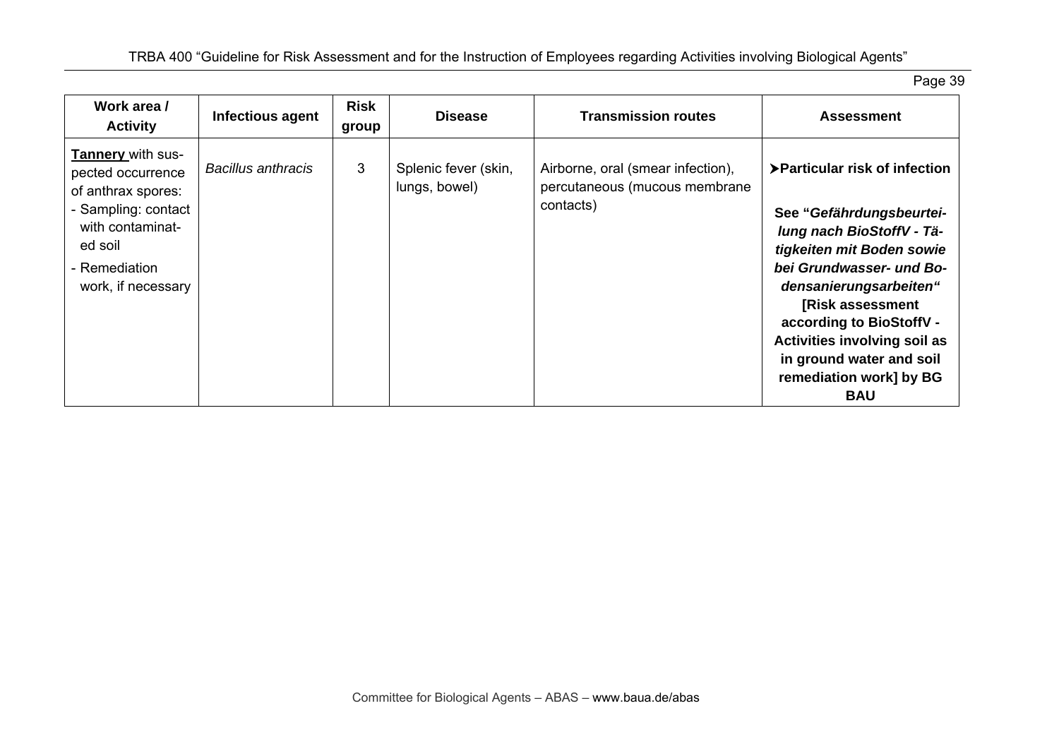| Work area / Activity | Infectious agent | Risk group | Disease | Transmission routes | Assessment |
|---|---|---|---|---|---|
| **Tannery** with suspected occurrence of anthrax spores:<br>- Sampling: contact with contaminated soil<br>- Remediation work, if necessary | *Bacillus anthracis* | 3 | Splenic fever (skin, lungs, bowel) | Airborne, oral (smear infection), percutaneous (mucous membrane contacts) | ➤**Particular risk of infection**<br><br>**See "*Gefährdungsbeurteilung nach BioStoffV - Tätigkeiten mit Boden sowie bei Grundwasser- und Bodensanierungsarbeiten*" [Risk assessment according to BioStoffV - Activities involving soil as in ground water and soil remediation work] by BG BAU** |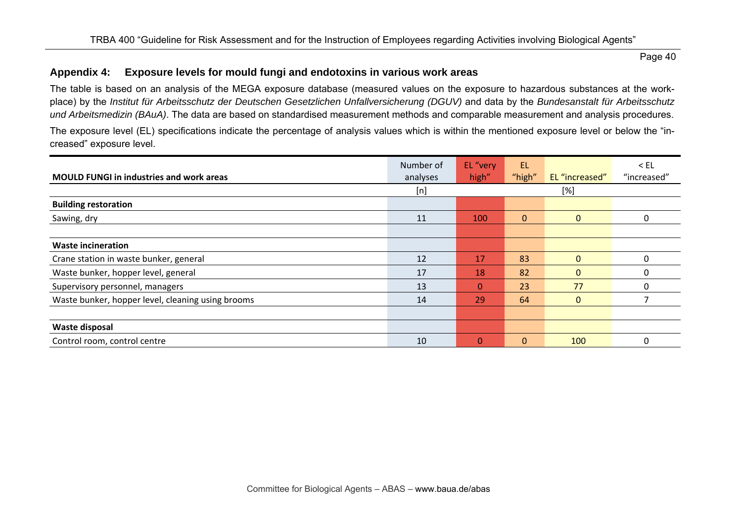## Appendix 4: Exposure levels for mould fungi and endotoxins in various work areas

The table is based on an analysis of the MEGA exposure database (measured values on the exposure to hazardous substances at the workplace) by the *Institut für Arbeitsschutz der Deutschen Gesetzlichen Unfallversicherung (DGUV)* and data by the *Bundesanstalt für Arbeitsschutz und Arbeitsmedizin (BAuA)*. The data are based on standardised measurement methods and comparable measurement and analysis procedures.

The exposure level (EL) specifications indicate the percentage of analysis values which is within the mentioned exposure level or below the "increased" exposure level.

| **MOULD FUNGI in industries and work areas** | Number of analyses | EL "very high" | EL "high" | EL "increased" | < EL "increased" |
|---|---|---|---|---|---|
| | [n] | | | [%] | |
| **Building restoration** | | | | | |
| Sawing, dry | 11 | 100 | 0 | 0 | 0 |
| | | | | | |
| **Waste incineration** | | | | | |
| Crane station in waste bunker, general | 12 | 17 | 83 | 0 | 0 |
| Waste bunker, hopper level, general | 17 | 18 | 82 | 0 | 0 |
| Supervisory personnel, managers | 13 | 0 | 23 | 77 | 0 |
| Waste bunker, hopper level, cleaning using brooms | 14 | 29 | 64 | 0 | 7 |
| | | | | | |
| **Waste disposal** | | | | | |
| Control room, control centre | 10 | 0 | 0 | 100 | 0 |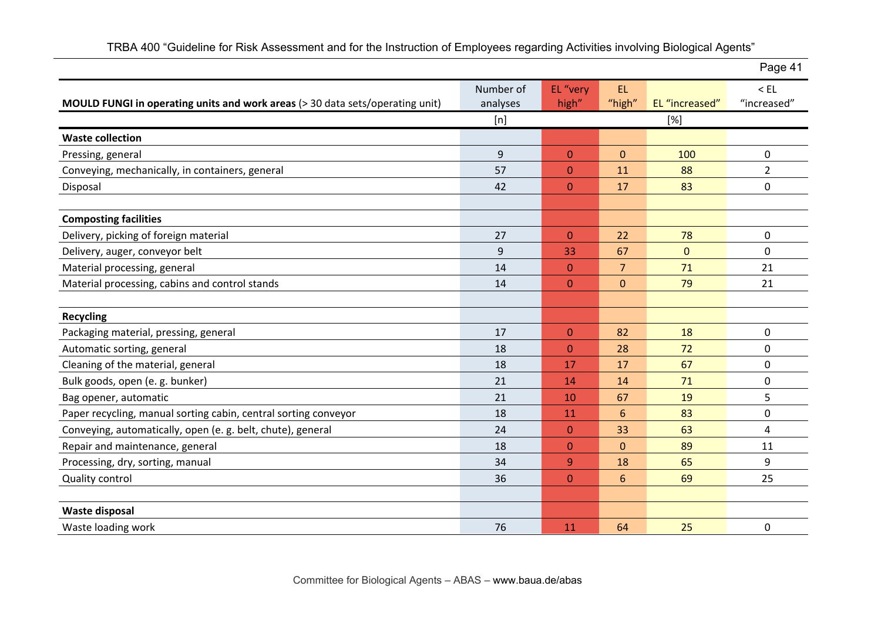| **MOULD FUNGI in operating units and work areas** (> 30 data sets/operating unit) | Number of analyses | EL "very high" | EL "high" | EL "increased" | < EL "increased" |
|---|---|---|---|---|---|
| | [n] | [%] | | | |
| **Waste collection** | | | | | |
| Pressing, general | 9 | 0 | 0 | 100 | 0 |
| Conveying, mechanically, in containers, general | 57 | 0 | 11 | 88 | 2 |
| Disposal | 42 | 0 | 17 | 83 | 0 |
| | | | | | |
| **Composting facilities** | | | | | |
| Delivery, picking of foreign material | 27 | 0 | 22 | 78 | 0 |
| Delivery, auger, conveyor belt | 9 | 33 | 67 | 0 | 0 |
| Material processing, general | 14 | 0 | 7 | 71 | 21 |
| Material processing, cabins and control stands | 14 | 0 | 0 | 79 | 21 |
| | | | | | |
| **Recycling** | | | | | |
| Packaging material, pressing, general | 17 | 0 | 82 | 18 | 0 |
| Automatic sorting, general | 18 | 0 | 28 | 72 | 0 |
| Cleaning of the material, general | 18 | 17 | 17 | 67 | 0 |
| Bulk goods, open (e. g. bunker) | 21 | 14 | 14 | 71 | 0 |
| Bag opener, automatic | 21 | 10 | 67 | 19 | 5 |
| Paper recycling, manual sorting cabin, central sorting conveyor | 18 | 11 | 6 | 83 | 0 |
| Conveying, automatically, open (e. g. belt, chute), general | 24 | 0 | 33 | 63 | 4 |
| Repair and maintenance, general | 18 | 0 | 0 | 89 | 11 |
| Processing, dry, sorting, manual | 34 | 9 | 18 | 65 | 9 |
| Quality control | 36 | 0 | 6 | 69 | 25 |
| | | | | | |
| **Waste disposal** | | | | | |
| Waste loading work | 76 | 11 | 64 | 25 | 0 |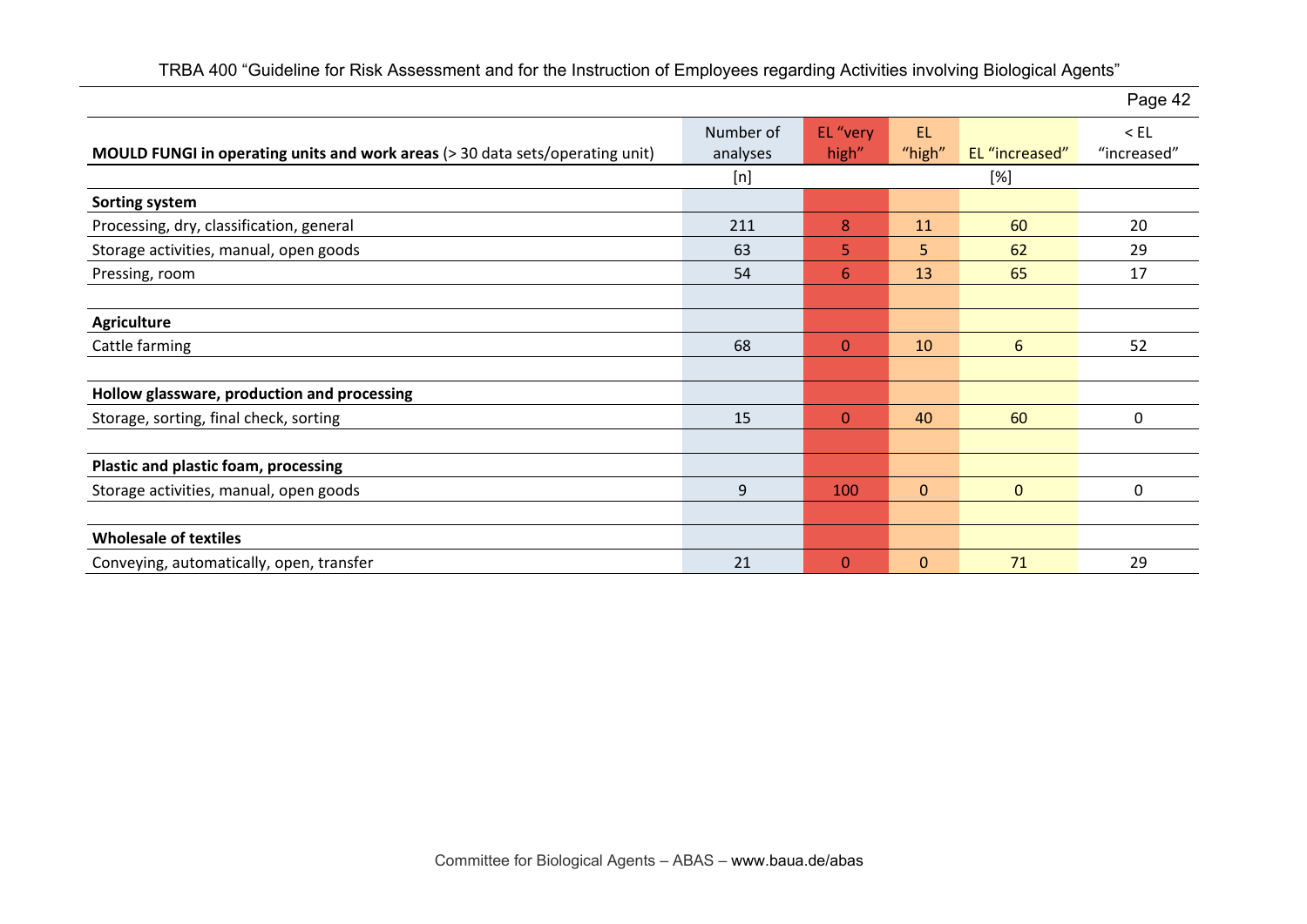| **MOULD FUNGI in operating units and work areas** (> 30 data sets/operating unit) | Number of analyses | EL "very high" | EL "high" | EL "increased" | < EL "increased" |
|---|---|---|---|---|---|
| | [n] | | | [%] | |
| **Sorting system** | | | | | |
| Processing, dry, classification, general | 211 | 8 | 11 | 60 | 20 |
| Storage activities, manual, open goods | 63 | 5 | 5 | 62 | 29 |
| Pressing, room | 54 | 6 | 13 | 65 | 17 |
| | | | | | |
| **Agriculture** | | | | | |
| Cattle farming | 68 | 0 | 10 | 6 | 52 |
| | | | | | |
| **Hollow glassware, production and processing** | | | | | |
| Storage, sorting, final check, sorting | 15 | 0 | 40 | 60 | 0 |
| | | | | | |
| **Plastic and plastic foam, processing** | | | | | |
| Storage activities, manual, open goods | 9 | 100 | 0 | 0 | 0 |
| | | | | | |
| **Wholesale of textiles** | | | | | |
| Conveying, automatically, open, transfer | 21 | 0 | 0 | 71 | 29 |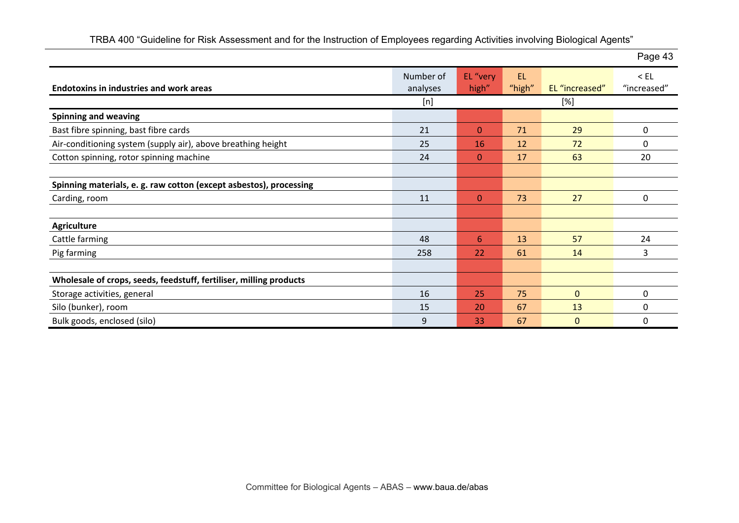| Endotoxins in industries and work areas | Number of analyses | EL "very high" | EL "high" | EL "increased" | < EL "increased" |
|---|---|---|---|---|---|
| | [n] | | | [%] | |
| **Spinning and weaving** | | | | | |
| Bast fibre spinning, bast fibre cards | 21 | 0 | 71 | 29 | 0 |
| Air-conditioning system (supply air), above breathing height | 25 | 16 | 12 | 72 | 0 |
| Cotton spinning, rotor spinning machine | 24 | 0 | 17 | 63 | 20 |
| | | | | | |
| **Spinning materials, e. g. raw cotton (except asbestos), processing** | | | | | |
| Carding, room | 11 | 0 | 73 | 27 | 0 |
| | | | | | |
| **Agriculture** | | | | | |
| Cattle farming | 48 | 6 | 13 | 57 | 24 |
| Pig farming | 258 | 22 | 61 | 14 | 3 |
| | | | | | |
| **Wholesale of crops, seeds, feedstuff, fertiliser, milling products** | | | | | |
| Storage activities, general | 16 | 25 | 75 | 0 | 0 |
| Silo (bunker), room | 15 | 20 | 67 | 13 | 0 |
| Bulk goods, enclosed (silo) | 9 | 33 | 67 | 0 | 0 |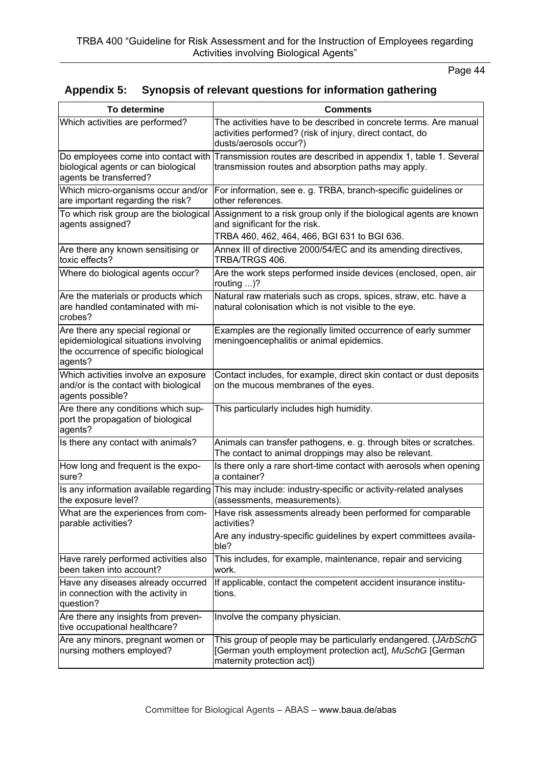## Appendix 5: Synopsis of relevant questions for information gathering

| To determine | Comments |
|---|---|
| Which activities are performed? | The activities have to be described in concrete terms. Are manual activities performed? (risk of injury, direct contact, do dusts/aerosols occur?) |
| Do employees come into contact with biological agents or can biological agents be transferred? | Transmission routes are described in appendix 1, table 1. Several transmission routes and absorption paths may apply. |
| Which micro-organisms occur and/or are important regarding the risk? | For information, see e. g. TRBA, branch-specific guidelines or other references. |
| To which risk group are the biological agents assigned? | Assignment to a risk group only if the biological agents are known and significant for the risk.<br>TRBA 460, 462, 464, 466, BGI 631 to BGI 636. |
| Are there any known sensitising or toxic effects? | Annex III of directive 2000/54/EC and its amending directives, TRBA/TRGS 406. |
| Where do biological agents occur? | Are the work steps performed inside devices (enclosed, open, air routing ...)? |
| Are the materials or products which are handled contaminated with microbes? | Natural raw materials such as crops, spices, straw, etc. have a natural colonisation which is not visible to the eye. |
| Are there any special regional or epidemiological situations involving the occurrence of specific biological agents? | Examples are the regionally limited occurrence of early summer meningoencephalitis or animal epidemics. |
| Which activities involve an exposure and/or is the contact with biological agents possible? | Contact includes, for example, direct skin contact or dust deposits on the mucous membranes of the eyes. |
| Are there any conditions which support the propagation of biological agents? | This particularly includes high humidity. |
| Is there any contact with animals? | Animals can transfer pathogens, e. g. through bites or scratches. The contact to animal droppings may also be relevant. |
| How long and frequent is the exposure? | Is there only a rare short-time contact with aerosols when opening a container? |
| Is any information available regarding the exposure level? | This may include: industry-specific or activity-related analyses (assessments, measurements). |
| What are the experiences from comparable activities? | Have risk assessments already been performed for comparable activities?<br>Are any industry-specific guidelines by expert committees available? |
| Have rarely performed activities also been taken into account? | This includes, for example, maintenance, repair and servicing work. |
| Have any diseases already occurred in connection with the activity in question? | If applicable, contact the competent accident insurance institutions. |
| Are there any insights from preventive occupational healthcare? | Involve the company physician. |
| Are any minors, pregnant women or nursing mothers employed? | This group of people may be particularly endangered. (*JArbSchG* [German youth employment protection act], *MuSchG* [German maternity protection act]) |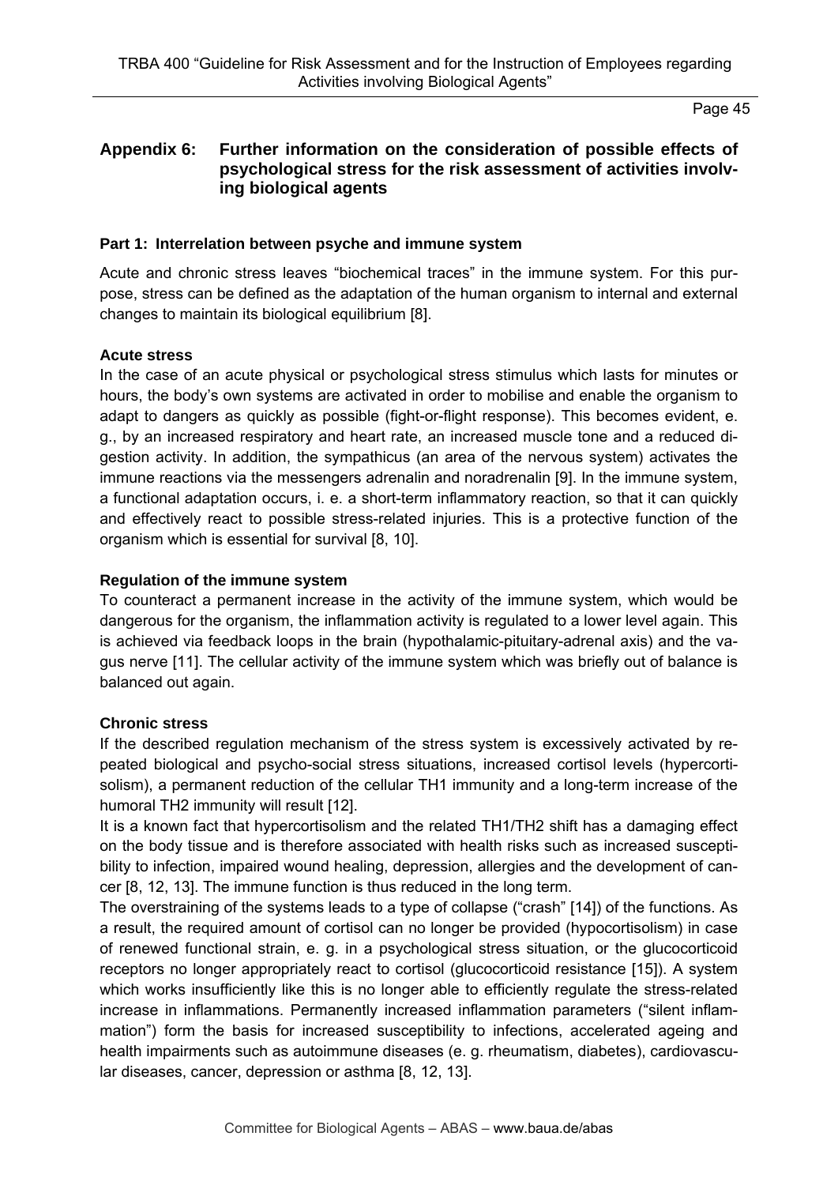## Appendix 6: Further information on the consideration of possible effects of psychological stress for the risk assessment of activities involving biological agents

### Part 1: Interrelation between psyche and immune system

Acute and chronic stress leaves "biochemical traces" in the immune system. For this purpose, stress can be defined as the adaptation of the human organism to internal and external changes to maintain its biological equilibrium [8].

**Acute stress**

In the case of an acute physical or psychological stress stimulus which lasts for minutes or hours, the body's own systems are activated in order to mobilise and enable the organism to adapt to dangers as quickly as possible (fight-or-flight response). This becomes evident, e. g., by an increased respiratory and heart rate, an increased muscle tone and a reduced digestion activity. In addition, the sympathicus (an area of the nervous system) activates the immune reactions via the messengers adrenalin and noradrenalin [9]. In the immune system, a functional adaptation occurs, i. e. a short-term inflammatory reaction, so that it can quickly and effectively react to possible stress-related injuries. This is a protective function of the organism which is essential for survival [8, 10].

**Regulation of the immune system**

To counteract a permanent increase in the activity of the immune system, which would be dangerous for the organism, the inflammation activity is regulated to a lower level again. This is achieved via feedback loops in the brain (hypothalamic-pituitary-adrenal axis) and the vagus nerve [11]. The cellular activity of the immune system which was briefly out of balance is balanced out again.

**Chronic stress**

If the described regulation mechanism of the stress system is excessively activated by repeated biological and psycho-social stress situations, increased cortisol levels (hypercortisolism), a permanent reduction of the cellular TH1 immunity and a long-term increase of the humoral TH2 immunity will result [12].

It is a known fact that hypercortisolism and the related TH1/TH2 shift has a damaging effect on the body tissue and is therefore associated with health risks such as increased susceptibility to infection, impaired wound healing, depression, allergies and the development of cancer [8, 12, 13]. The immune function is thus reduced in the long term.

The overstraining of the systems leads to a type of collapse ("crash" [14]) of the functions. As a result, the required amount of cortisol can no longer be provided (hypocortisolism) in case of renewed functional strain, e. g. in a psychological stress situation, or the glucocorticoid receptors no longer appropriately react to cortisol (glucocorticoid resistance [15]). A system which works insufficiently like this is no longer able to efficiently regulate the stress-related increase in inflammations. Permanently increased inflammation parameters ("silent inflammation") form the basis for increased susceptibility to infections, accelerated ageing and health impairments such as autoimmune diseases (e. g. rheumatism, diabetes), cardiovascular diseases, cancer, depression or asthma [8, 12, 13].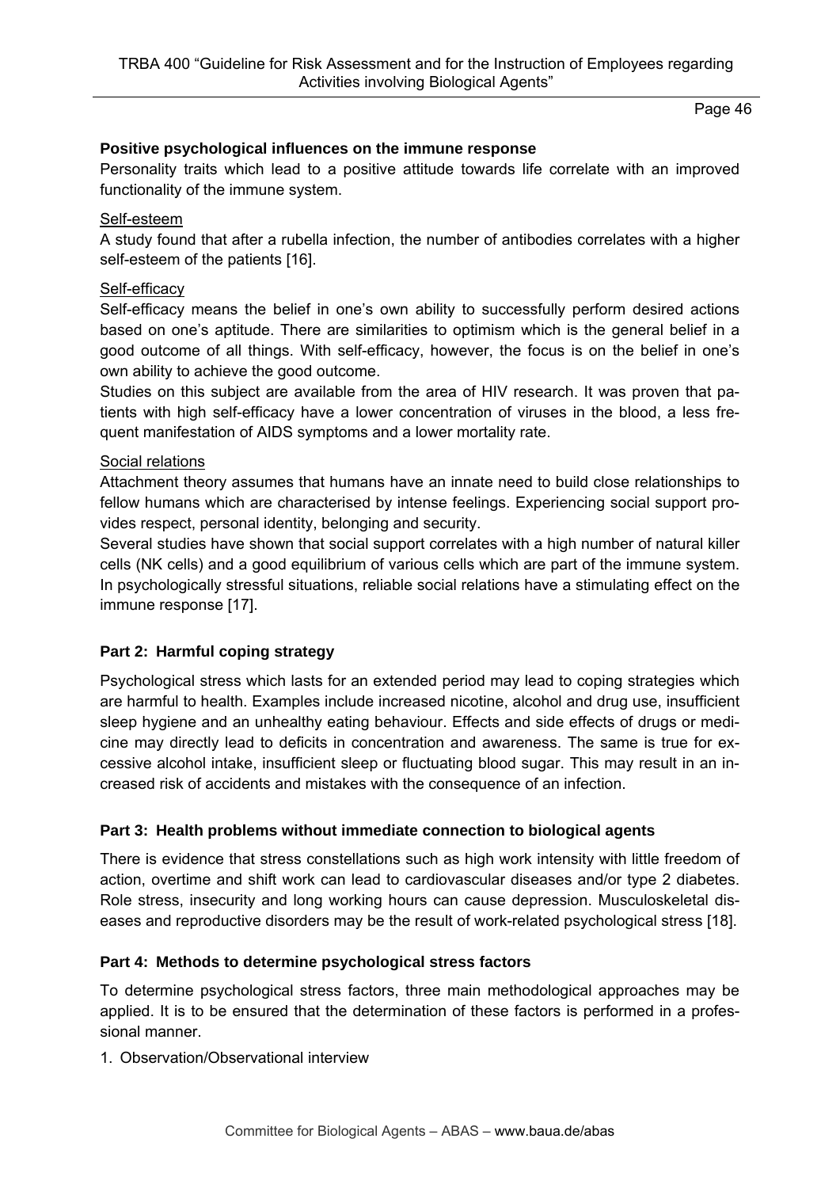**Positive psychological influences on the immune response**

Personality traits which lead to a positive attitude towards life correlate with an improved functionality of the immune system.

Self-esteem

A study found that after a rubella infection, the number of antibodies correlates with a higher self-esteem of the patients [16].

Self-efficacy

Self-efficacy means the belief in one's own ability to successfully perform desired actions based on one's aptitude. There are similarities to optimism which is the general belief in a good outcome of all things. With self-efficacy, however, the focus is on the belief in one's own ability to achieve the good outcome.

Studies on this subject are available from the area of HIV research. It was proven that patients with high self-efficacy have a lower concentration of viruses in the blood, a less frequent manifestation of AIDS symptoms and a lower mortality rate.

Social relations

Attachment theory assumes that humans have an innate need to build close relationships to fellow humans which are characterised by intense feelings. Experiencing social support provides respect, personal identity, belonging and security.

Several studies have shown that social support correlates with a high number of natural killer cells (NK cells) and a good equilibrium of various cells which are part of the immune system. In psychologically stressful situations, reliable social relations have a stimulating effect on the immune response [17].

**Part 2: Harmful coping strategy**

Psychological stress which lasts for an extended period may lead to coping strategies which are harmful to health. Examples include increased nicotine, alcohol and drug use, insufficient sleep hygiene and an unhealthy eating behaviour. Effects and side effects of drugs or medicine may directly lead to deficits in concentration and awareness. The same is true for excessive alcohol intake, insufficient sleep or fluctuating blood sugar. This may result in an increased risk of accidents and mistakes with the consequence of an infection.

**Part 3: Health problems without immediate connection to biological agents**

There is evidence that stress constellations such as high work intensity with little freedom of action, overtime and shift work can lead to cardiovascular diseases and/or type 2 diabetes. Role stress, insecurity and long working hours can cause depression. Musculoskeletal diseases and reproductive disorders may be the result of work-related psychological stress [18].

**Part 4: Methods to determine psychological stress factors**

To determine psychological stress factors, three main methodological approaches may be applied. It is to be ensured that the determination of these factors is performed in a professional manner.

1. Observation/Observational interview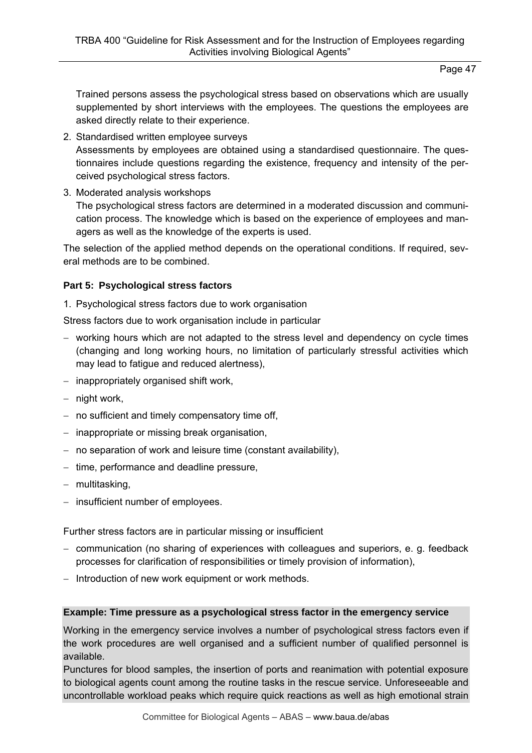Trained persons assess the psychological stress based on observations which are usually supplemented by short interviews with the employees. The questions the employees are asked directly relate to their experience.

2. Standardised written employee surveys

   Assessments by employees are obtained using a standardised questionnaire. The questionnaires include questions regarding the existence, frequency and intensity of the perceived psychological stress factors.

3. Moderated analysis workshops

   The psychological stress factors are determined in a moderated discussion and communication process. The knowledge which is based on the experience of employees and managers as well as the knowledge of the experts is used.

The selection of the applied method depends on the operational conditions. If required, several methods are to be combined.

### Part 5: Psychological stress factors

1. Psychological stress factors due to work organisation

Stress factors due to work organisation include in particular

- working hours which are not adapted to the stress level and dependency on cycle times (changing and long working hours, no limitation of particularly stressful activities which may lead to fatigue and reduced alertness),
- inappropriately organised shift work,
- night work,
- no sufficient and timely compensatory time off,
- inappropriate or missing break organisation,
- no separation of work and leisure time (constant availability),
- time, performance and deadline pressure,
- multitasking,
- insufficient number of employees.

Further stress factors are in particular missing or insufficient

- communication (no sharing of experiences with colleagues and superiors, e. g. feedback processes for clarification of responsibilities or timely provision of information),
- Introduction of new work equipment or work methods.

**Example: Time pressure as a psychological stress factor in the emergency service**

Working in the emergency service involves a number of psychological stress factors even if the work procedures are well organised and a sufficient number of qualified personnel is available.

Punctures for blood samples, the insertion of ports and reanimation with potential exposure to biological agents count among the routine tasks in the rescue service. Unforeseeable and uncontrollable workload peaks which require quick reactions as well as high emotional strain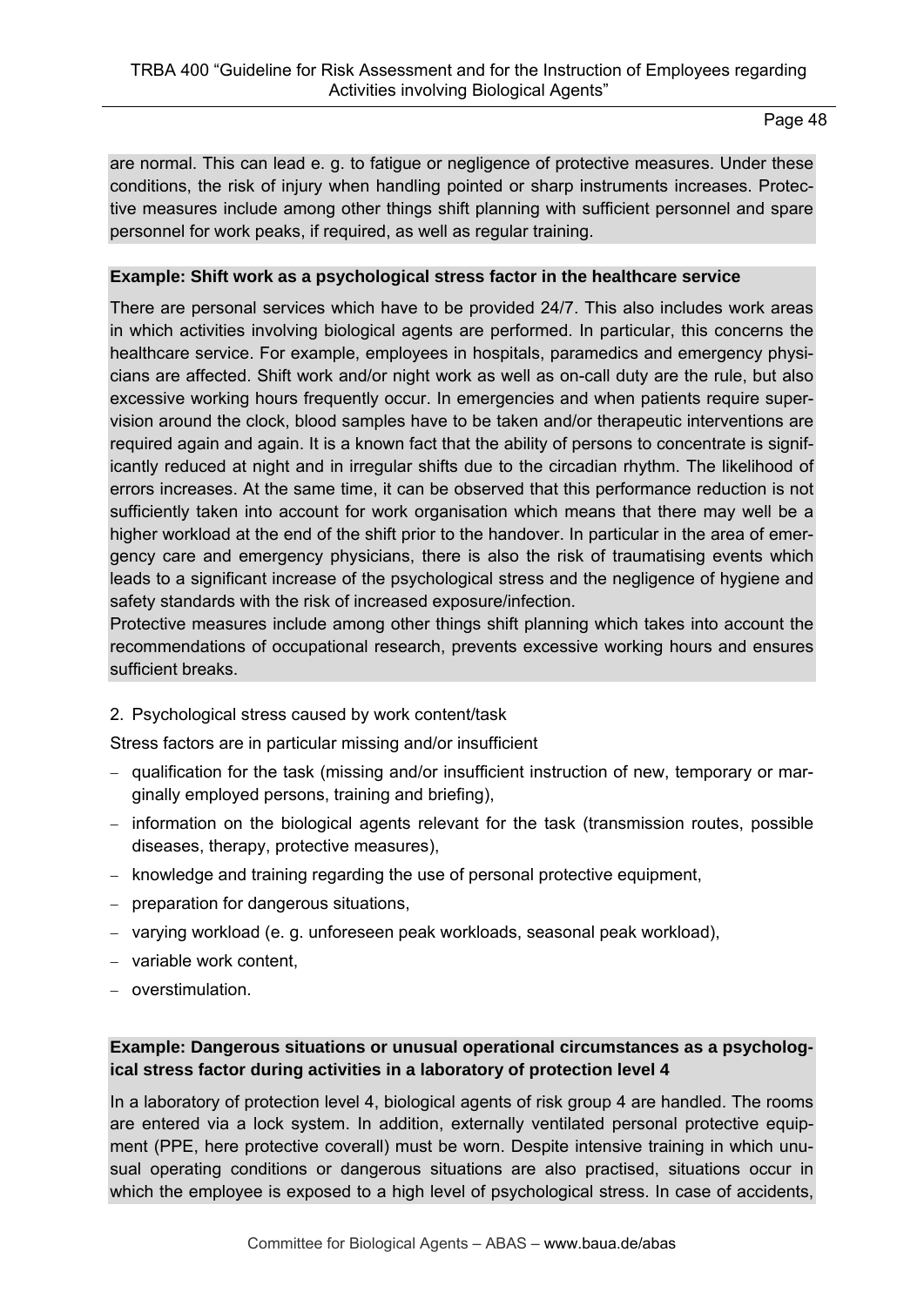are normal. This can lead e. g. to fatigue or negligence of protective measures. Under these conditions, the risk of injury when handling pointed or sharp instruments increases. Protective measures include among other things shift planning with sufficient personnel and spare personnel for work peaks, if required, as well as regular training.

**Example: Shift work as a psychological stress factor in the healthcare service**

There are personal services which have to be provided 24/7. This also includes work areas in which activities involving biological agents are performed. In particular, this concerns the healthcare service. For example, employees in hospitals, paramedics and emergency physicians are affected. Shift work and/or night work as well as on-call duty are the rule, but also excessive working hours frequently occur. In emergencies and when patients require supervision around the clock, blood samples have to be taken and/or therapeutic interventions are required again and again. It is a known fact that the ability of persons to concentrate is significantly reduced at night and in irregular shifts due to the circadian rhythm. The likelihood of errors increases. At the same time, it can be observed that this performance reduction is not sufficiently taken into account for work organisation which means that there may well be a higher workload at the end of the shift prior to the handover. In particular in the area of emergency care and emergency physicians, there is also the risk of traumatising events which leads to a significant increase of the psychological stress and the negligence of hygiene and safety standards with the risk of increased exposure/infection.

Protective measures include among other things shift planning which takes into account the recommendations of occupational research, prevents excessive working hours and ensures sufficient breaks.

2. Psychological stress caused by work content/task

Stress factors are in particular missing and/or insufficient

- qualification for the task (missing and/or insufficient instruction of new, temporary or marginally employed persons, training and briefing),
- information on the biological agents relevant for the task (transmission routes, possible diseases, therapy, protective measures),
- knowledge and training regarding the use of personal protective equipment,
- preparation for dangerous situations,
- varying workload (e. g. unforeseen peak workloads, seasonal peak workload),
- variable work content,
- overstimulation.

**Example: Dangerous situations or unusual operational circumstances as a psychological stress factor during activities in a laboratory of protection level 4**

In a laboratory of protection level 4, biological agents of risk group 4 are handled. The rooms are entered via a lock system. In addition, externally ventilated personal protective equipment (PPE, here protective coverall) must be worn. Despite intensive training in which unusual operating conditions or dangerous situations are also practised, situations occur in which the employee is exposed to a high level of psychological stress. In case of accidents,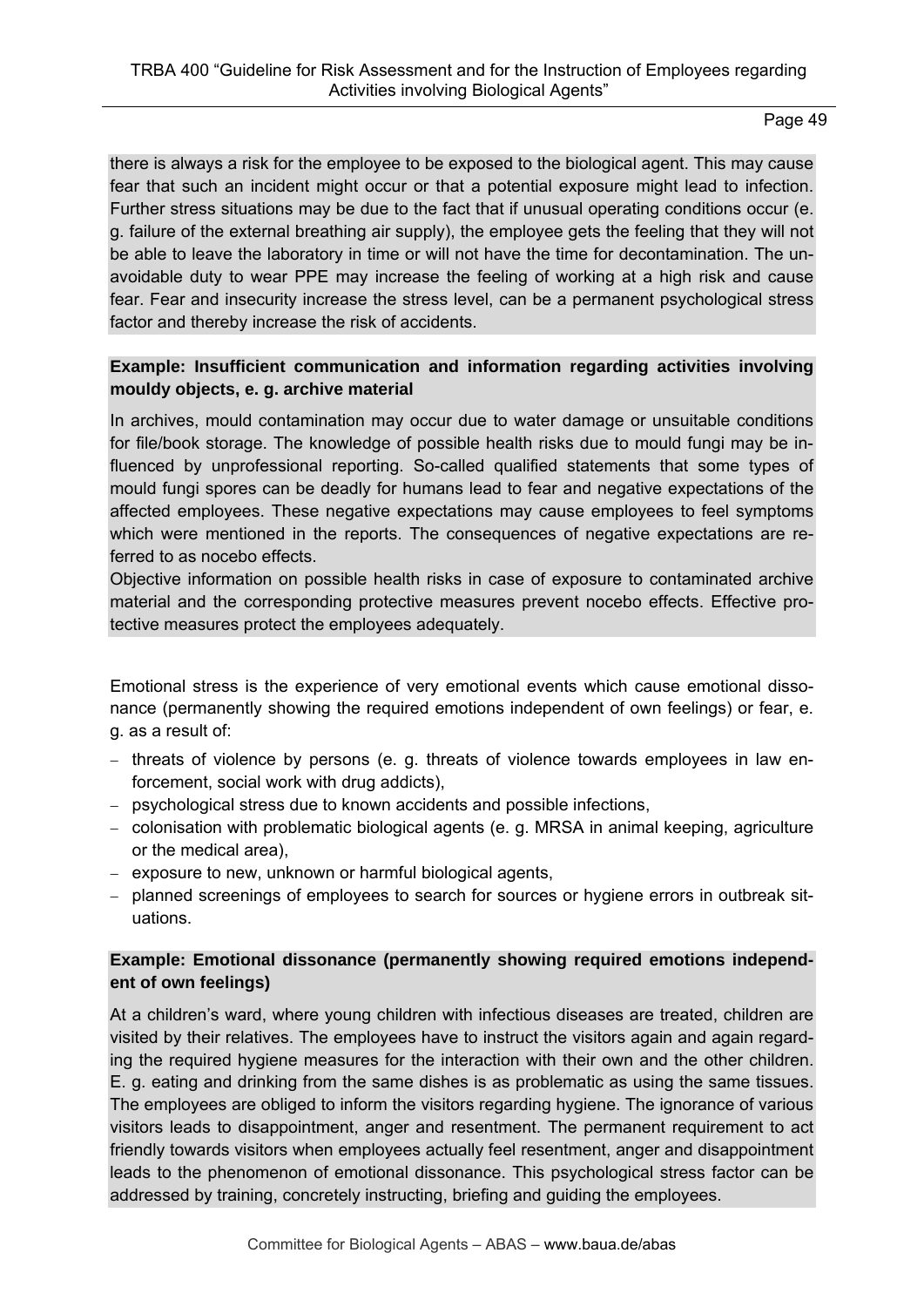there is always a risk for the employee to be exposed to the biological agent. This may cause fear that such an incident might occur or that a potential exposure might lead to infection. Further stress situations may be due to the fact that if unusual operating conditions occur (e. g. failure of the external breathing air supply), the employee gets the feeling that they will not be able to leave the laboratory in time or will not have the time for decontamination. The unavoidable duty to wear PPE may increase the feeling of working at a high risk and cause fear. Fear and insecurity increase the stress level, can be a permanent psychological stress factor and thereby increase the risk of accidents.

**Example: Insufficient communication and information regarding activities involving mouldy objects, e. g. archive material**

In archives, mould contamination may occur due to water damage or unsuitable conditions for file/book storage. The knowledge of possible health risks due to mould fungi may be influenced by unprofessional reporting. So-called qualified statements that some types of mould fungi spores can be deadly for humans lead to fear and negative expectations of the affected employees. These negative expectations may cause employees to feel symptoms which were mentioned in the reports. The consequences of negative expectations are referred to as nocebo effects.

Objective information on possible health risks in case of exposure to contaminated archive material and the corresponding protective measures prevent nocebo effects. Effective protective measures protect the employees adequately.

Emotional stress is the experience of very emotional events which cause emotional dissonance (permanently showing the required emotions independent of own feelings) or fear, e. g. as a result of:

- threats of violence by persons (e. g. threats of violence towards employees in law enforcement, social work with drug addicts),
- psychological stress due to known accidents and possible infections,
- colonisation with problematic biological agents (e. g. MRSA in animal keeping, agriculture or the medical area),
- exposure to new, unknown or harmful biological agents,
- planned screenings of employees to search for sources or hygiene errors in outbreak situations.

**Example: Emotional dissonance (permanently showing required emotions independent of own feelings)**

At a children's ward, where young children with infectious diseases are treated, children are visited by their relatives. The employees have to instruct the visitors again and again regarding the required hygiene measures for the interaction with their own and the other children. E. g. eating and drinking from the same dishes is as problematic as using the same tissues. The employees are obliged to inform the visitors regarding hygiene. The ignorance of various visitors leads to disappointment, anger and resentment. The permanent requirement to act friendly towards visitors when employees actually feel resentment, anger and disappointment leads to the phenomenon of emotional dissonance. This psychological stress factor can be addressed by training, concretely instructing, briefing and guiding the employees.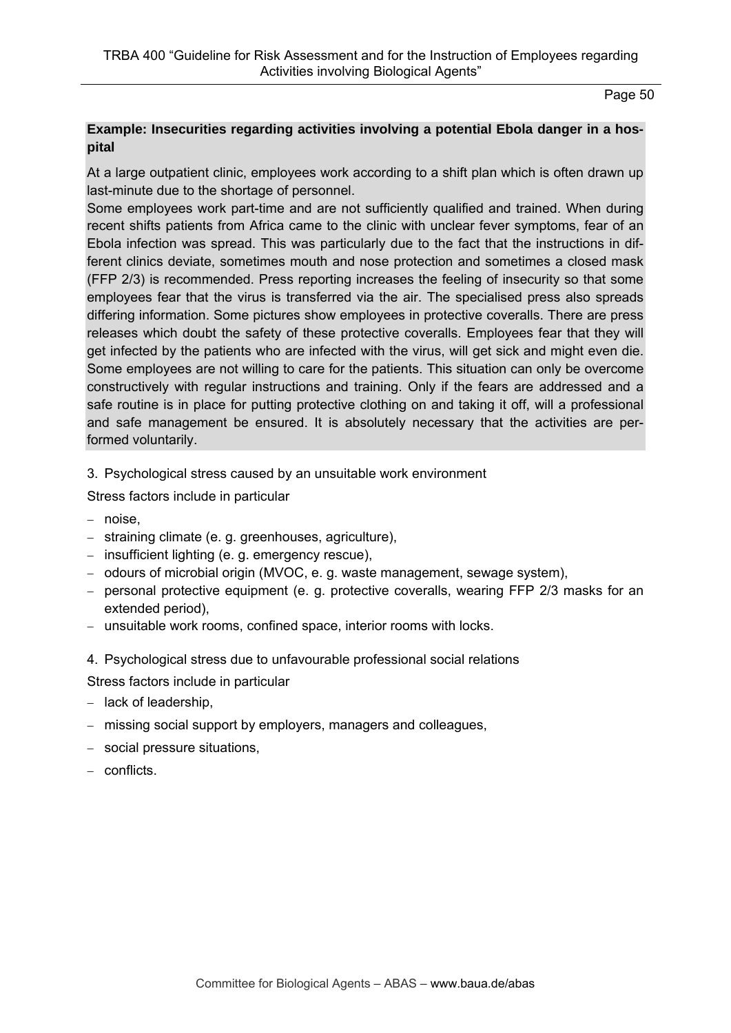**Example: Insecurities regarding activities involving a potential Ebola danger in a hospital**

At a large outpatient clinic, employees work according to a shift plan which is often drawn up last-minute due to the shortage of personnel.
Some employees work part-time and are not sufficiently qualified and trained. When during recent shifts patients from Africa came to the clinic with unclear fever symptoms, fear of an Ebola infection was spread. This was particularly due to the fact that the instructions in different clinics deviate, sometimes mouth and nose protection and sometimes a closed mask (FFP 2/3) is recommended. Press reporting increases the feeling of insecurity so that some employees fear that the virus is transferred via the air. The specialised press also spreads differing information. Some pictures show employees in protective coveralls. There are press releases which doubt the safety of these protective coveralls. Employees fear that they will get infected by the patients who are infected with the virus, will get sick and might even die. Some employees are not willing to care for the patients. This situation can only be overcome constructively with regular instructions and training. Only if the fears are addressed and a safe routine is in place for putting protective clothing on and taking it off, will a professional and safe management be ensured. It is absolutely necessary that the activities are performed voluntarily.

3. Psychological stress caused by an unsuitable work environment

Stress factors include in particular

- noise,
- straining climate (e. g. greenhouses, agriculture),
- insufficient lighting (e. g. emergency rescue),
- odours of microbial origin (MVOC, e. g. waste management, sewage system),
- personal protective equipment (e. g. protective coveralls, wearing FFP 2/3 masks for an extended period),
- unsuitable work rooms, confined space, interior rooms with locks.

4. Psychological stress due to unfavourable professional social relations

Stress factors include in particular

- lack of leadership,
- missing social support by employers, managers and colleagues,
- social pressure situations,
- conflicts.